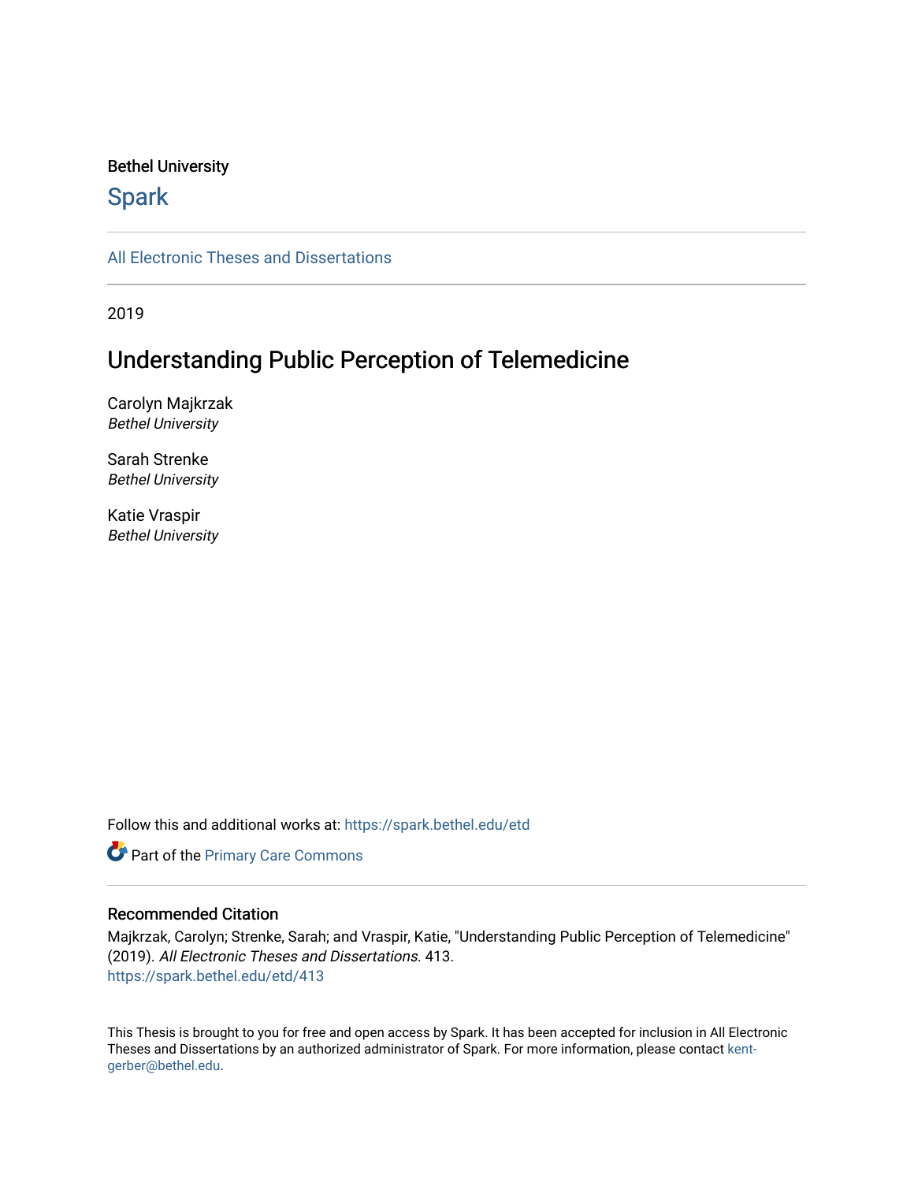Bethel University

# Spark

All Electronic Theses and Dissertations

2019

# Understanding Public Perception of Telemedicine

Carolyn Majkrzak
*Bethel University*

Sarah Strenke
*Bethel University*

Katie Vraspir
*Bethel University*

Follow this and additional works at: https://spark.bethel.edu/etd

Part of the Primary Care Commons

## Recommended Citation

Majkrzak, Carolyn; Strenke, Sarah; and Vraspir, Katie, "Understanding Public Perception of Telemedicine" (2019). *All Electronic Theses and Dissertations*. 413.
https://spark.bethel.edu/etd/413

This Thesis is brought to you for free and open access by Spark. It has been accepted for inclusion in All Electronic Theses and Dissertations by an authorized administrator of Spark. For more information, please contact kent-gerber@bethel.edu.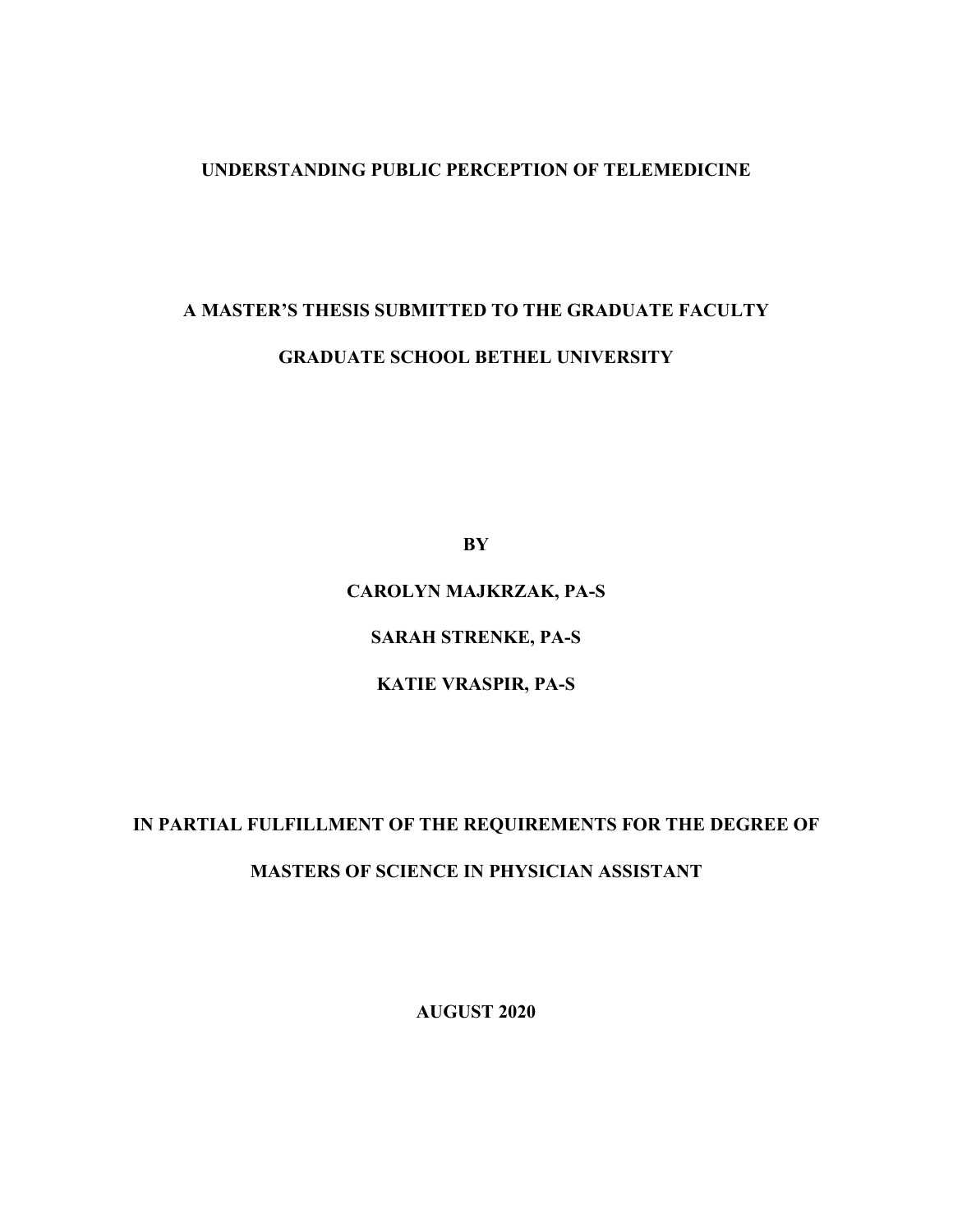**UNDERSTANDING PUBLIC PERCEPTION OF TELEMEDICINE**

**A MASTER'S THESIS SUBMITTED TO THE GRADUATE FACULTY**

**GRADUATE SCHOOL BETHEL UNIVERSITY**

**BY**

**CAROLYN MAJKRZAK, PA-S**

**SARAH STRENKE, PA-S**

**KATIE VRASPIR, PA-S**

**IN PARTIAL FULFILLMENT OF THE REQUIREMENTS FOR THE DEGREE OF**

**MASTERS OF SCIENCE IN PHYSICIAN ASSISTANT**

**AUGUST 2020**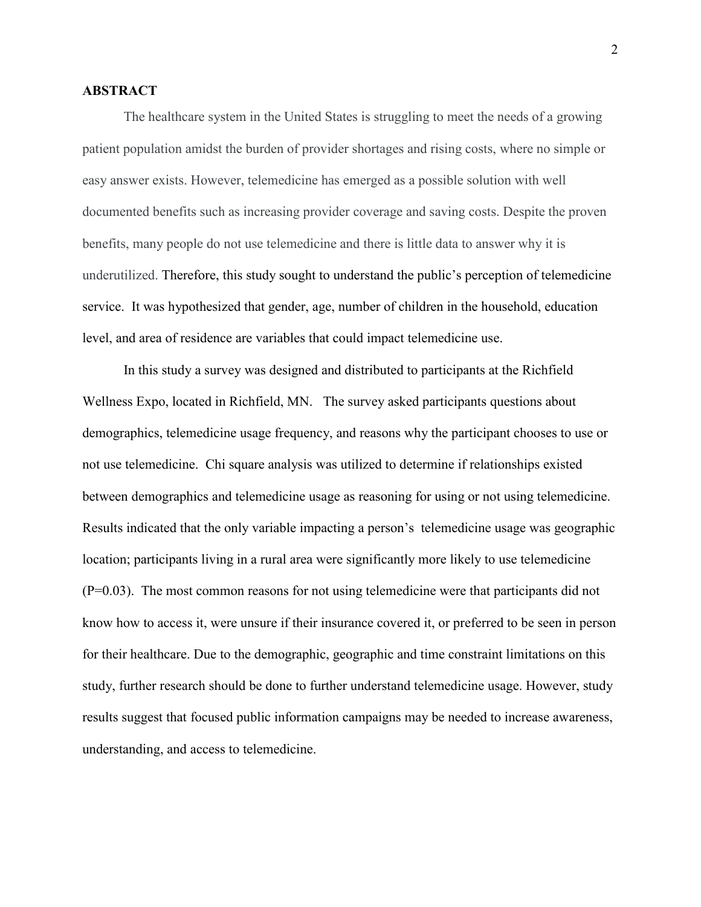## ABSTRACT

The healthcare system in the United States is struggling to meet the needs of a growing patient population amidst the burden of provider shortages and rising costs, where no simple or easy answer exists. However, telemedicine has emerged as a possible solution with well documented benefits such as increasing provider coverage and saving costs. Despite the proven benefits, many people do not use telemedicine and there is little data to answer why it is underutilized. Therefore, this study sought to understand the public's perception of telemedicine service. It was hypothesized that gender, age, number of children in the household, education level, and area of residence are variables that could impact telemedicine use.

In this study a survey was designed and distributed to participants at the Richfield Wellness Expo, located in Richfield, MN. The survey asked participants questions about demographics, telemedicine usage frequency, and reasons why the participant chooses to use or not use telemedicine. Chi square analysis was utilized to determine if relationships existed between demographics and telemedicine usage as reasoning for using or not using telemedicine. Results indicated that the only variable impacting a person's telemedicine usage was geographic location; participants living in a rural area were significantly more likely to use telemedicine ($P=0.03$). The most common reasons for not using telemedicine were that participants did not know how to access it, were unsure if their insurance covered it, or preferred to be seen in person for their healthcare. Due to the demographic, geographic and time constraint limitations on this study, further research should be done to further understand telemedicine usage. However, study results suggest that focused public information campaigns may be needed to increase awareness, understanding, and access to telemedicine.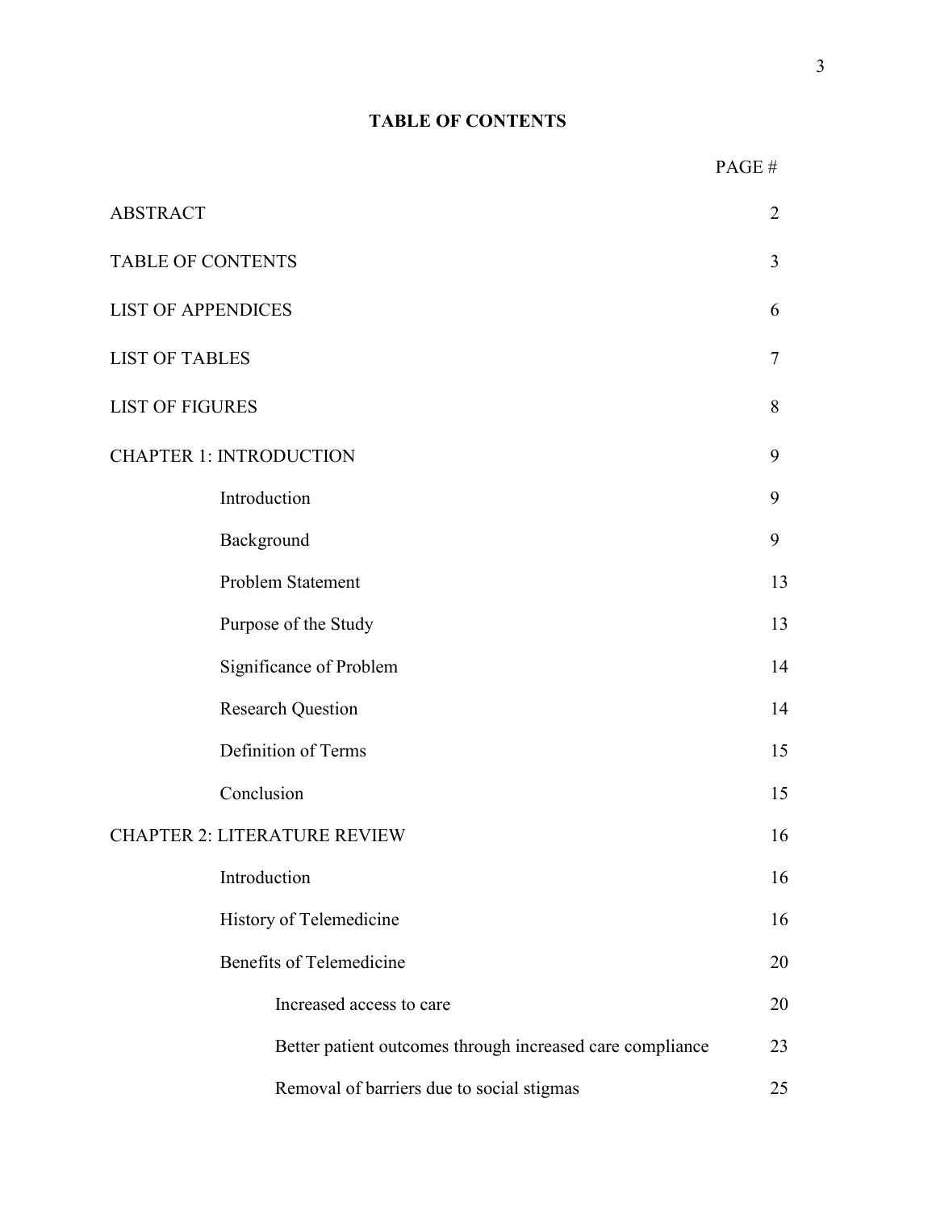**TABLE OF CONTENTS**

| | PAGE # |
|---|---|
| ABSTRACT | 2 |
| TABLE OF CONTENTS | 3 |
| LIST OF APPENDICES | 6 |
| LIST OF TABLES | 7 |
| LIST OF FIGURES | 8 |
| CHAPTER 1: INTRODUCTION | 9 |
| Introduction | 9 |
| Background | 9 |
| Problem Statement | 13 |
| Purpose of the Study | 13 |
| Significance of Problem | 14 |
| Research Question | 14 |
| Definition of Terms | 15 |
| Conclusion | 15 |
| CHAPTER 2: LITERATURE REVIEW | 16 |
| Introduction | 16 |
| History of Telemedicine | 16 |
| Benefits of Telemedicine | 20 |
| Increased access to care | 20 |
| Better patient outcomes through increased care compliance | 23 |
| Removal of barriers due to social stigmas | 25 |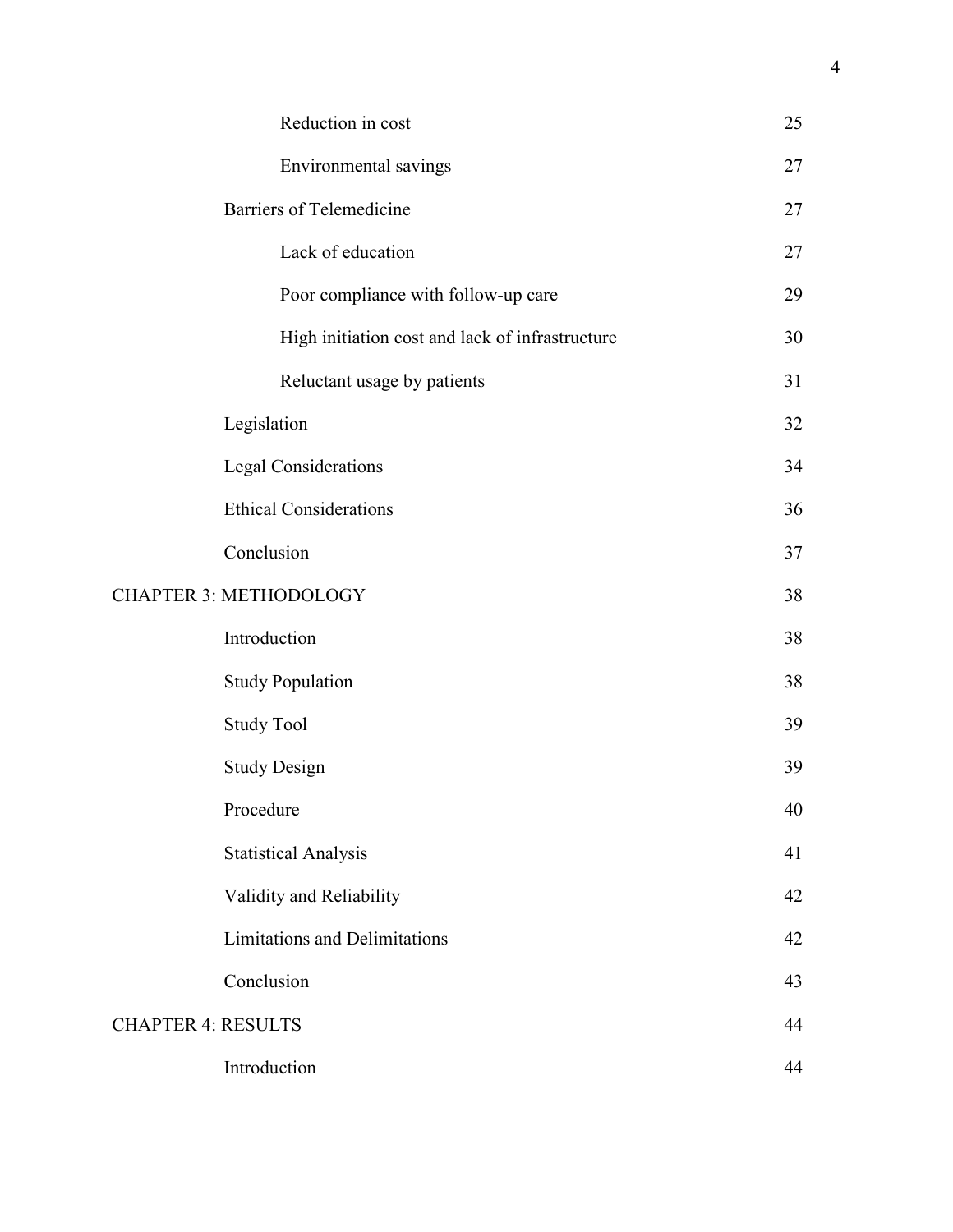| | |
|---|---|
| Reduction in cost | 25 |
| Environmental savings | 27 |
| Barriers of Telemedicine | 27 |
| Lack of education | 27 |
| Poor compliance with follow-up care | 29 |
| High initiation cost and lack of infrastructure | 30 |
| Reluctant usage by patients | 31 |
| Legislation | 32 |
| Legal Considerations | 34 |
| Ethical Considerations | 36 |
| Conclusion | 37 |
| CHAPTER 3: METHODOLOGY | 38 |
| Introduction | 38 |
| Study Population | 38 |
| Study Tool | 39 |
| Study Design | 39 |
| Procedure | 40 |
| Statistical Analysis | 41 |
| Validity and Reliability | 42 |
| Limitations and Delimitations | 42 |
| Conclusion | 43 |
| CHAPTER 4: RESULTS | 44 |
| Introduction | 44 |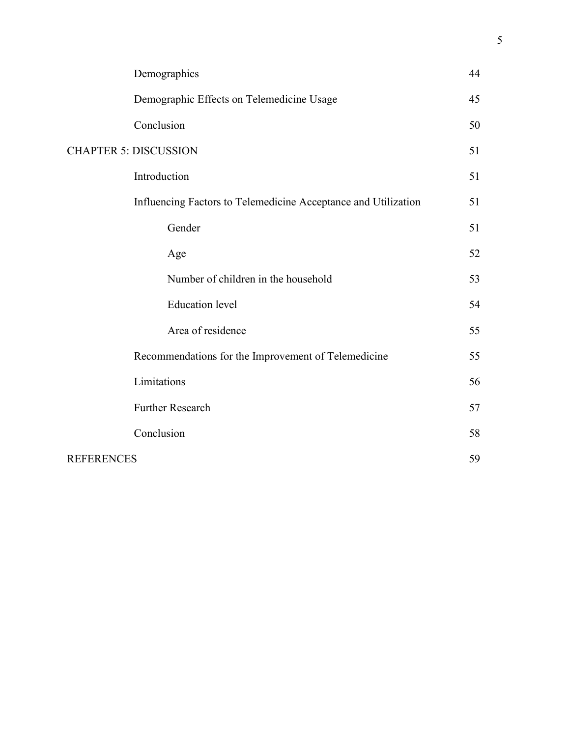| | |
|---|---|
| Demographics | 44 |
| Demographic Effects on Telemedicine Usage | 45 |
| Conclusion | 50 |
| CHAPTER 5: DISCUSSION | 51 |
| Introduction | 51 |
| Influencing Factors to Telemedicine Acceptance and Utilization | 51 |
| Gender | 51 |
| Age | 52 |
| Number of children in the household | 53 |
| Education level | 54 |
| Area of residence | 55 |
| Recommendations for the Improvement of Telemedicine | 55 |
| Limitations | 56 |
| Further Research | 57 |
| Conclusion | 58 |
| REFERENCES | 59 |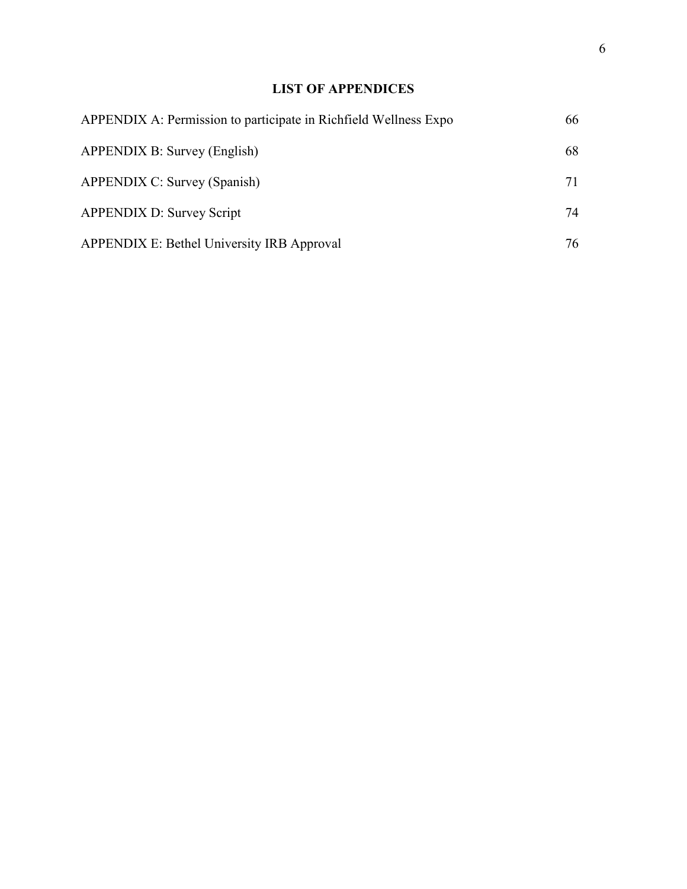## LIST OF APPENDICES

| | |
|---|---|
| APPENDIX A: Permission to participate in Richfield Wellness Expo | 66 |
| APPENDIX B: Survey (English) | 68 |
| APPENDIX C: Survey (Spanish) | 71 |
| APPENDIX D: Survey Script | 74 |
| APPENDIX E: Bethel University IRB Approval | 76 |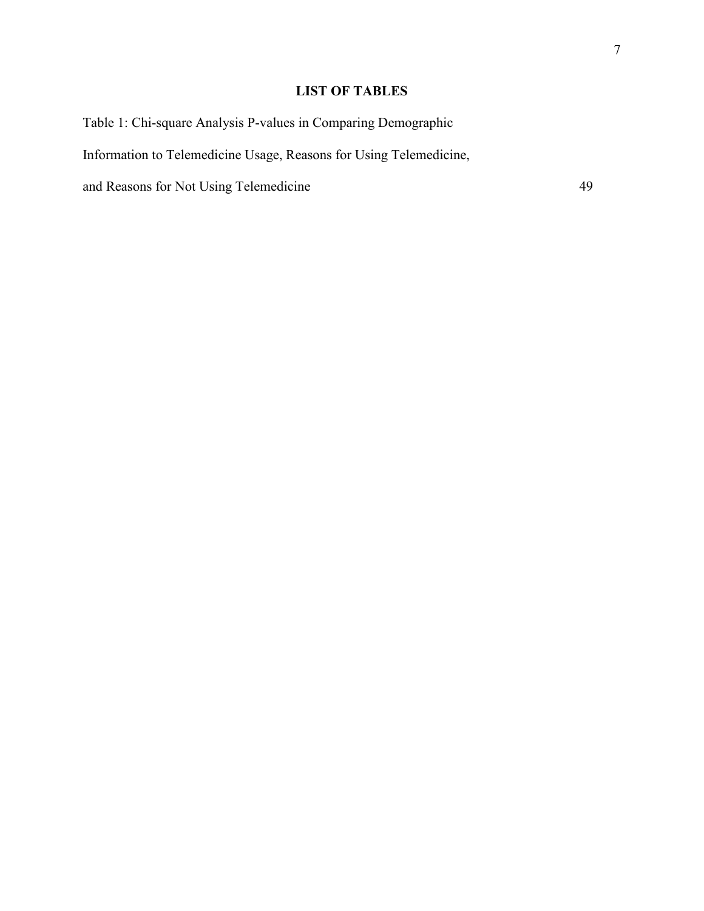# LIST OF TABLES

Table 1: Chi-square Analysis P-values in Comparing Demographic Information to Telemedicine Usage, Reasons for Using Telemedicine, and Reasons for Not Using Telemedicine 49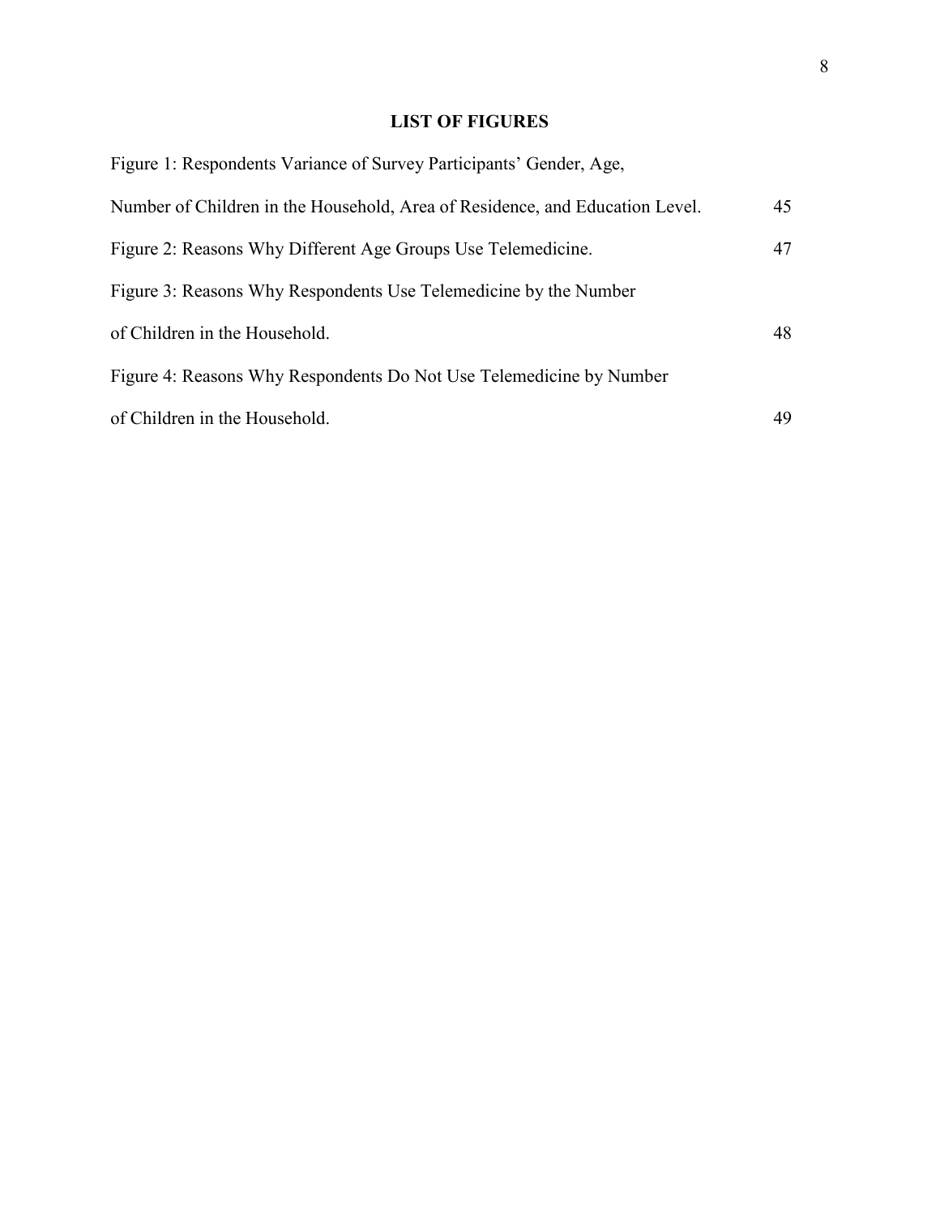## LIST OF FIGURES

Figure 1: Respondents Variance of Survey Participants' Gender, Age, Number of Children in the Household, Area of Residence, and Education Level. 45

Figure 2: Reasons Why Different Age Groups Use Telemedicine. 47

Figure 3: Reasons Why Respondents Use Telemedicine by the Number of Children in the Household. 48

Figure 4: Reasons Why Respondents Do Not Use Telemedicine by Number of Children in the Household. 49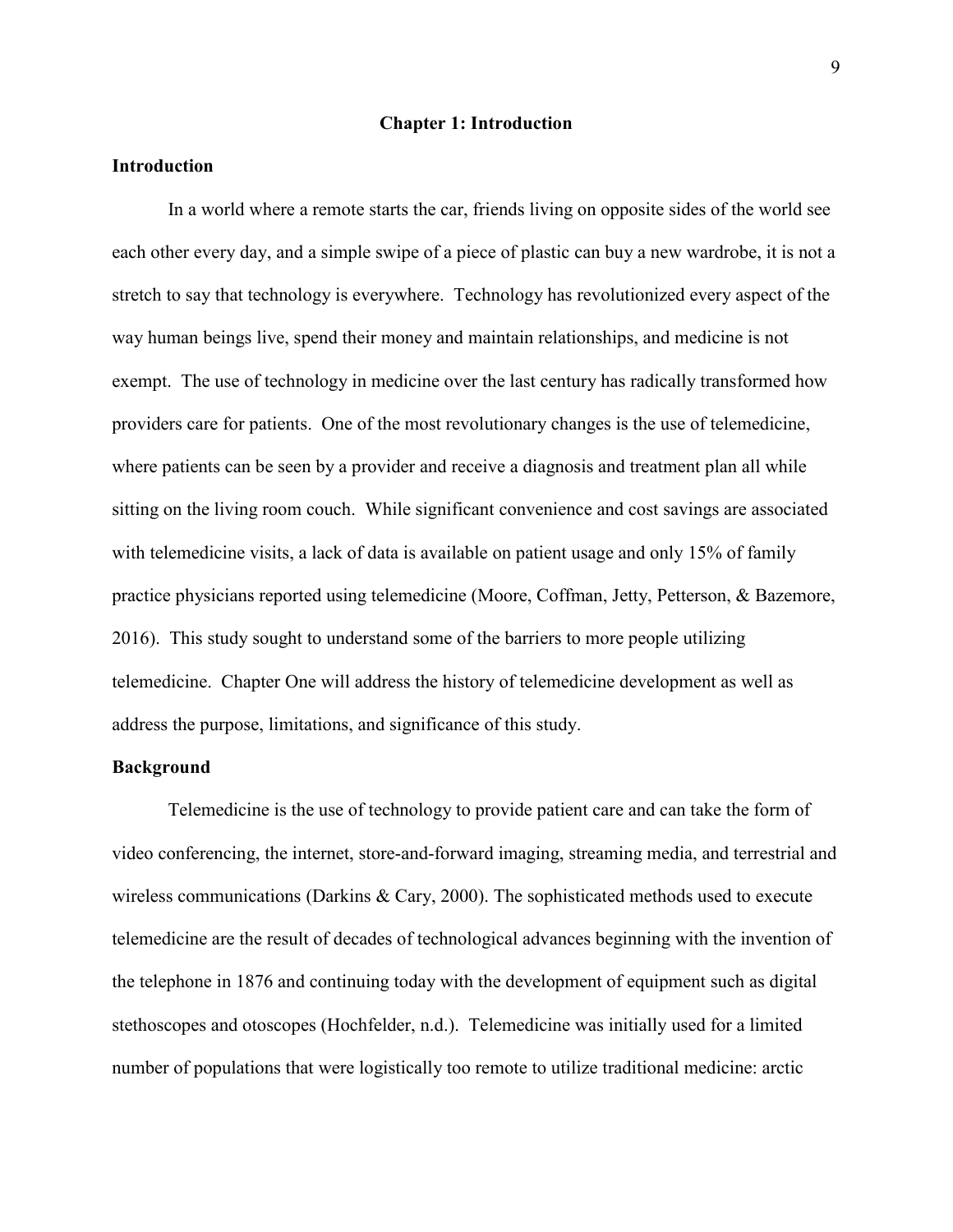# Chapter 1: Introduction

## Introduction

In a world where a remote starts the car, friends living on opposite sides of the world see each other every day, and a simple swipe of a piece of plastic can buy a new wardrobe, it is not a stretch to say that technology is everywhere. Technology has revolutionized every aspect of the way human beings live, spend their money and maintain relationships, and medicine is not exempt. The use of technology in medicine over the last century has radically transformed how providers care for patients. One of the most revolutionary changes is the use of telemedicine, where patients can be seen by a provider and receive a diagnosis and treatment plan all while sitting on the living room couch. While significant convenience and cost savings are associated with telemedicine visits, a lack of data is available on patient usage and only 15% of family practice physicians reported using telemedicine (Moore, Coffman, Jetty, Petterson, & Bazemore, 2016). This study sought to understand some of the barriers to more people utilizing telemedicine. Chapter One will address the history of telemedicine development as well as address the purpose, limitations, and significance of this study.

## Background

Telemedicine is the use of technology to provide patient care and can take the form of video conferencing, the internet, store-and-forward imaging, streaming media, and terrestrial and wireless communications (Darkins & Cary, 2000). The sophisticated methods used to execute telemedicine are the result of decades of technological advances beginning with the invention of the telephone in 1876 and continuing today with the development of equipment such as digital stethoscopes and otoscopes (Hochfelder, n.d.). Telemedicine was initially used for a limited number of populations that were logistically too remote to utilize traditional medicine: arctic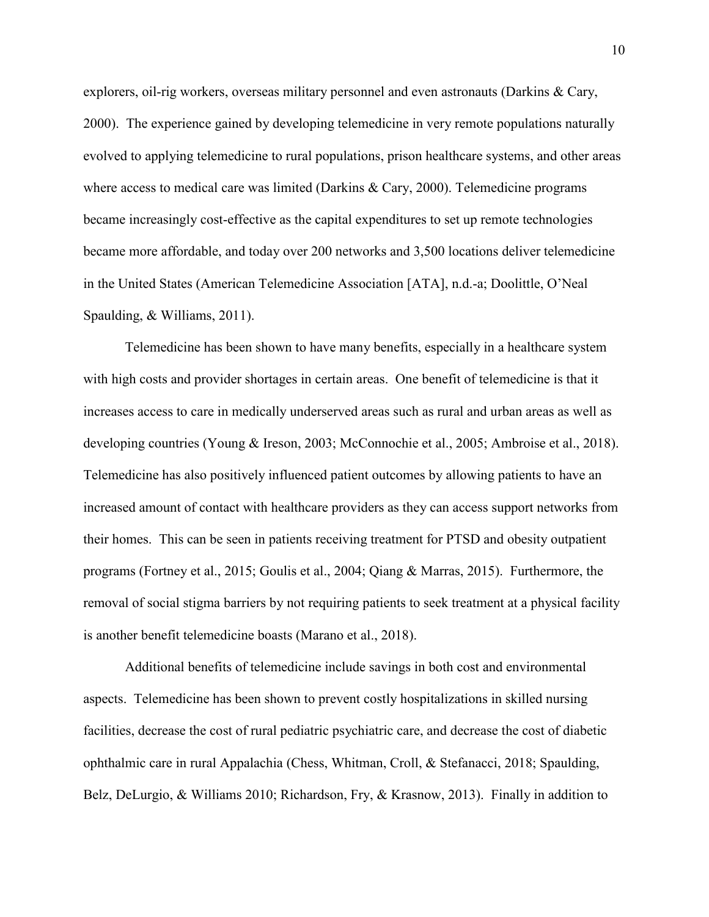explorers, oil-rig workers, overseas military personnel and even astronauts (Darkins & Cary, 2000). The experience gained by developing telemedicine in very remote populations naturally evolved to applying telemedicine to rural populations, prison healthcare systems, and other areas where access to medical care was limited (Darkins & Cary, 2000). Telemedicine programs became increasingly cost-effective as the capital expenditures to set up remote technologies became more affordable, and today over 200 networks and 3,500 locations deliver telemedicine in the United States (American Telemedicine Association [ATA], n.d.-a; Doolittle, O'Neal Spaulding, & Williams, 2011).

Telemedicine has been shown to have many benefits, especially in a healthcare system with high costs and provider shortages in certain areas. One benefit of telemedicine is that it increases access to care in medically underserved areas such as rural and urban areas as well as developing countries (Young & Ireson, 2003; McConnochie et al., 2005; Ambroise et al., 2018). Telemedicine has also positively influenced patient outcomes by allowing patients to have an increased amount of contact with healthcare providers as they can access support networks from their homes. This can be seen in patients receiving treatment for PTSD and obesity outpatient programs (Fortney et al., 2015; Goulis et al., 2004; Qiang & Marras, 2015). Furthermore, the removal of social stigma barriers by not requiring patients to seek treatment at a physical facility is another benefit telemedicine boasts (Marano et al., 2018).

Additional benefits of telemedicine include savings in both cost and environmental aspects. Telemedicine has been shown to prevent costly hospitalizations in skilled nursing facilities, decrease the cost of rural pediatric psychiatric care, and decrease the cost of diabetic ophthalmic care in rural Appalachia (Chess, Whitman, Croll, & Stefanacci, 2018; Spaulding, Belz, DeLurgio, & Williams 2010; Richardson, Fry, & Krasnow, 2013). Finally in addition to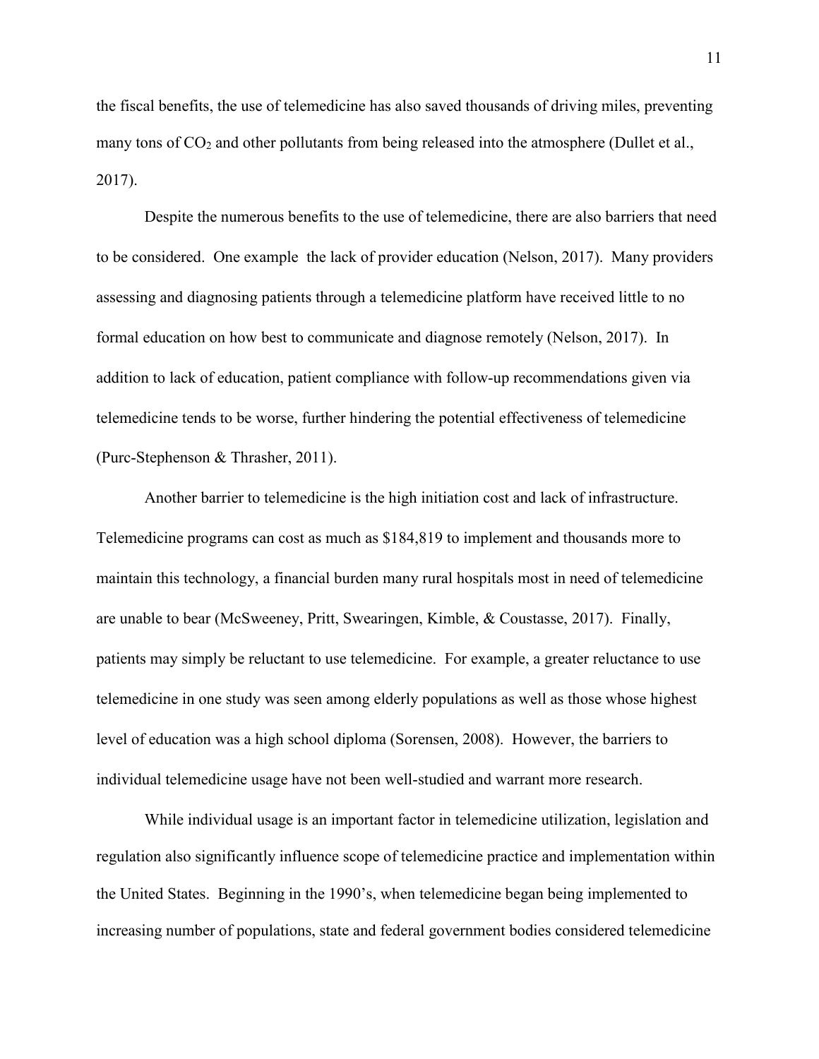the fiscal benefits, the use of telemedicine has also saved thousands of driving miles, preventing many tons of $CO_2$ and other pollutants from being released into the atmosphere (Dullet et al., 2017).

Despite the numerous benefits to the use of telemedicine, there are also barriers that need to be considered. One example  the lack of provider education (Nelson, 2017). Many providers assessing and diagnosing patients through a telemedicine platform have received little to no formal education on how best to communicate and diagnose remotely (Nelson, 2017). In addition to lack of education, patient compliance with follow-up recommendations given via telemedicine tends to be worse, further hindering the potential effectiveness of telemedicine (Purc-Stephenson & Thrasher, 2011).

Another barrier to telemedicine is the high initiation cost and lack of infrastructure. Telemedicine programs can cost as much as $184,819 to implement and thousands more to maintain this technology, a financial burden many rural hospitals most in need of telemedicine are unable to bear (McSweeney, Pritt, Swearingen, Kimble, & Coustasse, 2017). Finally, patients may simply be reluctant to use telemedicine. For example, a greater reluctance to use telemedicine in one study was seen among elderly populations as well as those whose highest level of education was a high school diploma (Sorensen, 2008). However, the barriers to individual telemedicine usage have not been well-studied and warrant more research.

While individual usage is an important factor in telemedicine utilization, legislation and regulation also significantly influence scope of telemedicine practice and implementation within the United States. Beginning in the 1990's, when telemedicine began being implemented to increasing number of populations, state and federal government bodies considered telemedicine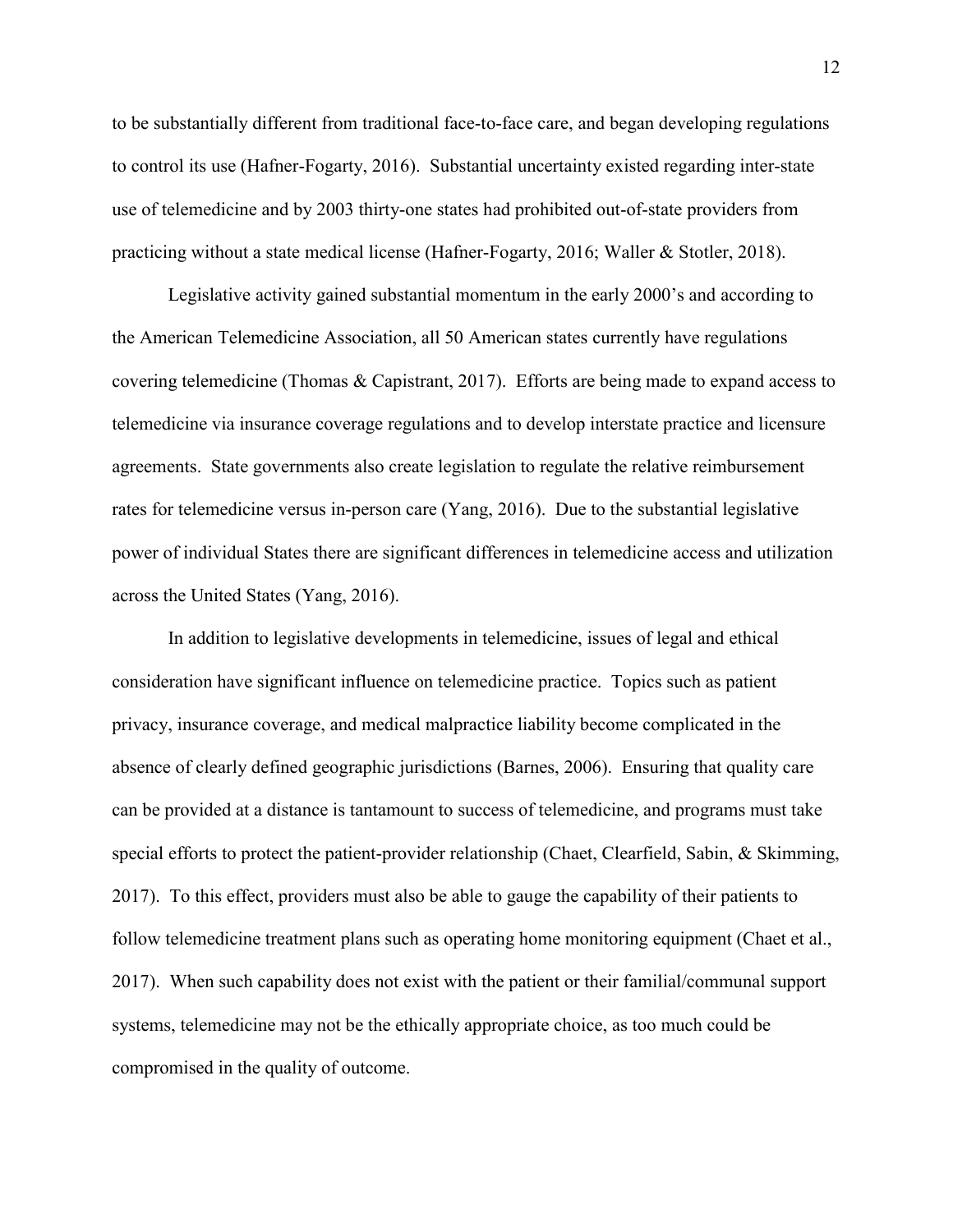to be substantially different from traditional face-to-face care, and began developing regulations to control its use (Hafner-Fogarty, 2016). Substantial uncertainty existed regarding inter-state use of telemedicine and by 2003 thirty-one states had prohibited out-of-state providers from practicing without a state medical license (Hafner-Fogarty, 2016; Waller & Stotler, 2018).

Legislative activity gained substantial momentum in the early 2000's and according to the American Telemedicine Association, all 50 American states currently have regulations covering telemedicine (Thomas & Capistrant, 2017). Efforts are being made to expand access to telemedicine via insurance coverage regulations and to develop interstate practice and licensure agreements. State governments also create legislation to regulate the relative reimbursement rates for telemedicine versus in-person care (Yang, 2016). Due to the substantial legislative power of individual States there are significant differences in telemedicine access and utilization across the United States (Yang, 2016).

In addition to legislative developments in telemedicine, issues of legal and ethical consideration have significant influence on telemedicine practice. Topics such as patient privacy, insurance coverage, and medical malpractice liability become complicated in the absence of clearly defined geographic jurisdictions (Barnes, 2006). Ensuring that quality care can be provided at a distance is tantamount to success of telemedicine, and programs must take special efforts to protect the patient-provider relationship (Chaet, Clearfield, Sabin, & Skimming, 2017). To this effect, providers must also be able to gauge the capability of their patients to follow telemedicine treatment plans such as operating home monitoring equipment (Chaet et al., 2017). When such capability does not exist with the patient or their familial/communal support systems, telemedicine may not be the ethically appropriate choice, as too much could be compromised in the quality of outcome.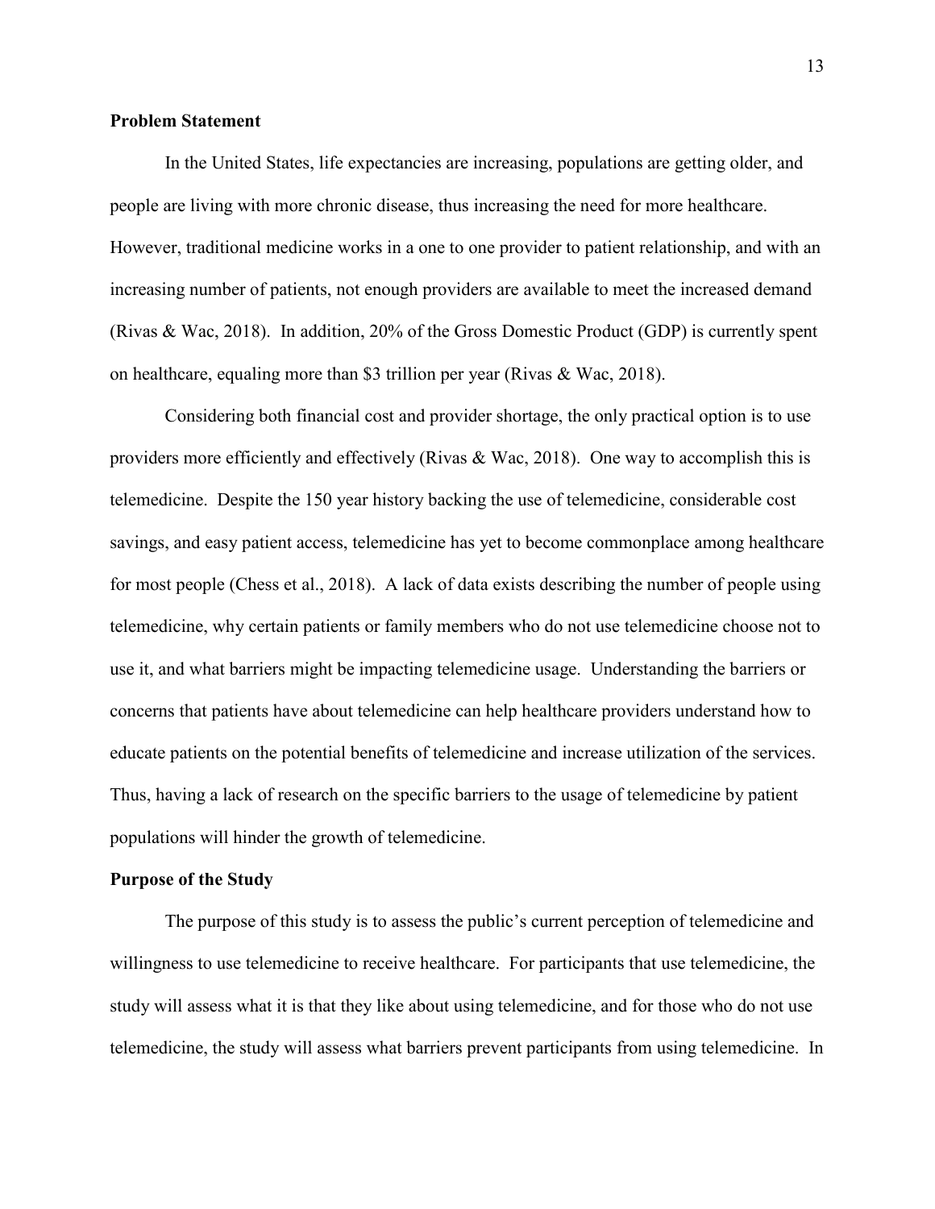**Problem Statement**

In the United States, life expectancies are increasing, populations are getting older, and people are living with more chronic disease, thus increasing the need for more healthcare. However, traditional medicine works in a one to one provider to patient relationship, and with an increasing number of patients, not enough providers are available to meet the increased demand (Rivas & Wac, 2018). In addition, 20% of the Gross Domestic Product (GDP) is currently spent on healthcare, equaling more than $3 trillion per year (Rivas & Wac, 2018).

Considering both financial cost and provider shortage, the only practical option is to use providers more efficiently and effectively (Rivas & Wac, 2018). One way to accomplish this is telemedicine. Despite the 150 year history backing the use of telemedicine, considerable cost savings, and easy patient access, telemedicine has yet to become commonplace among healthcare for most people (Chess et al., 2018). A lack of data exists describing the number of people using telemedicine, why certain patients or family members who do not use telemedicine choose not to use it, and what barriers might be impacting telemedicine usage. Understanding the barriers or concerns that patients have about telemedicine can help healthcare providers understand how to educate patients on the potential benefits of telemedicine and increase utilization of the services. Thus, having a lack of research on the specific barriers to the usage of telemedicine by patient populations will hinder the growth of telemedicine.

**Purpose of the Study**

The purpose of this study is to assess the public's current perception of telemedicine and willingness to use telemedicine to receive healthcare. For participants that use telemedicine, the study will assess what it is that they like about using telemedicine, and for those who do not use telemedicine, the study will assess what barriers prevent participants from using telemedicine. In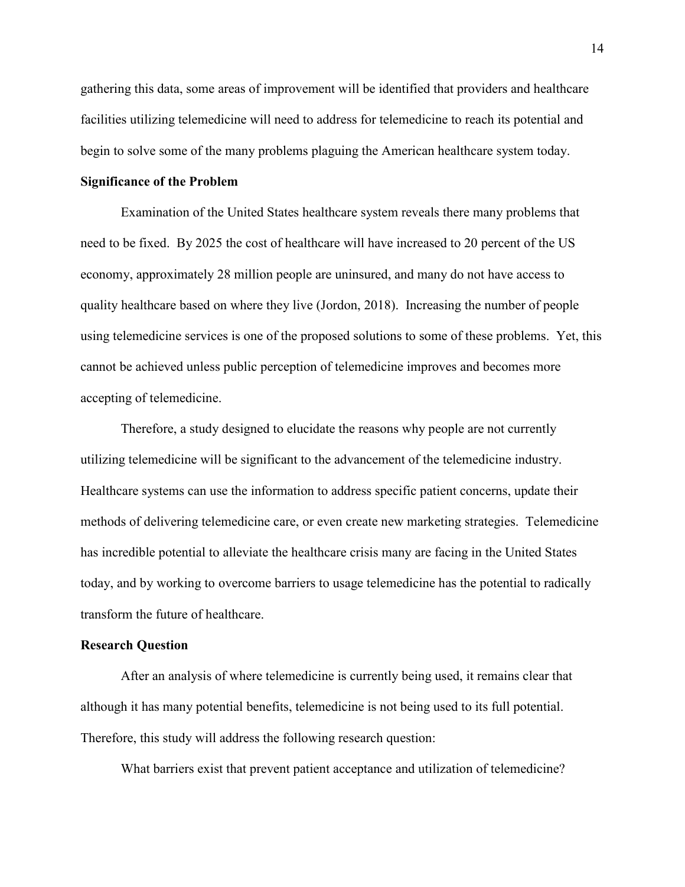gathering this data, some areas of improvement will be identified that providers and healthcare facilities utilizing telemedicine will need to address for telemedicine to reach its potential and begin to solve some of the many problems plaguing the American healthcare system today.

**Significance of the Problem**

Examination of the United States healthcare system reveals there many problems that need to be fixed. By 2025 the cost of healthcare will have increased to 20 percent of the US economy, approximately 28 million people are uninsured, and many do not have access to quality healthcare based on where they live (Jordon, 2018). Increasing the number of people using telemedicine services is one of the proposed solutions to some of these problems. Yet, this cannot be achieved unless public perception of telemedicine improves and becomes more accepting of telemedicine.

Therefore, a study designed to elucidate the reasons why people are not currently utilizing telemedicine will be significant to the advancement of the telemedicine industry. Healthcare systems can use the information to address specific patient concerns, update their methods of delivering telemedicine care, or even create new marketing strategies. Telemedicine has incredible potential to alleviate the healthcare crisis many are facing in the United States today, and by working to overcome barriers to usage telemedicine has the potential to radically transform the future of healthcare.

**Research Question**

After an analysis of where telemedicine is currently being used, it remains clear that although it has many potential benefits, telemedicine is not being used to its full potential. Therefore, this study will address the following research question:

What barriers exist that prevent patient acceptance and utilization of telemedicine?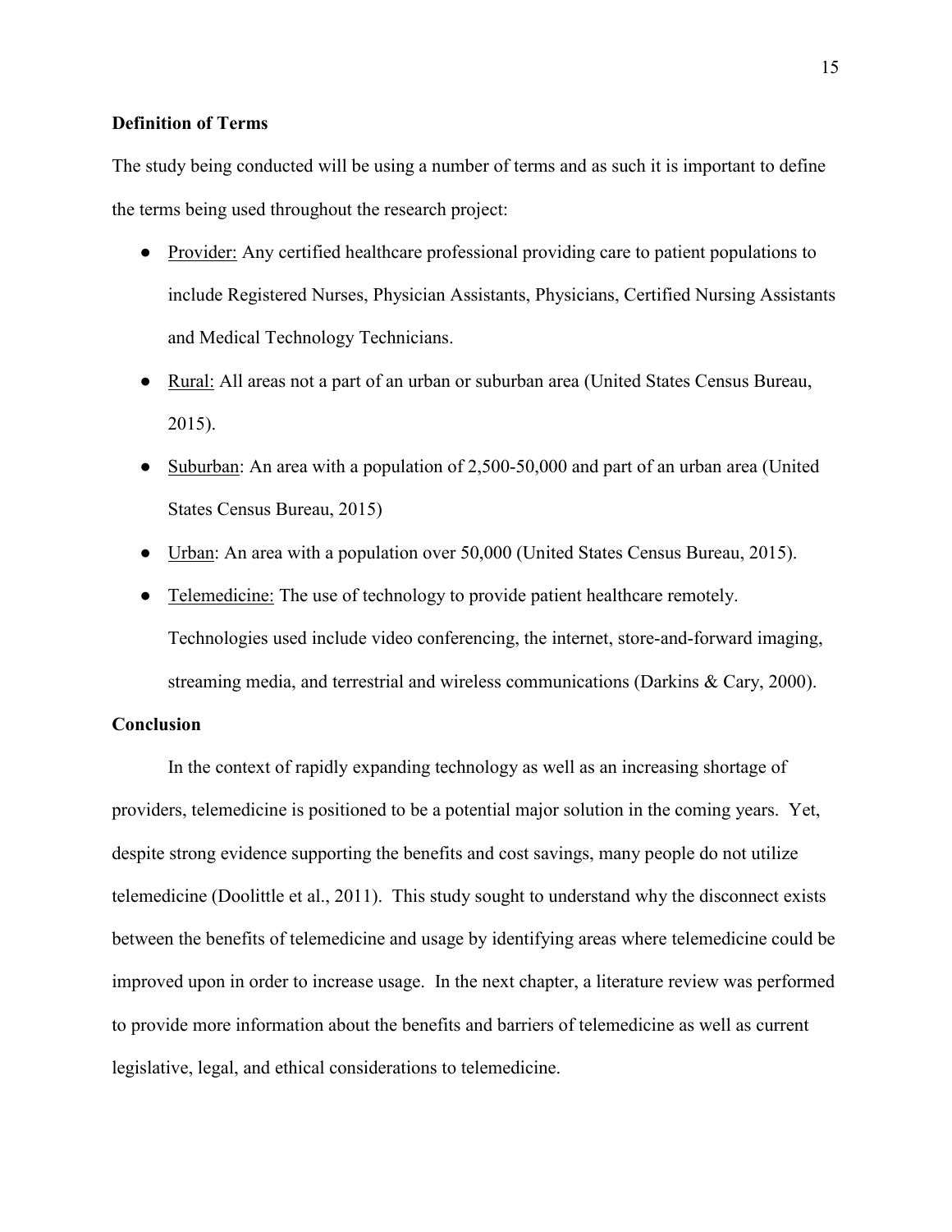## Definition of Terms

The study being conducted will be using a number of terms and as such it is important to define the terms being used throughout the research project:

- Provider: Any certified healthcare professional providing care to patient populations to include Registered Nurses, Physician Assistants, Physicians, Certified Nursing Assistants and Medical Technology Technicians.
- Rural: All areas not a part of an urban or suburban area (United States Census Bureau, 2015).
- Suburban: An area with a population of 2,500-50,000 and part of an urban area (United States Census Bureau, 2015)
- Urban: An area with a population over 50,000 (United States Census Bureau, 2015).
- Telemedicine: The use of technology to provide patient healthcare remotely. Technologies used include video conferencing, the internet, store-and-forward imaging, streaming media, and terrestrial and wireless communications (Darkins & Cary, 2000).

## Conclusion

In the context of rapidly expanding technology as well as an increasing shortage of providers, telemedicine is positioned to be a potential major solution in the coming years. Yet, despite strong evidence supporting the benefits and cost savings, many people do not utilize telemedicine (Doolittle et al., 2011). This study sought to understand why the disconnect exists between the benefits of telemedicine and usage by identifying areas where telemedicine could be improved upon in order to increase usage. In the next chapter, a literature review was performed to provide more information about the benefits and barriers of telemedicine as well as current legislative, legal, and ethical considerations to telemedicine.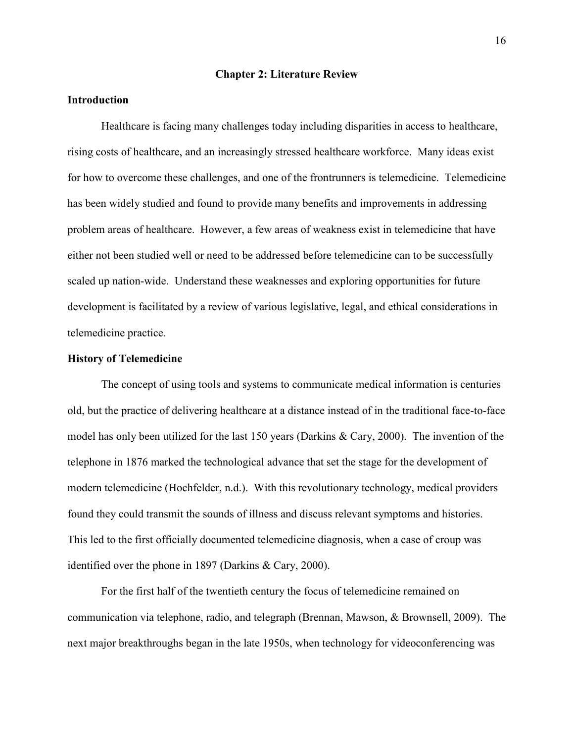# Chapter 2: Literature Review

## Introduction

Healthcare is facing many challenges today including disparities in access to healthcare, rising costs of healthcare, and an increasingly stressed healthcare workforce. Many ideas exist for how to overcome these challenges, and one of the frontrunners is telemedicine. Telemedicine has been widely studied and found to provide many benefits and improvements in addressing problem areas of healthcare. However, a few areas of weakness exist in telemedicine that have either not been studied well or need to be addressed before telemedicine can to be successfully scaled up nation-wide. Understand these weaknesses and exploring opportunities for future development is facilitated by a review of various legislative, legal, and ethical considerations in telemedicine practice.

## History of Telemedicine

The concept of using tools and systems to communicate medical information is centuries old, but the practice of delivering healthcare at a distance instead of in the traditional face-to-face model has only been utilized for the last 150 years (Darkins & Cary, 2000). The invention of the telephone in 1876 marked the technological advance that set the stage for the development of modern telemedicine (Hochfelder, n.d.). With this revolutionary technology, medical providers found they could transmit the sounds of illness and discuss relevant symptoms and histories. This led to the first officially documented telemedicine diagnosis, when a case of croup was identified over the phone in 1897 (Darkins & Cary, 2000).

For the first half of the twentieth century the focus of telemedicine remained on communication via telephone, radio, and telegraph (Brennan, Mawson, & Brownsell, 2009). The next major breakthroughs began in the late 1950s, when technology for videoconferencing was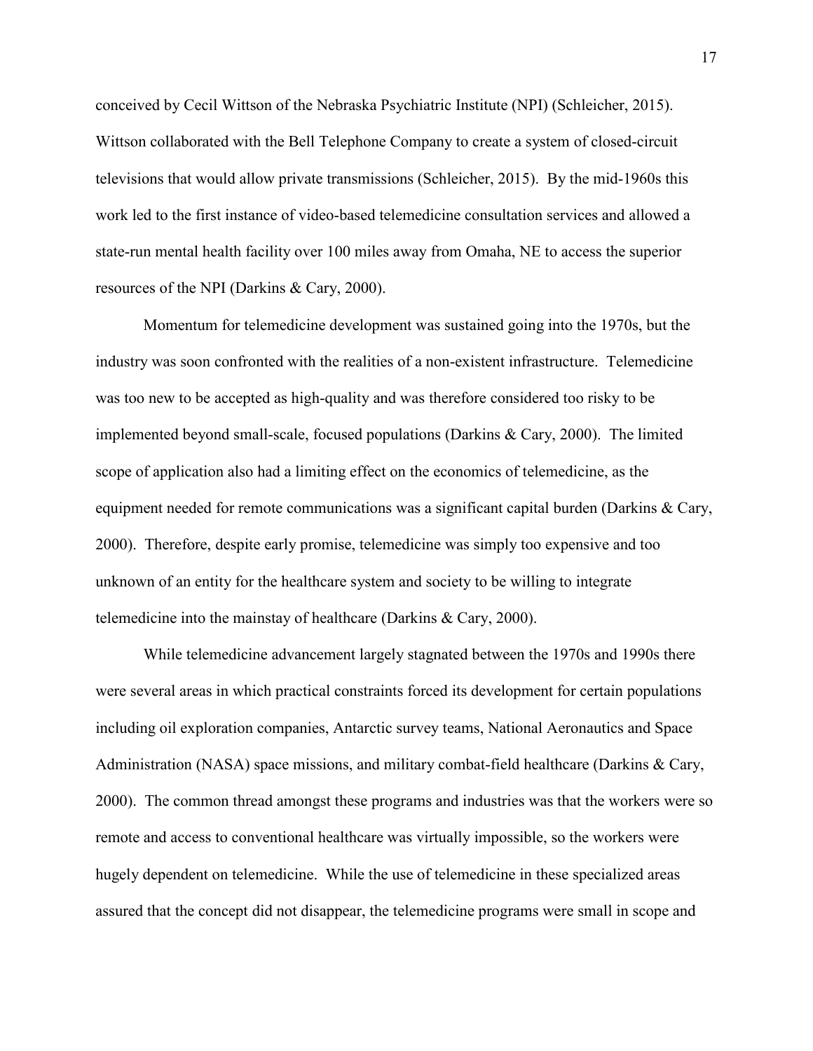conceived by Cecil Wittson of the Nebraska Psychiatric Institute (NPI) (Schleicher, 2015). Wittson collaborated with the Bell Telephone Company to create a system of closed-circuit televisions that would allow private transmissions (Schleicher, 2015). By the mid-1960s this work led to the first instance of video-based telemedicine consultation services and allowed a state-run mental health facility over 100 miles away from Omaha, NE to access the superior resources of the NPI (Darkins & Cary, 2000).

Momentum for telemedicine development was sustained going into the 1970s, but the industry was soon confronted with the realities of a non-existent infrastructure. Telemedicine was too new to be accepted as high-quality and was therefore considered too risky to be implemented beyond small-scale, focused populations (Darkins & Cary, 2000). The limited scope of application also had a limiting effect on the economics of telemedicine, as the equipment needed for remote communications was a significant capital burden (Darkins & Cary, 2000). Therefore, despite early promise, telemedicine was simply too expensive and too unknown of an entity for the healthcare system and society to be willing to integrate telemedicine into the mainstay of healthcare (Darkins & Cary, 2000).

While telemedicine advancement largely stagnated between the 1970s and 1990s there were several areas in which practical constraints forced its development for certain populations including oil exploration companies, Antarctic survey teams, National Aeronautics and Space Administration (NASA) space missions, and military combat-field healthcare (Darkins & Cary, 2000). The common thread amongst these programs and industries was that the workers were so remote and access to conventional healthcare was virtually impossible, so the workers were hugely dependent on telemedicine. While the use of telemedicine in these specialized areas assured that the concept did not disappear, the telemedicine programs were small in scope and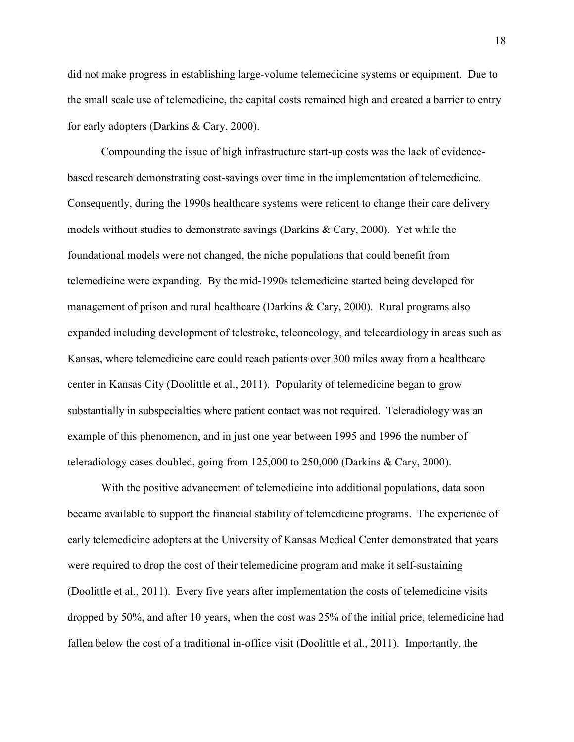did not make progress in establishing large-volume telemedicine systems or equipment. Due to the small scale use of telemedicine, the capital costs remained high and created a barrier to entry for early adopters (Darkins & Cary, 2000).

Compounding the issue of high infrastructure start-up costs was the lack of evidence-based research demonstrating cost-savings over time in the implementation of telemedicine. Consequently, during the 1990s healthcare systems were reticent to change their care delivery models without studies to demonstrate savings (Darkins & Cary, 2000). Yet while the foundational models were not changed, the niche populations that could benefit from telemedicine were expanding. By the mid-1990s telemedicine started being developed for management of prison and rural healthcare (Darkins & Cary, 2000). Rural programs also expanded including development of telestroke, teleoncology, and telecardiology in areas such as Kansas, where telemedicine care could reach patients over 300 miles away from a healthcare center in Kansas City (Doolittle et al., 2011). Popularity of telemedicine began to grow substantially in subspecialties where patient contact was not required. Teleradiology was an example of this phenomenon, and in just one year between 1995 and 1996 the number of teleradiology cases doubled, going from 125,000 to 250,000 (Darkins & Cary, 2000).

With the positive advancement of telemedicine into additional populations, data soon became available to support the financial stability of telemedicine programs. The experience of early telemedicine adopters at the University of Kansas Medical Center demonstrated that years were required to drop the cost of their telemedicine program and make it self-sustaining (Doolittle et al., 2011). Every five years after implementation the costs of telemedicine visits dropped by 50%, and after 10 years, when the cost was 25% of the initial price, telemedicine had fallen below the cost of a traditional in-office visit (Doolittle et al., 2011). Importantly, the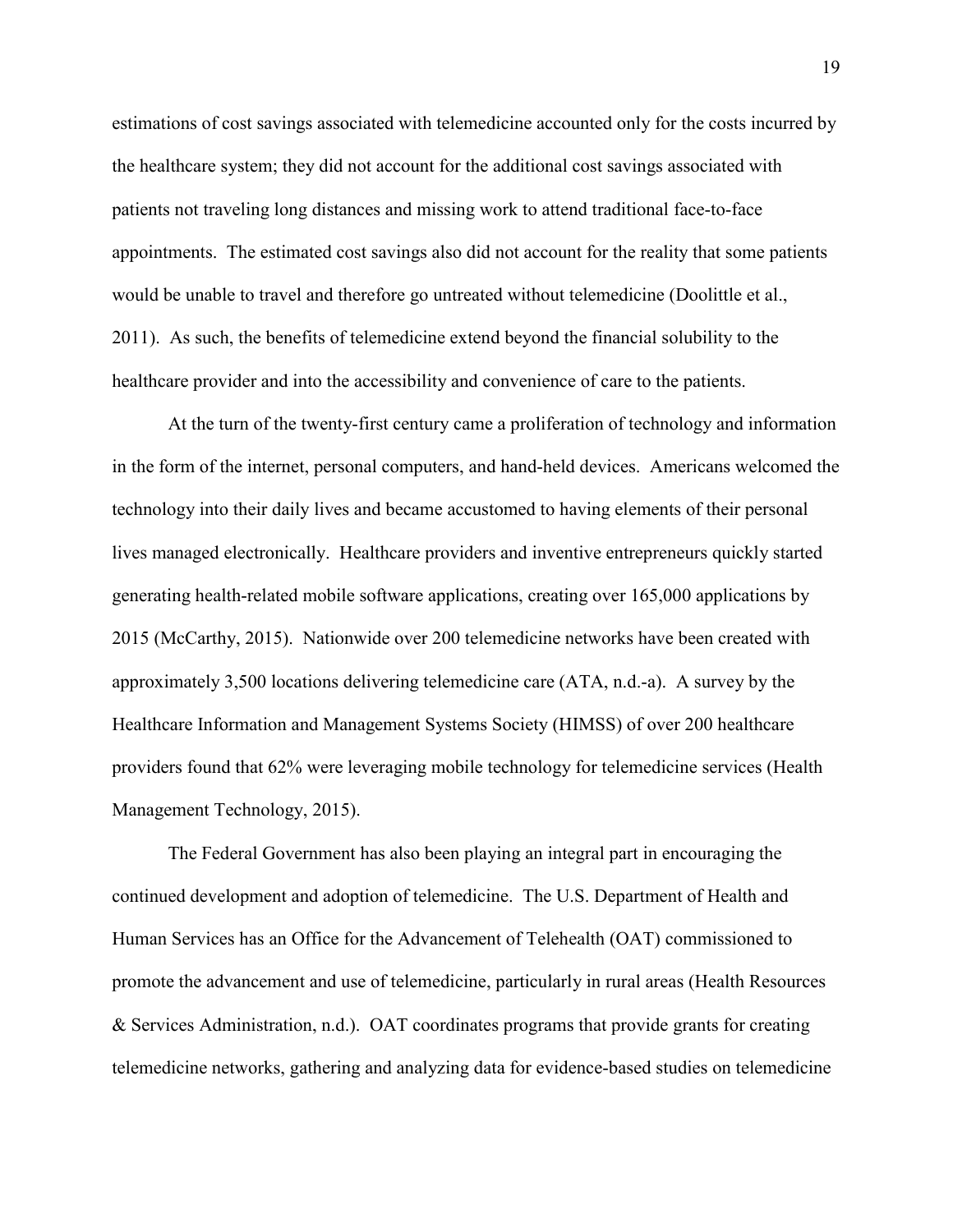estimations of cost savings associated with telemedicine accounted only for the costs incurred by the healthcare system; they did not account for the additional cost savings associated with patients not traveling long distances and missing work to attend traditional face-to-face appointments. The estimated cost savings also did not account for the reality that some patients would be unable to travel and therefore go untreated without telemedicine (Doolittle et al., 2011). As such, the benefits of telemedicine extend beyond the financial solubility to the healthcare provider and into the accessibility and convenience of care to the patients.

At the turn of the twenty-first century came a proliferation of technology and information in the form of the internet, personal computers, and hand-held devices. Americans welcomed the technology into their daily lives and became accustomed to having elements of their personal lives managed electronically. Healthcare providers and inventive entrepreneurs quickly started generating health-related mobile software applications, creating over 165,000 applications by 2015 (McCarthy, 2015). Nationwide over 200 telemedicine networks have been created with approximately 3,500 locations delivering telemedicine care (ATA, n.d.-a). A survey by the Healthcare Information and Management Systems Society (HIMSS) of over 200 healthcare providers found that 62% were leveraging mobile technology for telemedicine services (Health Management Technology, 2015).

The Federal Government has also been playing an integral part in encouraging the continued development and adoption of telemedicine. The U.S. Department of Health and Human Services has an Office for the Advancement of Telehealth (OAT) commissioned to promote the advancement and use of telemedicine, particularly in rural areas (Health Resources & Services Administration, n.d.). OAT coordinates programs that provide grants for creating telemedicine networks, gathering and analyzing data for evidence-based studies on telemedicine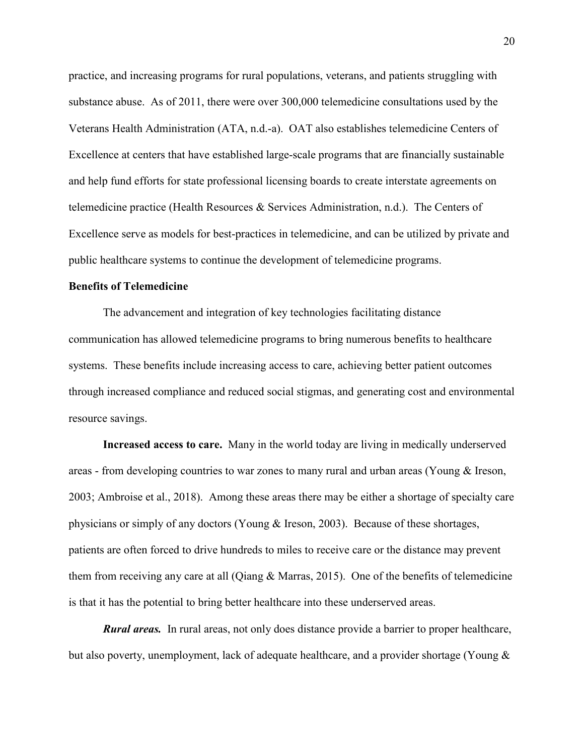practice, and increasing programs for rural populations, veterans, and patients struggling with substance abuse. As of 2011, there were over 300,000 telemedicine consultations used by the Veterans Health Administration (ATA, n.d.-a). OAT also establishes telemedicine Centers of Excellence at centers that have established large-scale programs that are financially sustainable and help fund efforts for state professional licensing boards to create interstate agreements on telemedicine practice (Health Resources & Services Administration, n.d.). The Centers of Excellence serve as models for best-practices in telemedicine, and can be utilized by private and public healthcare systems to continue the development of telemedicine programs.

## Benefits of Telemedicine

The advancement and integration of key technologies facilitating distance communication has allowed telemedicine programs to bring numerous benefits to healthcare systems. These benefits include increasing access to care, achieving better patient outcomes through increased compliance and reduced social stigmas, and generating cost and environmental resource savings.

**Increased access to care.** Many in the world today are living in medically underserved areas - from developing countries to war zones to many rural and urban areas (Young & Ireson, 2003; Ambroise et al., 2018). Among these areas there may be either a shortage of specialty care physicians or simply of any doctors (Young & Ireson, 2003). Because of these shortages, patients are often forced to drive hundreds to miles to receive care or the distance may prevent them from receiving any care at all (Qiang & Marras, 2015). One of the benefits of telemedicine is that it has the potential to bring better healthcare into these underserved areas.

***Rural areas.*** In rural areas, not only does distance provide a barrier to proper healthcare, but also poverty, unemployment, lack of adequate healthcare, and a provider shortage (Young &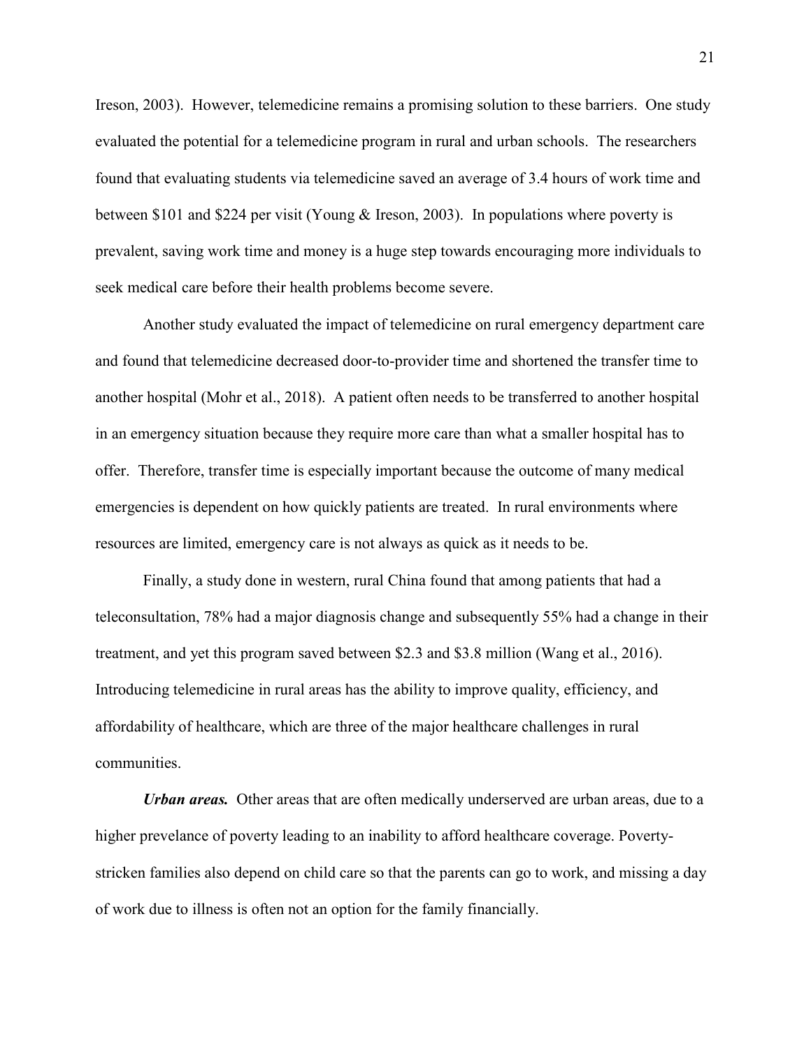Ireson, 2003). However, telemedicine remains a promising solution to these barriers. One study evaluated the potential for a telemedicine program in rural and urban schools. The researchers found that evaluating students via telemedicine saved an average of 3.4 hours of work time and between $101 and $224 per visit (Young & Ireson, 2003). In populations where poverty is prevalent, saving work time and money is a huge step towards encouraging more individuals to seek medical care before their health problems become severe.

Another study evaluated the impact of telemedicine on rural emergency department care and found that telemedicine decreased door-to-provider time and shortened the transfer time to another hospital (Mohr et al., 2018). A patient often needs to be transferred to another hospital in an emergency situation because they require more care than what a smaller hospital has to offer. Therefore, transfer time is especially important because the outcome of many medical emergencies is dependent on how quickly patients are treated. In rural environments where resources are limited, emergency care is not always as quick as it needs to be.

Finally, a study done in western, rural China found that among patients that had a teleconsultation, 78% had a major diagnosis change and subsequently 55% had a change in their treatment, and yet this program saved between $2.3 and $3.8 million (Wang et al., 2016). Introducing telemedicine in rural areas has the ability to improve quality, efficiency, and affordability of healthcare, which are three of the major healthcare challenges in rural communities.

***Urban areas.*** Other areas that are often medically underserved are urban areas, due to a higher prevelance of poverty leading to an inability to afford healthcare coverage. Poverty-stricken families also depend on child care so that the parents can go to work, and missing a day of work due to illness is often not an option for the family financially.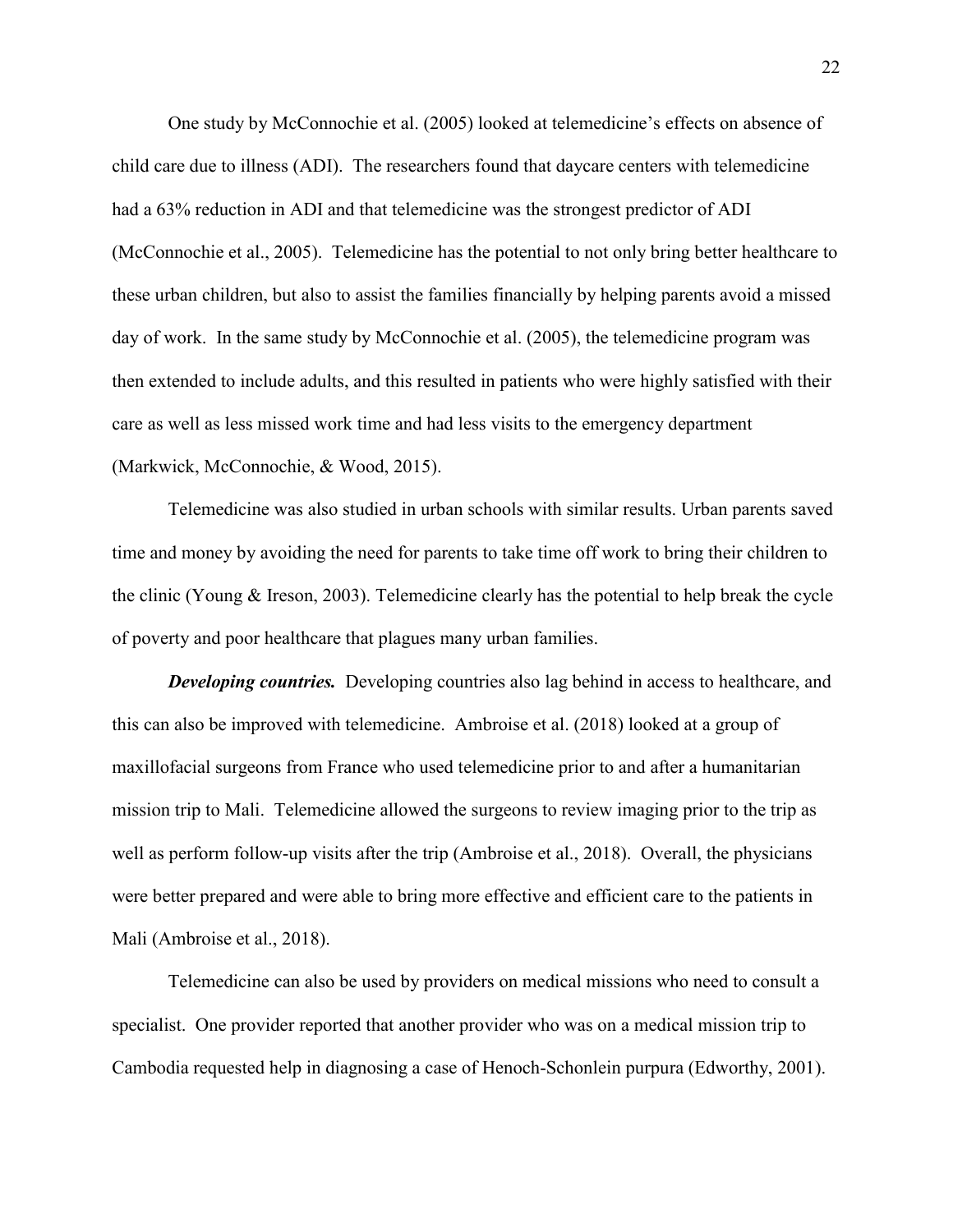One study by McConnochie et al. (2005) looked at telemedicine's effects on absence of child care due to illness (ADI). The researchers found that daycare centers with telemedicine had a 63% reduction in ADI and that telemedicine was the strongest predictor of ADI (McConnochie et al., 2005). Telemedicine has the potential to not only bring better healthcare to these urban children, but also to assist the families financially by helping parents avoid a missed day of work. In the same study by McConnochie et al. (2005), the telemedicine program was then extended to include adults, and this resulted in patients who were highly satisfied with their care as well as less missed work time and had less visits to the emergency department (Markwick, McConnochie, & Wood, 2015).

Telemedicine was also studied in urban schools with similar results. Urban parents saved time and money by avoiding the need for parents to take time off work to bring their children to the clinic (Young & Ireson, 2003). Telemedicine clearly has the potential to help break the cycle of poverty and poor healthcare that plagues many urban families.

***Developing countries.*** Developing countries also lag behind in access to healthcare, and this can also be improved with telemedicine. Ambroise et al. (2018) looked at a group of maxillofacial surgeons from France who used telemedicine prior to and after a humanitarian mission trip to Mali. Telemedicine allowed the surgeons to review imaging prior to the trip as well as perform follow-up visits after the trip (Ambroise et al., 2018). Overall, the physicians were better prepared and were able to bring more effective and efficient care to the patients in Mali (Ambroise et al., 2018).

Telemedicine can also be used by providers on medical missions who need to consult a specialist. One provider reported that another provider who was on a medical mission trip to Cambodia requested help in diagnosing a case of Henoch-Schonlein purpura (Edworthy, 2001).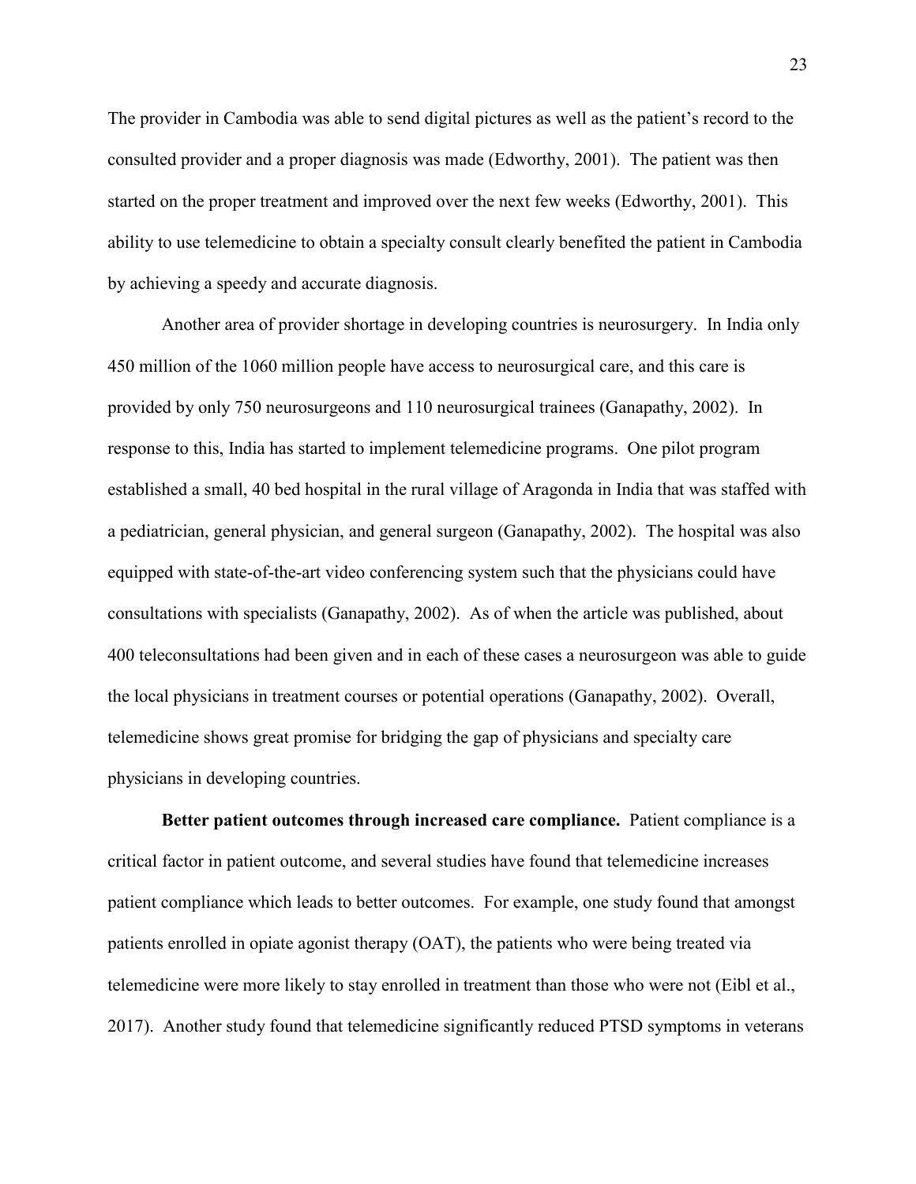The provider in Cambodia was able to send digital pictures as well as the patient's record to the consulted provider and a proper diagnosis was made (Edworthy, 2001). The patient was then started on the proper treatment and improved over the next few weeks (Edworthy, 2001). This ability to use telemedicine to obtain a specialty consult clearly benefited the patient in Cambodia by achieving a speedy and accurate diagnosis.

Another area of provider shortage in developing countries is neurosurgery. In India only 450 million of the 1060 million people have access to neurosurgical care, and this care is provided by only 750 neurosurgeons and 110 neurosurgical trainees (Ganapathy, 2002). In response to this, India has started to implement telemedicine programs. One pilot program established a small, 40 bed hospital in the rural village of Aragonda in India that was staffed with a pediatrician, general physician, and general surgeon (Ganapathy, 2002). The hospital was also equipped with state-of-the-art video conferencing system such that the physicians could have consultations with specialists (Ganapathy, 2002). As of when the article was published, about 400 teleconsultations had been given and in each of these cases a neurosurgeon was able to guide the local physicians in treatment courses or potential operations (Ganapathy, 2002). Overall, telemedicine shows great promise for bridging the gap of physicians and specialty care physicians in developing countries.

**Better patient outcomes through increased care compliance.** Patient compliance is a critical factor in patient outcome, and several studies have found that telemedicine increases patient compliance which leads to better outcomes. For example, one study found that amongst patients enrolled in opiate agonist therapy (OAT), the patients who were being treated via telemedicine were more likely to stay enrolled in treatment than those who were not (Eibl et al., 2017). Another study found that telemedicine significantly reduced PTSD symptoms in veterans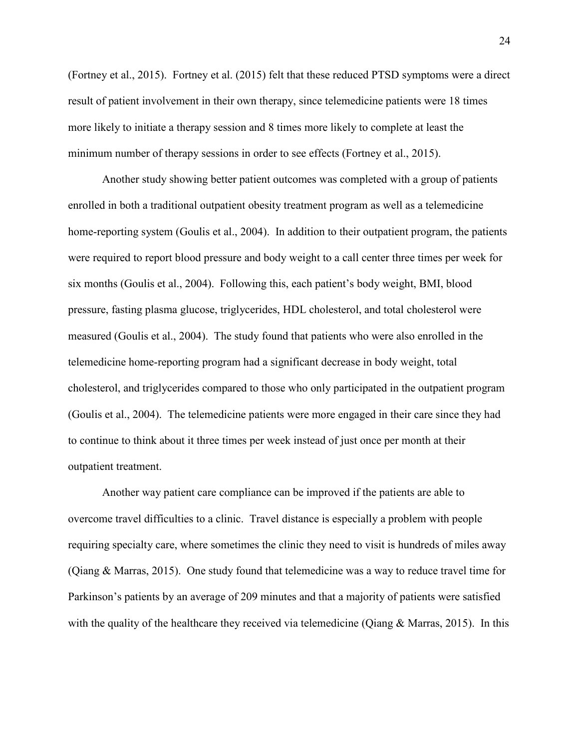(Fortney et al., 2015). Fortney et al. (2015) felt that these reduced PTSD symptoms were a direct result of patient involvement in their own therapy, since telemedicine patients were 18 times more likely to initiate a therapy session and 8 times more likely to complete at least the minimum number of therapy sessions in order to see effects (Fortney et al., 2015).

Another study showing better patient outcomes was completed with a group of patients enrolled in both a traditional outpatient obesity treatment program as well as a telemedicine home-reporting system (Goulis et al., 2004). In addition to their outpatient program, the patients were required to report blood pressure and body weight to a call center three times per week for six months (Goulis et al., 2004). Following this, each patient's body weight, BMI, blood pressure, fasting plasma glucose, triglycerides, HDL cholesterol, and total cholesterol were measured (Goulis et al., 2004). The study found that patients who were also enrolled in the telemedicine home-reporting program had a significant decrease in body weight, total cholesterol, and triglycerides compared to those who only participated in the outpatient program (Goulis et al., 2004). The telemedicine patients were more engaged in their care since they had to continue to think about it three times per week instead of just once per month at their outpatient treatment.

Another way patient care compliance can be improved if the patients are able to overcome travel difficulties to a clinic. Travel distance is especially a problem with people requiring specialty care, where sometimes the clinic they need to visit is hundreds of miles away (Qiang & Marras, 2015). One study found that telemedicine was a way to reduce travel time for Parkinson's patients by an average of 209 minutes and that a majority of patients were satisfied with the quality of the healthcare they received via telemedicine (Qiang & Marras, 2015). In this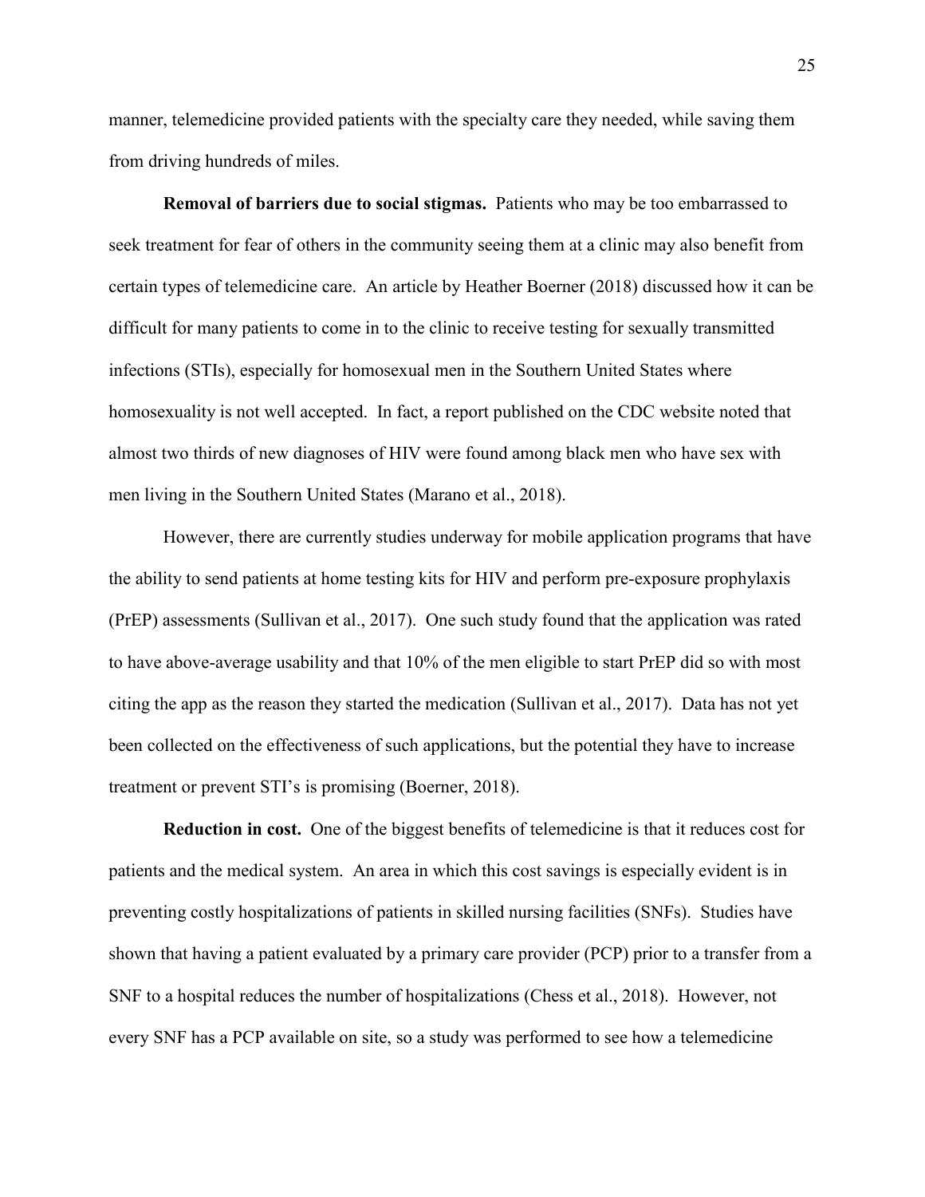manner, telemedicine provided patients with the specialty care they needed, while saving them from driving hundreds of miles.

**Removal of barriers due to social stigmas.** Patients who may be too embarrassed to seek treatment for fear of others in the community seeing them at a clinic may also benefit from certain types of telemedicine care. An article by Heather Boerner (2018) discussed how it can be difficult for many patients to come in to the clinic to receive testing for sexually transmitted infections (STIs), especially for homosexual men in the Southern United States where homosexuality is not well accepted. In fact, a report published on the CDC website noted that almost two thirds of new diagnoses of HIV were found among black men who have sex with men living in the Southern United States (Marano et al., 2018).

However, there are currently studies underway for mobile application programs that have the ability to send patients at home testing kits for HIV and perform pre-exposure prophylaxis (PrEP) assessments (Sullivan et al., 2017). One such study found that the application was rated to have above-average usability and that 10% of the men eligible to start PrEP did so with most citing the app as the reason they started the medication (Sullivan et al., 2017). Data has not yet been collected on the effectiveness of such applications, but the potential they have to increase treatment or prevent STI's is promising (Boerner, 2018).

**Reduction in cost.** One of the biggest benefits of telemedicine is that it reduces cost for patients and the medical system. An area in which this cost savings is especially evident is in preventing costly hospitalizations of patients in skilled nursing facilities (SNFs). Studies have shown that having a patient evaluated by a primary care provider (PCP) prior to a transfer from a SNF to a hospital reduces the number of hospitalizations (Chess et al., 2018). However, not every SNF has a PCP available on site, so a study was performed to see how a telemedicine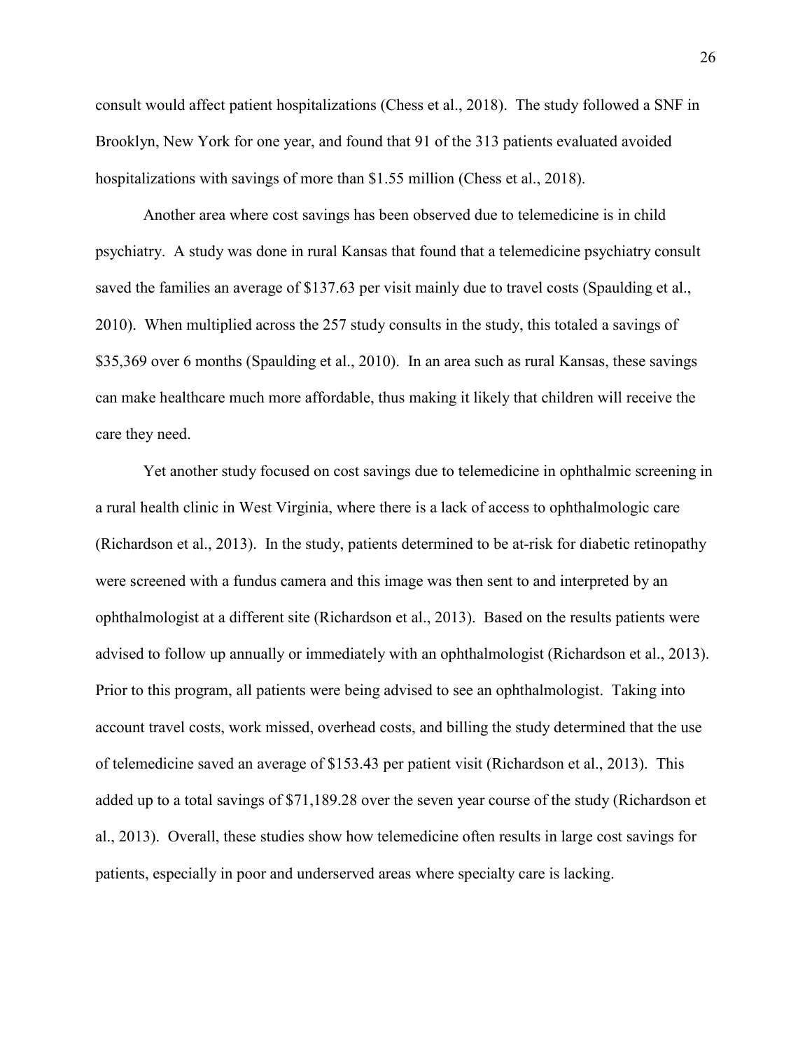consult would affect patient hospitalizations (Chess et al., 2018). The study followed a SNF in Brooklyn, New York for one year, and found that 91 of the 313 patients evaluated avoided hospitalizations with savings of more than $1.55 million (Chess et al., 2018).

Another area where cost savings has been observed due to telemedicine is in child psychiatry. A study was done in rural Kansas that found that a telemedicine psychiatry consult saved the families an average of $137.63 per visit mainly due to travel costs (Spaulding et al., 2010). When multiplied across the 257 study consults in the study, this totaled a savings of $35,369 over 6 months (Spaulding et al., 2010). In an area such as rural Kansas, these savings can make healthcare much more affordable, thus making it likely that children will receive the care they need.

Yet another study focused on cost savings due to telemedicine in ophthalmic screening in a rural health clinic in West Virginia, where there is a lack of access to ophthalmologic care (Richardson et al., 2013). In the study, patients determined to be at-risk for diabetic retinopathy were screened with a fundus camera and this image was then sent to and interpreted by an ophthalmologist at a different site (Richardson et al., 2013). Based on the results patients were advised to follow up annually or immediately with an ophthalmologist (Richardson et al., 2013). Prior to this program, all patients were being advised to see an ophthalmologist. Taking into account travel costs, work missed, overhead costs, and billing the study determined that the use of telemedicine saved an average of $153.43 per patient visit (Richardson et al., 2013). This added up to a total savings of $71,189.28 over the seven year course of the study (Richardson et al., 2013). Overall, these studies show how telemedicine often results in large cost savings for patients, especially in poor and underserved areas where specialty care is lacking.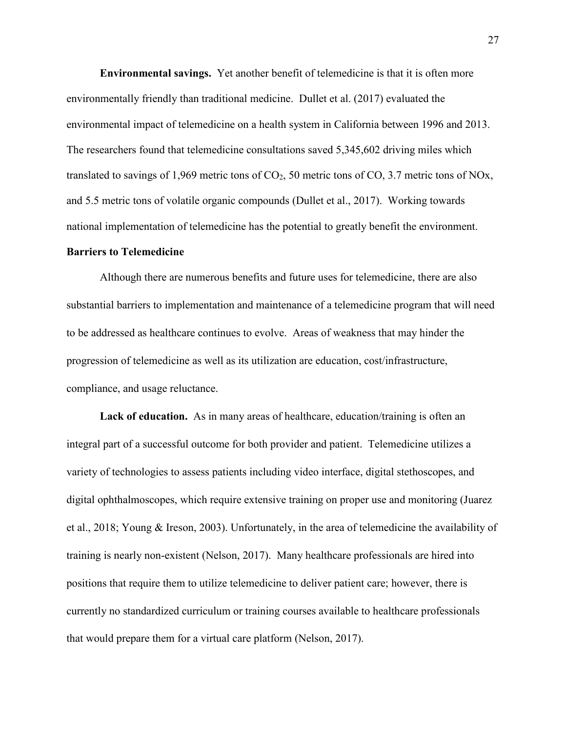**Environmental savings.** Yet another benefit of telemedicine is that it is often more environmentally friendly than traditional medicine. Dullet et al. (2017) evaluated the environmental impact of telemedicine on a health system in California between 1996 and 2013. The researchers found that telemedicine consultations saved 5,345,602 driving miles which translated to savings of 1,969 metric tons of $CO_2$, 50 metric tons of CO, 3.7 metric tons of NOx, and 5.5 metric tons of volatile organic compounds (Dullet et al., 2017). Working towards national implementation of telemedicine has the potential to greatly benefit the environment.

## Barriers to Telemedicine

Although there are numerous benefits and future uses for telemedicine, there are also substantial barriers to implementation and maintenance of a telemedicine program that will need to be addressed as healthcare continues to evolve. Areas of weakness that may hinder the progression of telemedicine as well as its utilization are education, cost/infrastructure, compliance, and usage reluctance.

**Lack of education.** As in many areas of healthcare, education/training is often an integral part of a successful outcome for both provider and patient. Telemedicine utilizes a variety of technologies to assess patients including video interface, digital stethoscopes, and digital ophthalmoscopes, which require extensive training on proper use and monitoring (Juarez et al., 2018; Young & Ireson, 2003). Unfortunately, in the area of telemedicine the availability of training is nearly non-existent (Nelson, 2017). Many healthcare professionals are hired into positions that require them to utilize telemedicine to deliver patient care; however, there is currently no standardized curriculum or training courses available to healthcare professionals that would prepare them for a virtual care platform (Nelson, 2017).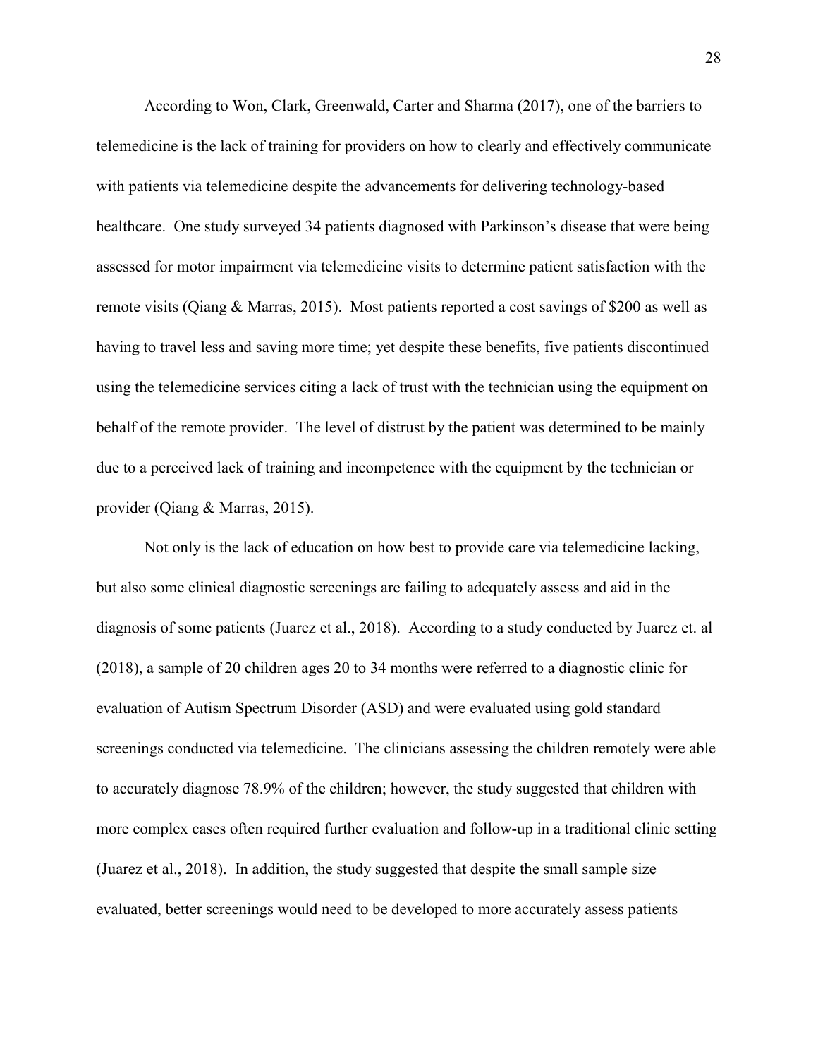According to Won, Clark, Greenwald, Carter and Sharma (2017), one of the barriers to telemedicine is the lack of training for providers on how to clearly and effectively communicate with patients via telemedicine despite the advancements for delivering technology-based healthcare. One study surveyed 34 patients diagnosed with Parkinson's disease that were being assessed for motor impairment via telemedicine visits to determine patient satisfaction with the remote visits (Qiang & Marras, 2015). Most patients reported a cost savings of $200 as well as having to travel less and saving more time; yet despite these benefits, five patients discontinued using the telemedicine services citing a lack of trust with the technician using the equipment on behalf of the remote provider. The level of distrust by the patient was determined to be mainly due to a perceived lack of training and incompetence with the equipment by the technician or provider (Qiang & Marras, 2015).

Not only is the lack of education on how best to provide care via telemedicine lacking, but also some clinical diagnostic screenings are failing to adequately assess and aid in the diagnosis of some patients (Juarez et al., 2018). According to a study conducted by Juarez et. al (2018), a sample of 20 children ages 20 to 34 months were referred to a diagnostic clinic for evaluation of Autism Spectrum Disorder (ASD) and were evaluated using gold standard screenings conducted via telemedicine. The clinicians assessing the children remotely were able to accurately diagnose 78.9% of the children; however, the study suggested that children with more complex cases often required further evaluation and follow-up in a traditional clinic setting (Juarez et al., 2018). In addition, the study suggested that despite the small sample size evaluated, better screenings would need to be developed to more accurately assess patients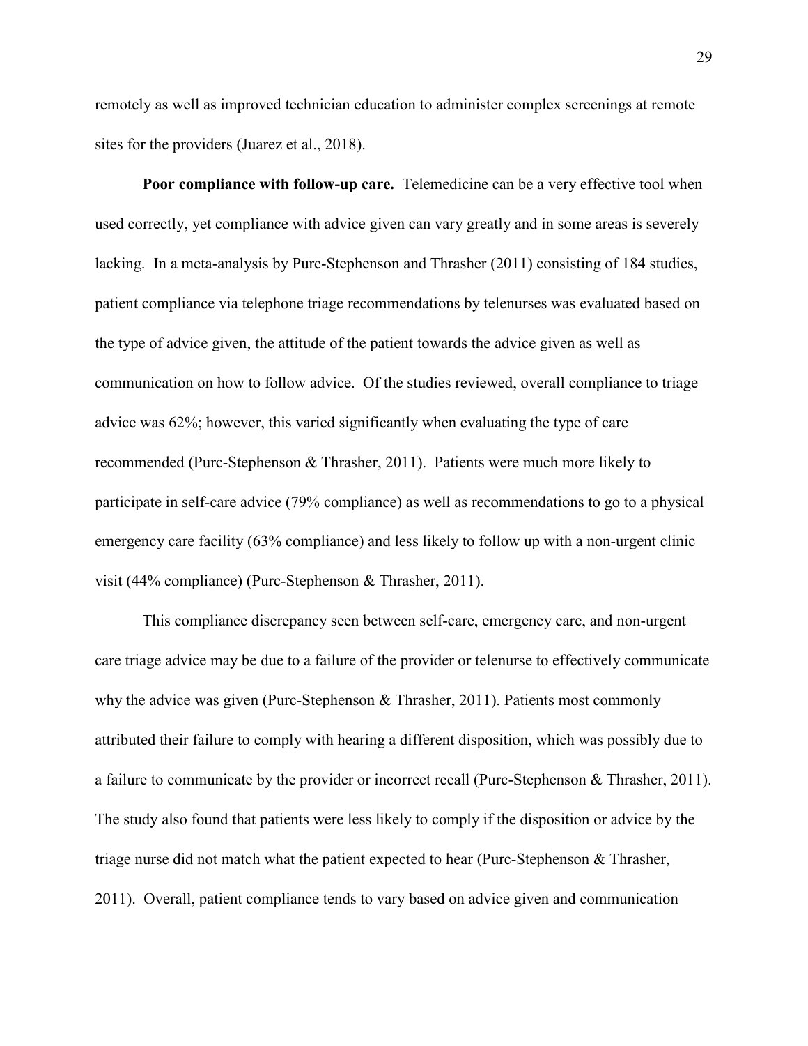remotely as well as improved technician education to administer complex screenings at remote sites for the providers (Juarez et al., 2018).

**Poor compliance with follow-up care.** Telemedicine can be a very effective tool when used correctly, yet compliance with advice given can vary greatly and in some areas is severely lacking. In a meta-analysis by Purc-Stephenson and Thrasher (2011) consisting of 184 studies, patient compliance via telephone triage recommendations by telenurses was evaluated based on the type of advice given, the attitude of the patient towards the advice given as well as communication on how to follow advice. Of the studies reviewed, overall compliance to triage advice was 62%; however, this varied significantly when evaluating the type of care recommended (Purc-Stephenson & Thrasher, 2011). Patients were much more likely to participate in self-care advice (79% compliance) as well as recommendations to go to a physical emergency care facility (63% compliance) and less likely to follow up with a non-urgent clinic visit (44% compliance) (Purc-Stephenson & Thrasher, 2011).

This compliance discrepancy seen between self-care, emergency care, and non-urgent care triage advice may be due to a failure of the provider or telenurse to effectively communicate why the advice was given (Purc-Stephenson & Thrasher, 2011). Patients most commonly attributed their failure to comply with hearing a different disposition, which was possibly due to a failure to communicate by the provider or incorrect recall (Purc-Stephenson & Thrasher, 2011). The study also found that patients were less likely to comply if the disposition or advice by the triage nurse did not match what the patient expected to hear (Purc-Stephenson & Thrasher, 2011). Overall, patient compliance tends to vary based on advice given and communication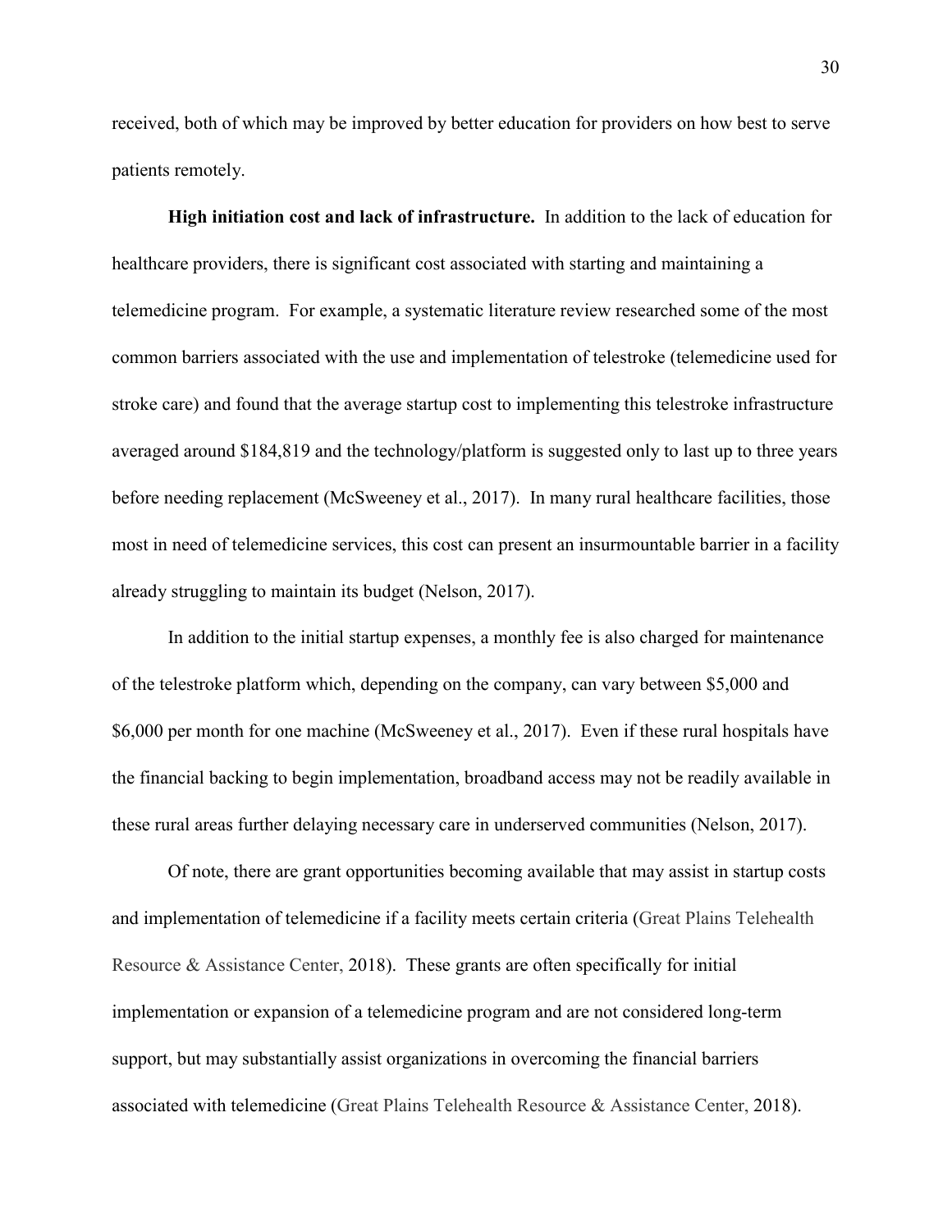received, both of which may be improved by better education for providers on how best to serve patients remotely.

**High initiation cost and lack of infrastructure.** In addition to the lack of education for healthcare providers, there is significant cost associated with starting and maintaining a telemedicine program. For example, a systematic literature review researched some of the most common barriers associated with the use and implementation of telestroke (telemedicine used for stroke care) and found that the average startup cost to implementing this telestroke infrastructure averaged around $184,819 and the technology/platform is suggested only to last up to three years before needing replacement (McSweeney et al., 2017). In many rural healthcare facilities, those most in need of telemedicine services, this cost can present an insurmountable barrier in a facility already struggling to maintain its budget (Nelson, 2017).

In addition to the initial startup expenses, a monthly fee is also charged for maintenance of the telestroke platform which, depending on the company, can vary between $5,000 and $6,000 per month for one machine (McSweeney et al., 2017). Even if these rural hospitals have the financial backing to begin implementation, broadband access may not be readily available in these rural areas further delaying necessary care in underserved communities (Nelson, 2017).

Of note, there are grant opportunities becoming available that may assist in startup costs and implementation of telemedicine if a facility meets certain criteria (Great Plains Telehealth Resource & Assistance Center, 2018). These grants are often specifically for initial implementation or expansion of a telemedicine program and are not considered long-term support, but may substantially assist organizations in overcoming the financial barriers associated with telemedicine (Great Plains Telehealth Resource & Assistance Center, 2018).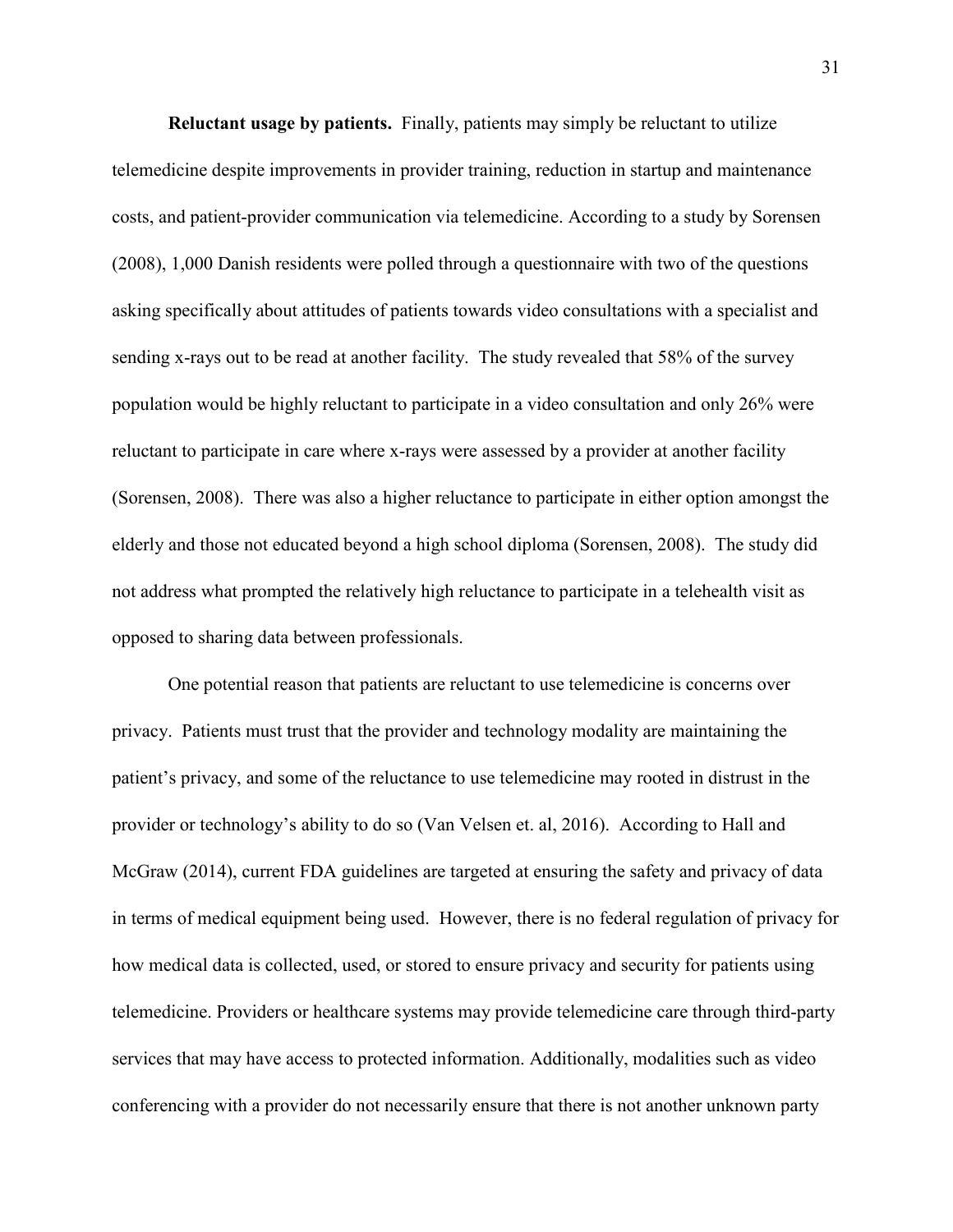**Reluctant usage by patients.** Finally, patients may simply be reluctant to utilize telemedicine despite improvements in provider training, reduction in startup and maintenance costs, and patient-provider communication via telemedicine. According to a study by Sorensen (2008), 1,000 Danish residents were polled through a questionnaire with two of the questions asking specifically about attitudes of patients towards video consultations with a specialist and sending x-rays out to be read at another facility. The study revealed that 58% of the survey population would be highly reluctant to participate in a video consultation and only 26% were reluctant to participate in care where x-rays were assessed by a provider at another facility (Sorensen, 2008). There was also a higher reluctance to participate in either option amongst the elderly and those not educated beyond a high school diploma (Sorensen, 2008). The study did not address what prompted the relatively high reluctance to participate in a telehealth visit as opposed to sharing data between professionals.

One potential reason that patients are reluctant to use telemedicine is concerns over privacy. Patients must trust that the provider and technology modality are maintaining the patient's privacy, and some of the reluctance to use telemedicine may rooted in distrust in the provider or technology's ability to do so (Van Velsen et. al, 2016). According to Hall and McGraw (2014), current FDA guidelines are targeted at ensuring the safety and privacy of data in terms of medical equipment being used. However, there is no federal regulation of privacy for how medical data is collected, used, or stored to ensure privacy and security for patients using telemedicine. Providers or healthcare systems may provide telemedicine care through third-party services that may have access to protected information. Additionally, modalities such as video conferencing with a provider do not necessarily ensure that there is not another unknown party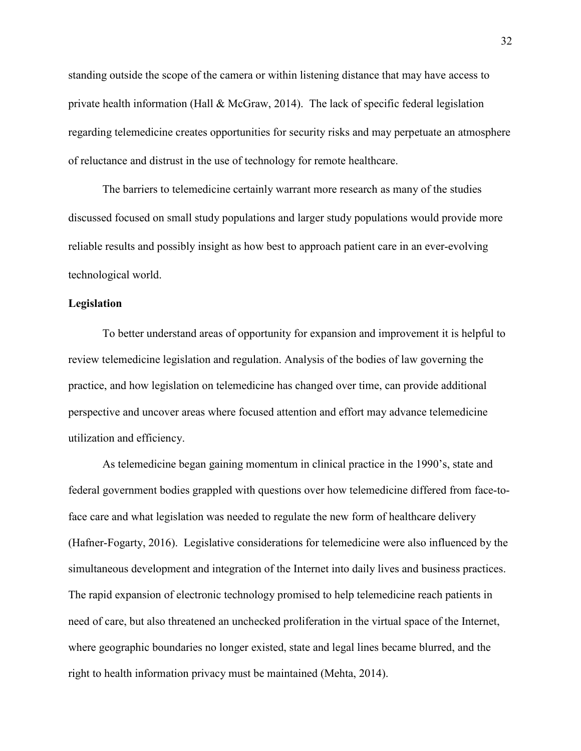standing outside the scope of the camera or within listening distance that may have access to private health information (Hall & McGraw, 2014). The lack of specific federal legislation regarding telemedicine creates opportunities for security risks and may perpetuate an atmosphere of reluctance and distrust in the use of technology for remote healthcare.

The barriers to telemedicine certainly warrant more research as many of the studies discussed focused on small study populations and larger study populations would provide more reliable results and possibly insight as how best to approach patient care in an ever-evolving technological world.

**Legislation**

To better understand areas of opportunity for expansion and improvement it is helpful to review telemedicine legislation and regulation. Analysis of the bodies of law governing the practice, and how legislation on telemedicine has changed over time, can provide additional perspective and uncover areas where focused attention and effort may advance telemedicine utilization and efficiency.

As telemedicine began gaining momentum in clinical practice in the 1990's, state and federal government bodies grappled with questions over how telemedicine differed from face-to-face care and what legislation was needed to regulate the new form of healthcare delivery (Hafner-Fogarty, 2016). Legislative considerations for telemedicine were also influenced by the simultaneous development and integration of the Internet into daily lives and business practices. The rapid expansion of electronic technology promised to help telemedicine reach patients in need of care, but also threatened an unchecked proliferation in the virtual space of the Internet, where geographic boundaries no longer existed, state and legal lines became blurred, and the right to health information privacy must be maintained (Mehta, 2014).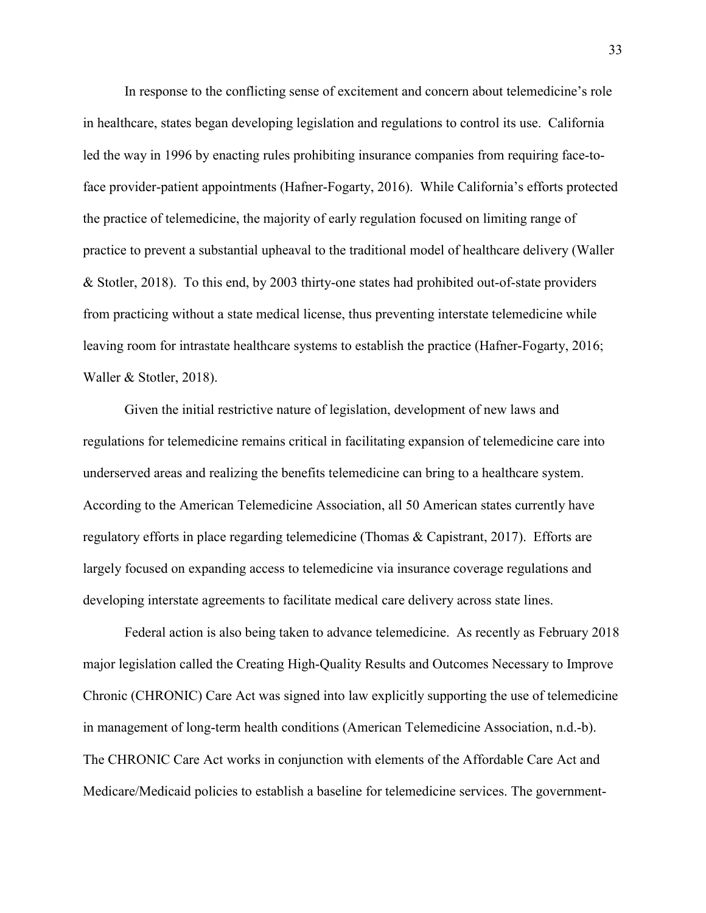In response to the conflicting sense of excitement and concern about telemedicine's role in healthcare, states began developing legislation and regulations to control its use. California led the way in 1996 by enacting rules prohibiting insurance companies from requiring face-to-face provider-patient appointments (Hafner-Fogarty, 2016). While California's efforts protected the practice of telemedicine, the majority of early regulation focused on limiting range of practice to prevent a substantial upheaval to the traditional model of healthcare delivery (Waller & Stotler, 2018). To this end, by 2003 thirty-one states had prohibited out-of-state providers from practicing without a state medical license, thus preventing interstate telemedicine while leaving room for intrastate healthcare systems to establish the practice (Hafner-Fogarty, 2016; Waller & Stotler, 2018).

Given the initial restrictive nature of legislation, development of new laws and regulations for telemedicine remains critical in facilitating expansion of telemedicine care into underserved areas and realizing the benefits telemedicine can bring to a healthcare system. According to the American Telemedicine Association, all 50 American states currently have regulatory efforts in place regarding telemedicine (Thomas & Capistrant, 2017). Efforts are largely focused on expanding access to telemedicine via insurance coverage regulations and developing interstate agreements to facilitate medical care delivery across state lines.

Federal action is also being taken to advance telemedicine. As recently as February 2018 major legislation called the Creating High-Quality Results and Outcomes Necessary to Improve Chronic (CHRONIC) Care Act was signed into law explicitly supporting the use of telemedicine in management of long-term health conditions (American Telemedicine Association, n.d.-b). The CHRONIC Care Act works in conjunction with elements of the Affordable Care Act and Medicare/Medicaid policies to establish a baseline for telemedicine services. The government-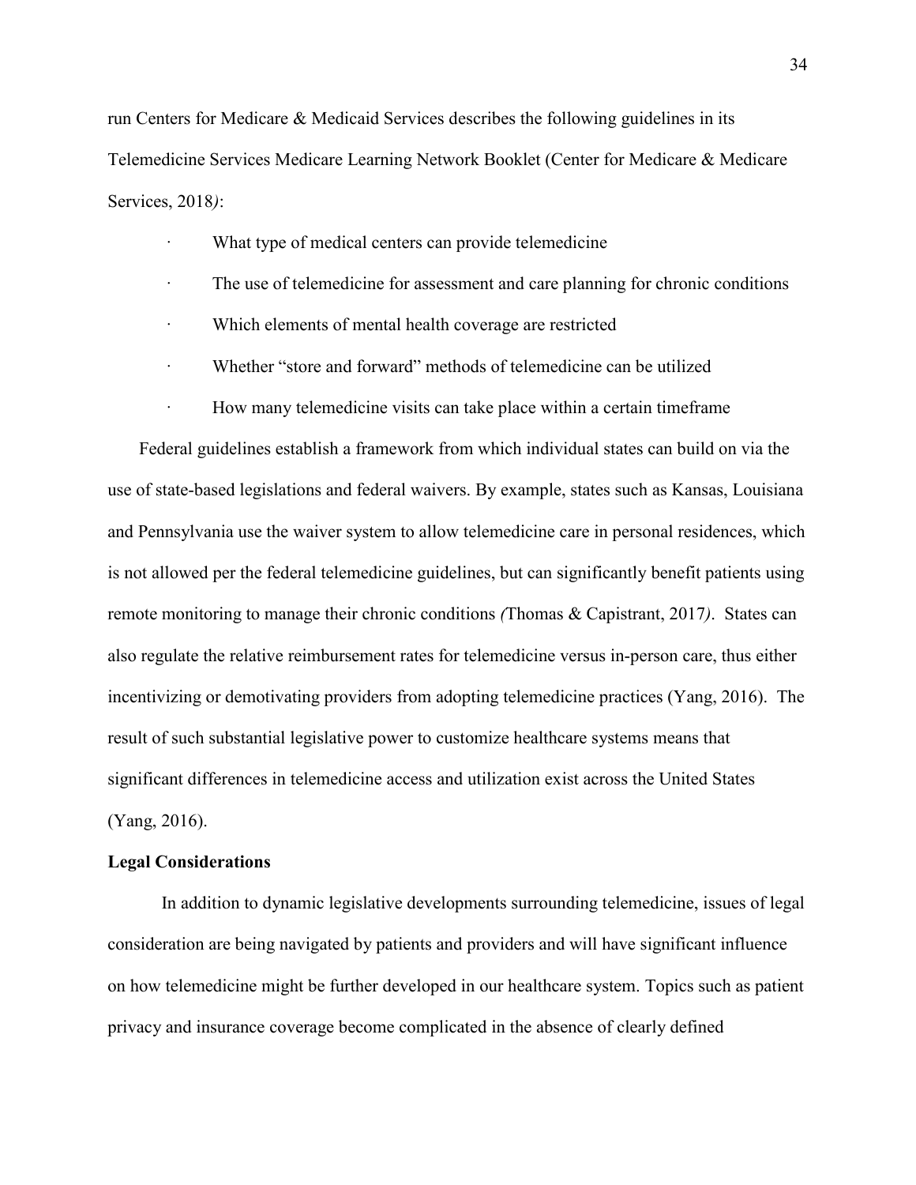run Centers for Medicare & Medicaid Services describes the following guidelines in its Telemedicine Services Medicare Learning Network Booklet (Center for Medicare & Medicare Services, 2018*)*:

- What type of medical centers can provide telemedicine
- The use of telemedicine for assessment and care planning for chronic conditions
- Which elements of mental health coverage are restricted
- Whether "store and forward" methods of telemedicine can be utilized
- How many telemedicine visits can take place within a certain timeframe

Federal guidelines establish a framework from which individual states can build on via the use of state-based legislations and federal waivers. By example, states such as Kansas, Louisiana and Pennsylvania use the waiver system to allow telemedicine care in personal residences, which is not allowed per the federal telemedicine guidelines, but can significantly benefit patients using remote monitoring to manage their chronic conditions *(*Thomas & Capistrant, 2017*)*. States can also regulate the relative reimbursement rates for telemedicine versus in-person care, thus either incentivizing or demotivating providers from adopting telemedicine practices (Yang, 2016). The result of such substantial legislative power to customize healthcare systems means that significant differences in telemedicine access and utilization exist across the United States (Yang, 2016).

**Legal Considerations**

In addition to dynamic legislative developments surrounding telemedicine, issues of legal consideration are being navigated by patients and providers and will have significant influence on how telemedicine might be further developed in our healthcare system. Topics such as patient privacy and insurance coverage become complicated in the absence of clearly defined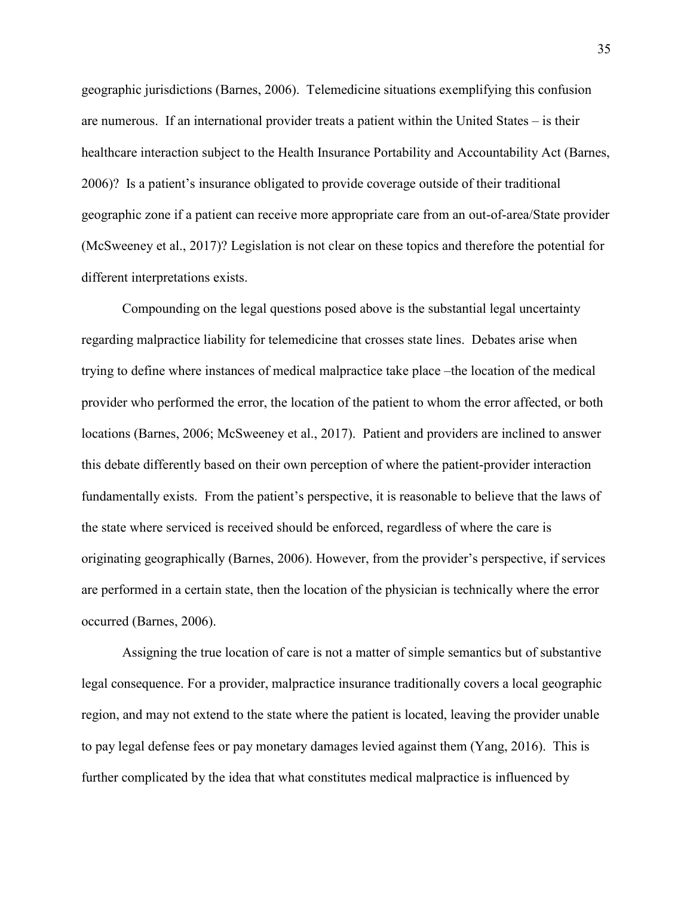geographic jurisdictions (Barnes, 2006). Telemedicine situations exemplifying this confusion are numerous. If an international provider treats a patient within the United States – is their healthcare interaction subject to the Health Insurance Portability and Accountability Act (Barnes, 2006)? Is a patient's insurance obligated to provide coverage outside of their traditional geographic zone if a patient can receive more appropriate care from an out-of-area/State provider (McSweeney et al., 2017)? Legislation is not clear on these topics and therefore the potential for different interpretations exists.

Compounding on the legal questions posed above is the substantial legal uncertainty regarding malpractice liability for telemedicine that crosses state lines. Debates arise when trying to define where instances of medical malpractice take place –the location of the medical provider who performed the error, the location of the patient to whom the error affected, or both locations (Barnes, 2006; McSweeney et al., 2017). Patient and providers are inclined to answer this debate differently based on their own perception of where the patient-provider interaction fundamentally exists. From the patient's perspective, it is reasonable to believe that the laws of the state where serviced is received should be enforced, regardless of where the care is originating geographically (Barnes, 2006). However, from the provider's perspective, if services are performed in a certain state, then the location of the physician is technically where the error occurred (Barnes, 2006).

Assigning the true location of care is not a matter of simple semantics but of substantive legal consequence. For a provider, malpractice insurance traditionally covers a local geographic region, and may not extend to the state where the patient is located, leaving the provider unable to pay legal defense fees or pay monetary damages levied against them (Yang, 2016). This is further complicated by the idea that what constitutes medical malpractice is influenced by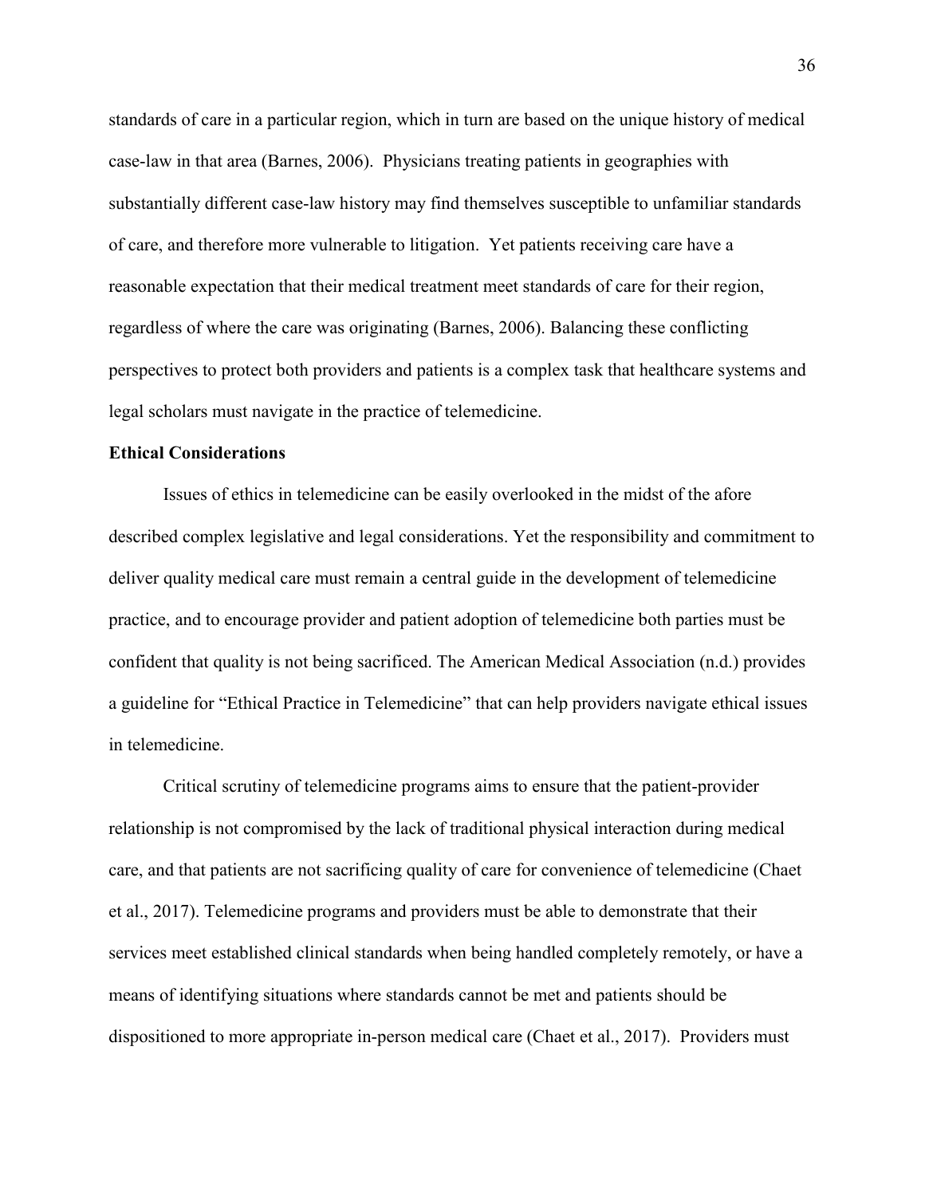standards of care in a particular region, which in turn are based on the unique history of medical case-law in that area (Barnes, 2006). Physicians treating patients in geographies with substantially different case-law history may find themselves susceptible to unfamiliar standards of care, and therefore more vulnerable to litigation. Yet patients receiving care have a reasonable expectation that their medical treatment meet standards of care for their region, regardless of where the care was originating (Barnes, 2006). Balancing these conflicting perspectives to protect both providers and patients is a complex task that healthcare systems and legal scholars must navigate in the practice of telemedicine.

**Ethical Considerations**

Issues of ethics in telemedicine can be easily overlooked in the midst of the afore described complex legislative and legal considerations. Yet the responsibility and commitment to deliver quality medical care must remain a central guide in the development of telemedicine practice, and to encourage provider and patient adoption of telemedicine both parties must be confident that quality is not being sacrificed. The American Medical Association (n.d.) provides a guideline for "Ethical Practice in Telemedicine" that can help providers navigate ethical issues in telemedicine.

Critical scrutiny of telemedicine programs aims to ensure that the patient-provider relationship is not compromised by the lack of traditional physical interaction during medical care, and that patients are not sacrificing quality of care for convenience of telemedicine (Chaet et al., 2017). Telemedicine programs and providers must be able to demonstrate that their services meet established clinical standards when being handled completely remotely, or have a means of identifying situations where standards cannot be met and patients should be dispositioned to more appropriate in-person medical care (Chaet et al., 2017). Providers must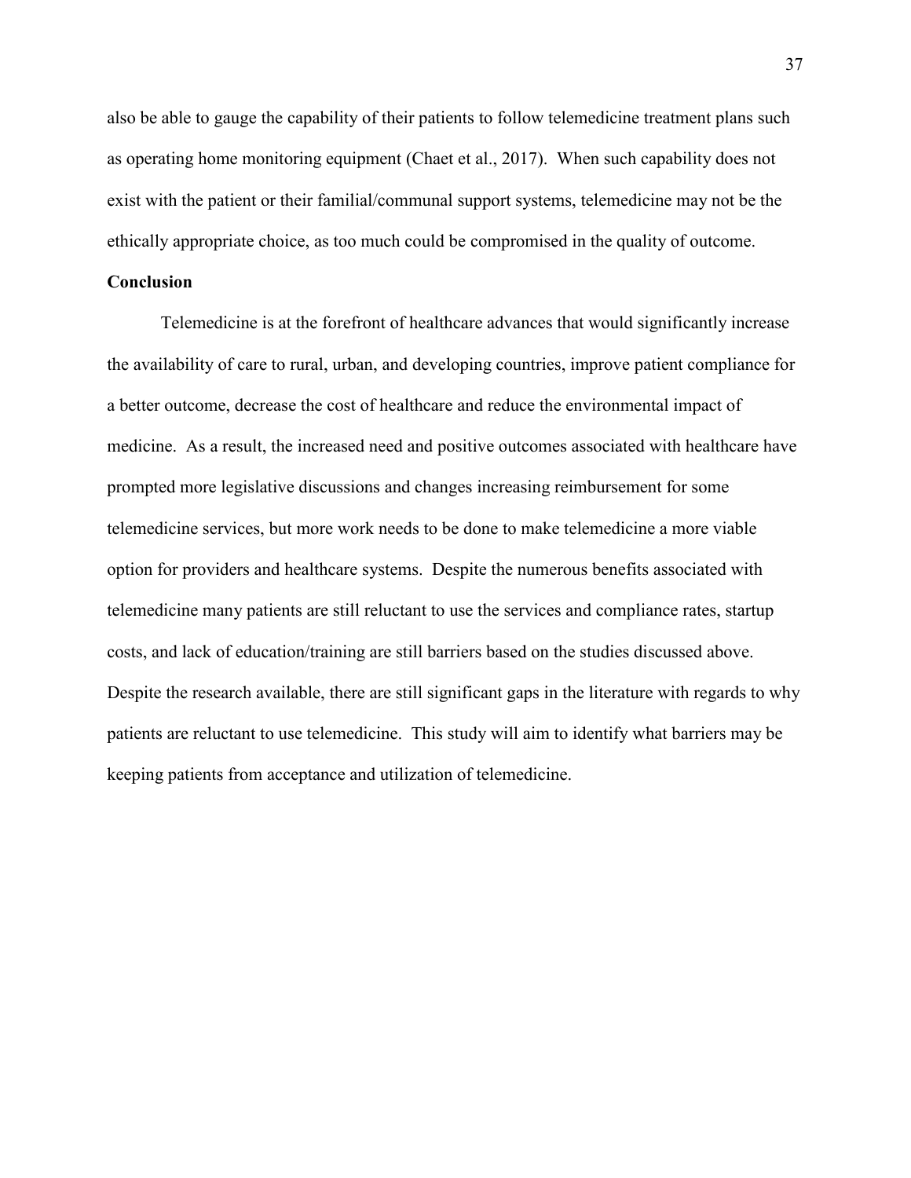also be able to gauge the capability of their patients to follow telemedicine treatment plans such as operating home monitoring equipment (Chaet et al., 2017). When such capability does not exist with the patient or their familial/communal support systems, telemedicine may not be the ethically appropriate choice, as too much could be compromised in the quality of outcome.

## Conclusion

Telemedicine is at the forefront of healthcare advances that would significantly increase the availability of care to rural, urban, and developing countries, improve patient compliance for a better outcome, decrease the cost of healthcare and reduce the environmental impact of medicine. As a result, the increased need and positive outcomes associated with healthcare have prompted more legislative discussions and changes increasing reimbursement for some telemedicine services, but more work needs to be done to make telemedicine a more viable option for providers and healthcare systems. Despite the numerous benefits associated with telemedicine many patients are still reluctant to use the services and compliance rates, startup costs, and lack of education/training are still barriers based on the studies discussed above. Despite the research available, there are still significant gaps in the literature with regards to why patients are reluctant to use telemedicine. This study will aim to identify what barriers may be keeping patients from acceptance and utilization of telemedicine.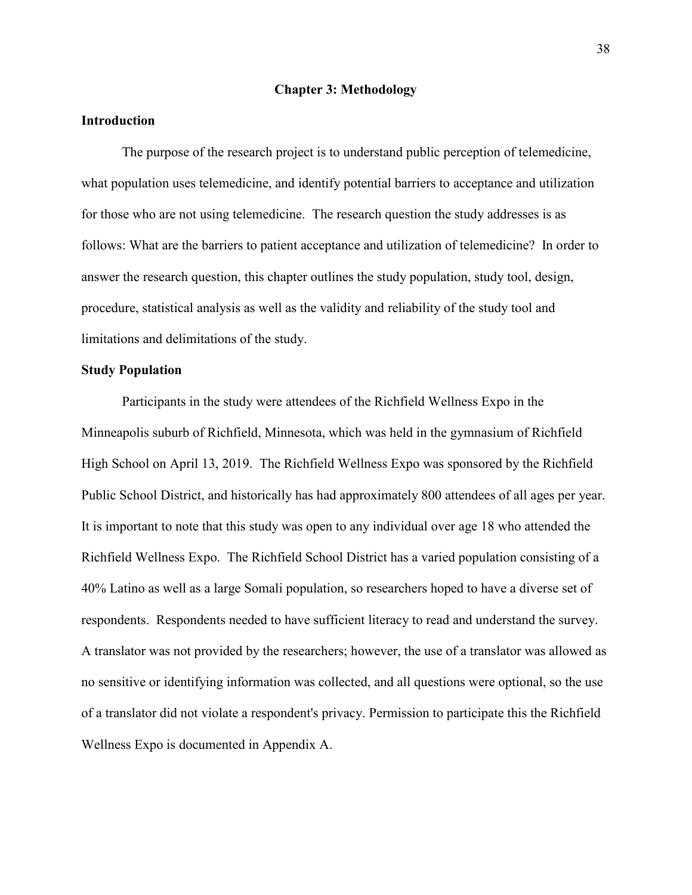## Chapter 3: Methodology

### Introduction

The purpose of the research project is to understand public perception of telemedicine, what population uses telemedicine, and identify potential barriers to acceptance and utilization for those who are not using telemedicine. The research question the study addresses is as follows: What are the barriers to patient acceptance and utilization of telemedicine? In order to answer the research question, this chapter outlines the study population, study tool, design, procedure, statistical analysis as well as the validity and reliability of the study tool and limitations and delimitations of the study.

### Study Population

Participants in the study were attendees of the Richfield Wellness Expo in the Minneapolis suburb of Richfield, Minnesota, which was held in the gymnasium of Richfield High School on April 13, 2019. The Richfield Wellness Expo was sponsored by the Richfield Public School District, and historically has had approximately 800 attendees of all ages per year. It is important to note that this study was open to any individual over age 18 who attended the Richfield Wellness Expo. The Richfield School District has a varied population consisting of a 40% Latino as well as a large Somali population, so researchers hoped to have a diverse set of respondents. Respondents needed to have sufficient literacy to read and understand the survey. A translator was not provided by the researchers; however, the use of a translator was allowed as no sensitive or identifying information was collected, and all questions were optional, so the use of a translator did not violate a respondent's privacy. Permission to participate this the Richfield Wellness Expo is documented in Appendix A.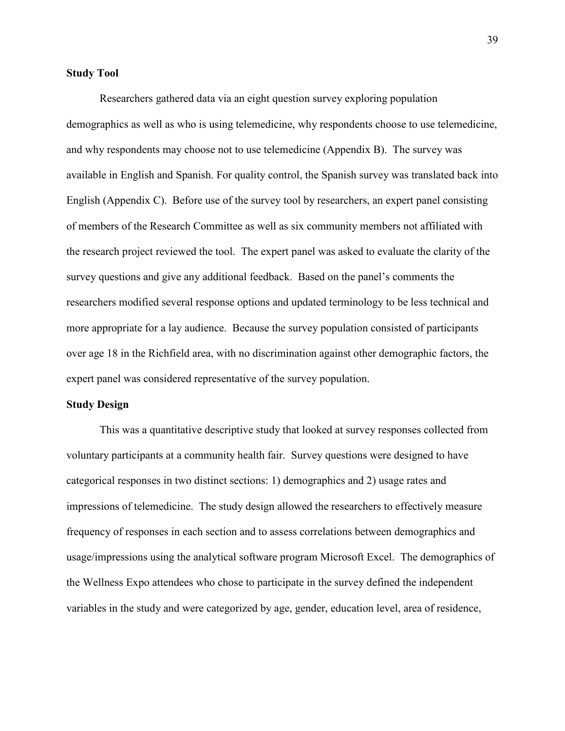**Study Tool**

Researchers gathered data via an eight question survey exploring population demographics as well as who is using telemedicine, why respondents choose to use telemedicine, and why respondents may choose not to use telemedicine (Appendix B). The survey was available in English and Spanish. For quality control, the Spanish survey was translated back into English (Appendix C). Before use of the survey tool by researchers, an expert panel consisting of members of the Research Committee as well as six community members not affiliated with the research project reviewed the tool. The expert panel was asked to evaluate the clarity of the survey questions and give any additional feedback. Based on the panel's comments the researchers modified several response options and updated terminology to be less technical and more appropriate for a lay audience. Because the survey population consisted of participants over age 18 in the Richfield area, with no discrimination against other demographic factors, the expert panel was considered representative of the survey population.

**Study Design**

This was a quantitative descriptive study that looked at survey responses collected from voluntary participants at a community health fair. Survey questions were designed to have categorical responses in two distinct sections: 1) demographics and 2) usage rates and impressions of telemedicine. The study design allowed the researchers to effectively measure frequency of responses in each section and to assess correlations between demographics and usage/impressions using the analytical software program Microsoft Excel. The demographics of the Wellness Expo attendees who chose to participate in the survey defined the independent variables in the study and were categorized by age, gender, education level, area of residence,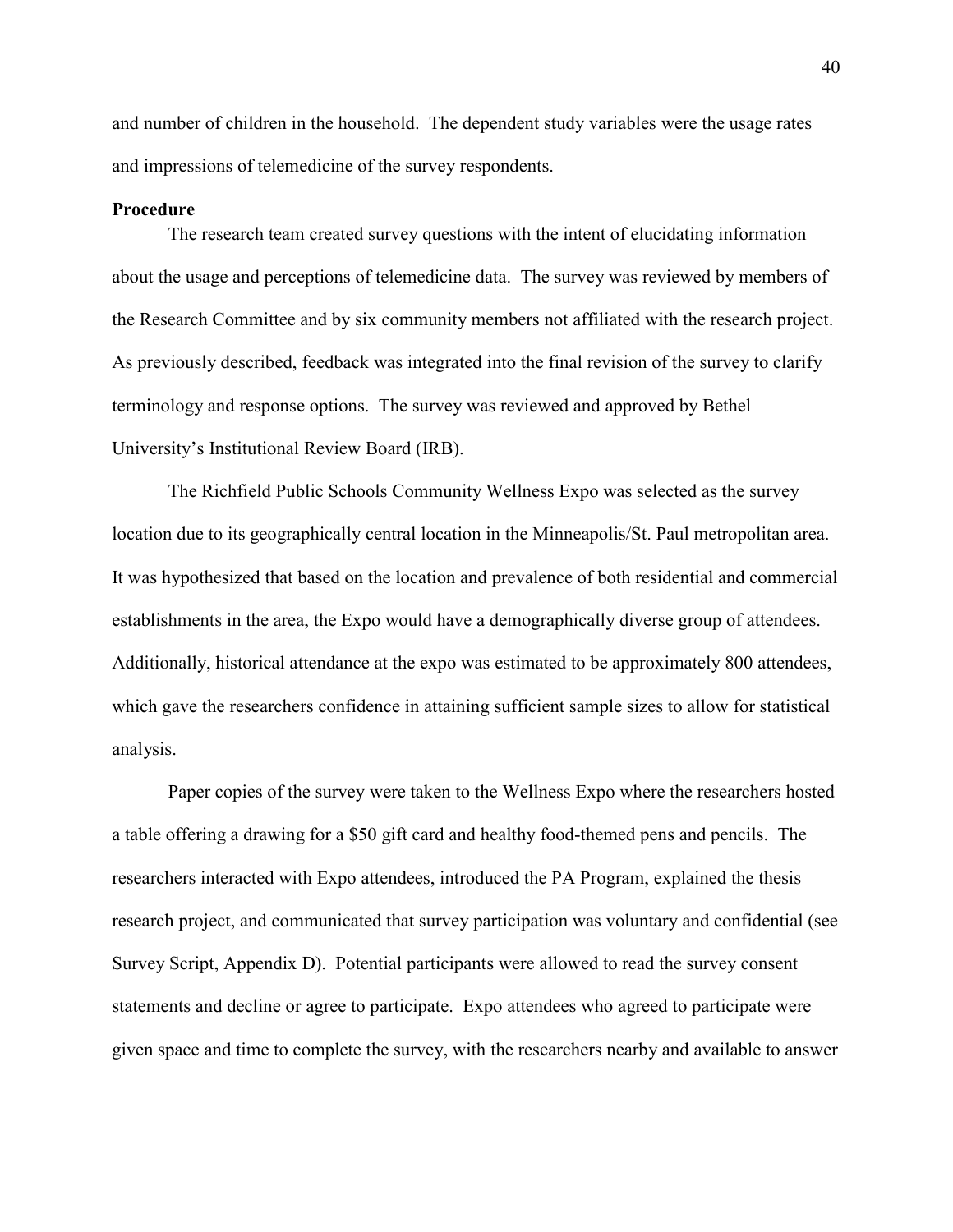and number of children in the household. The dependent study variables were the usage rates and impressions of telemedicine of the survey respondents.

**Procedure**

The research team created survey questions with the intent of elucidating information about the usage and perceptions of telemedicine data. The survey was reviewed by members of the Research Committee and by six community members not affiliated with the research project. As previously described, feedback was integrated into the final revision of the survey to clarify terminology and response options. The survey was reviewed and approved by Bethel University's Institutional Review Board (IRB).

The Richfield Public Schools Community Wellness Expo was selected as the survey location due to its geographically central location in the Minneapolis/St. Paul metropolitan area. It was hypothesized that based on the location and prevalence of both residential and commercial establishments in the area, the Expo would have a demographically diverse group of attendees. Additionally, historical attendance at the expo was estimated to be approximately 800 attendees, which gave the researchers confidence in attaining sufficient sample sizes to allow for statistical analysis.

Paper copies of the survey were taken to the Wellness Expo where the researchers hosted a table offering a drawing for a $50 gift card and healthy food-themed pens and pencils. The researchers interacted with Expo attendees, introduced the PA Program, explained the thesis research project, and communicated that survey participation was voluntary and confidential (see Survey Script, Appendix D). Potential participants were allowed to read the survey consent statements and decline or agree to participate. Expo attendees who agreed to participate were given space and time to complete the survey, with the researchers nearby and available to answer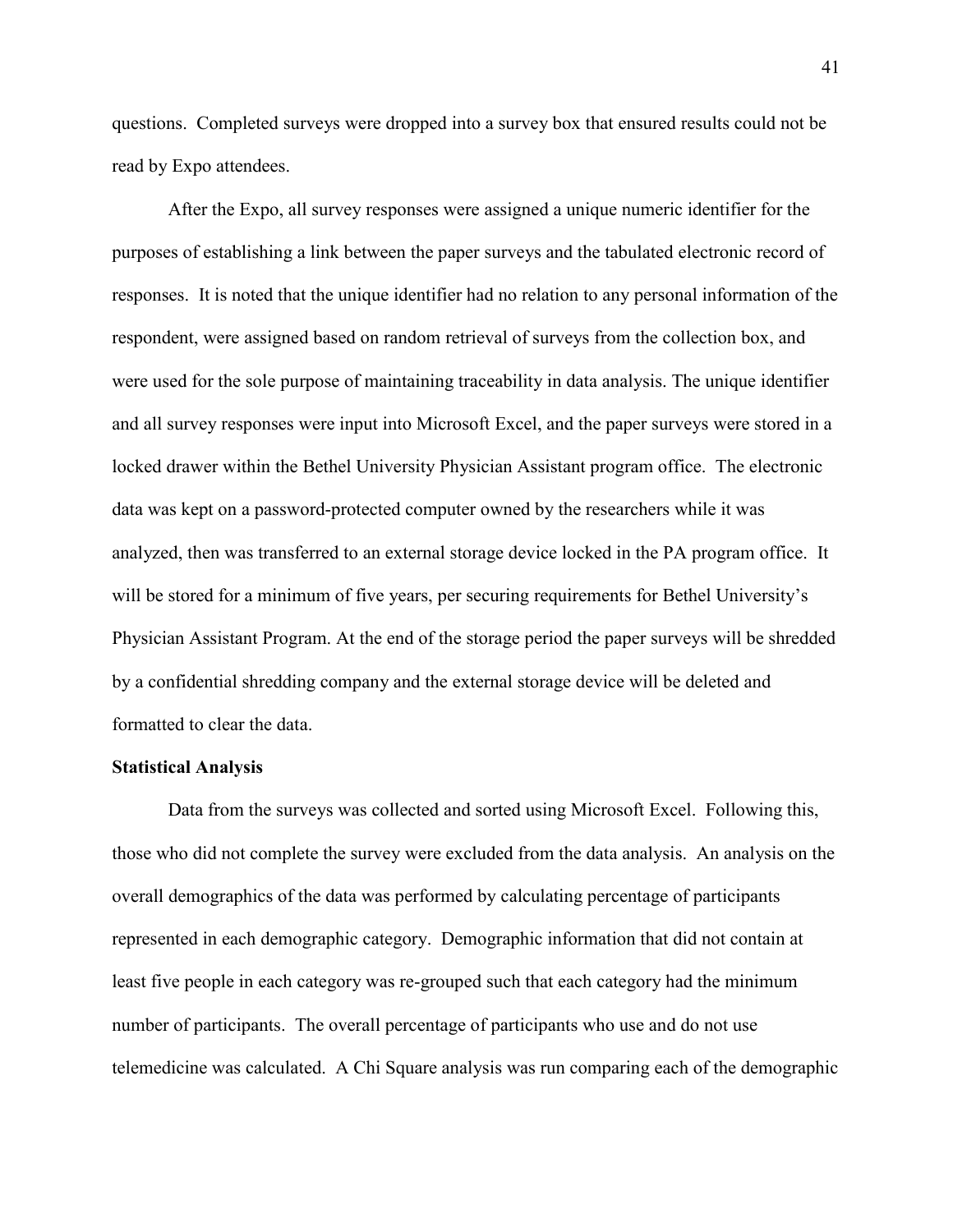questions. Completed surveys were dropped into a survey box that ensured results could not be read by Expo attendees.

After the Expo, all survey responses were assigned a unique numeric identifier for the purposes of establishing a link between the paper surveys and the tabulated electronic record of responses. It is noted that the unique identifier had no relation to any personal information of the respondent, were assigned based on random retrieval of surveys from the collection box, and were used for the sole purpose of maintaining traceability in data analysis. The unique identifier and all survey responses were input into Microsoft Excel, and the paper surveys were stored in a locked drawer within the Bethel University Physician Assistant program office. The electronic data was kept on a password-protected computer owned by the researchers while it was analyzed, then was transferred to an external storage device locked in the PA program office. It will be stored for a minimum of five years, per securing requirements for Bethel University's Physician Assistant Program. At the end of the storage period the paper surveys will be shredded by a confidential shredding company and the external storage device will be deleted and formatted to clear the data.

**Statistical Analysis**

Data from the surveys was collected and sorted using Microsoft Excel. Following this, those who did not complete the survey were excluded from the data analysis. An analysis on the overall demographics of the data was performed by calculating percentage of participants represented in each demographic category. Demographic information that did not contain at least five people in each category was re-grouped such that each category had the minimum number of participants. The overall percentage of participants who use and do not use telemedicine was calculated. A Chi Square analysis was run comparing each of the demographic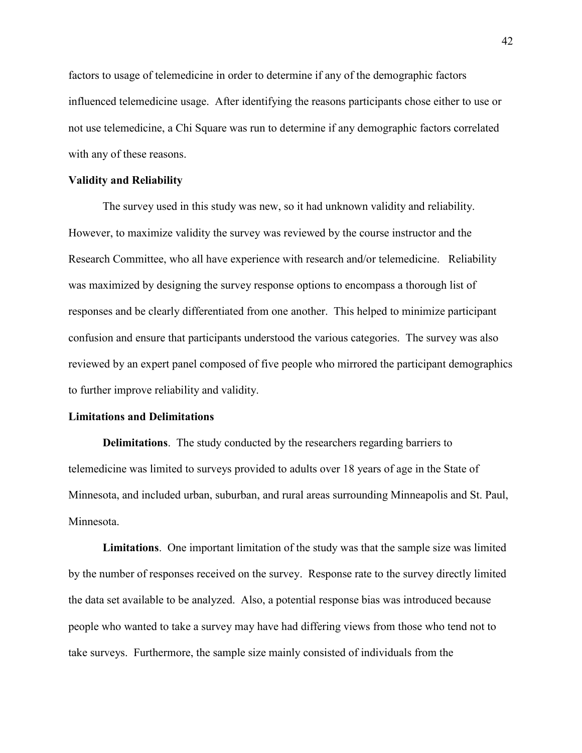factors to usage of telemedicine in order to determine if any of the demographic factors influenced telemedicine usage. After identifying the reasons participants chose either to use or not use telemedicine, a Chi Square was run to determine if any demographic factors correlated with any of these reasons.

### Validity and Reliability

The survey used in this study was new, so it had unknown validity and reliability. However, to maximize validity the survey was reviewed by the course instructor and the Research Committee, who all have experience with research and/or telemedicine. Reliability was maximized by designing the survey response options to encompass a thorough list of responses and be clearly differentiated from one another. This helped to minimize participant confusion and ensure that participants understood the various categories. The survey was also reviewed by an expert panel composed of five people who mirrored the participant demographics to further improve reliability and validity.

### Limitations and Delimitations

**Delimitations**. The study conducted by the researchers regarding barriers to telemedicine was limited to surveys provided to adults over 18 years of age in the State of Minnesota, and included urban, suburban, and rural areas surrounding Minneapolis and St. Paul, Minnesota.

**Limitations**. One important limitation of the study was that the sample size was limited by the number of responses received on the survey. Response rate to the survey directly limited the data set available to be analyzed. Also, a potential response bias was introduced because people who wanted to take a survey may have had differing views from those who tend not to take surveys. Furthermore, the sample size mainly consisted of individuals from the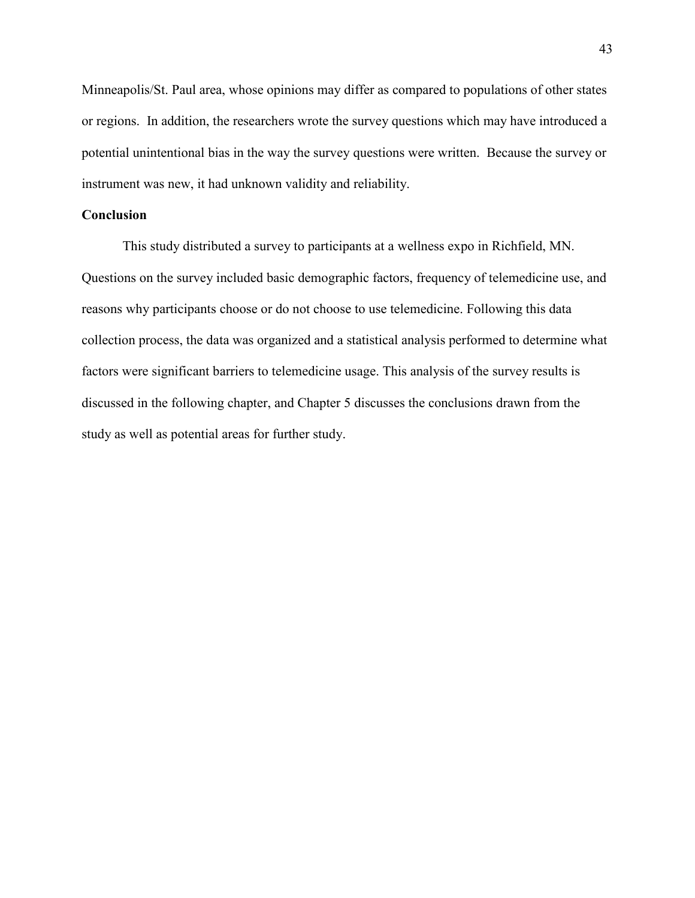Minneapolis/St. Paul area, whose opinions may differ as compared to populations of other states or regions. In addition, the researchers wrote the survey questions which may have introduced a potential unintentional bias in the way the survey questions were written. Because the survey or instrument was new, it had unknown validity and reliability.

**Conclusion**

This study distributed a survey to participants at a wellness expo in Richfield, MN. Questions on the survey included basic demographic factors, frequency of telemedicine use, and reasons why participants choose or do not choose to use telemedicine. Following this data collection process, the data was organized and a statistical analysis performed to determine what factors were significant barriers to telemedicine usage. This analysis of the survey results is discussed in the following chapter, and Chapter 5 discusses the conclusions drawn from the study as well as potential areas for further study.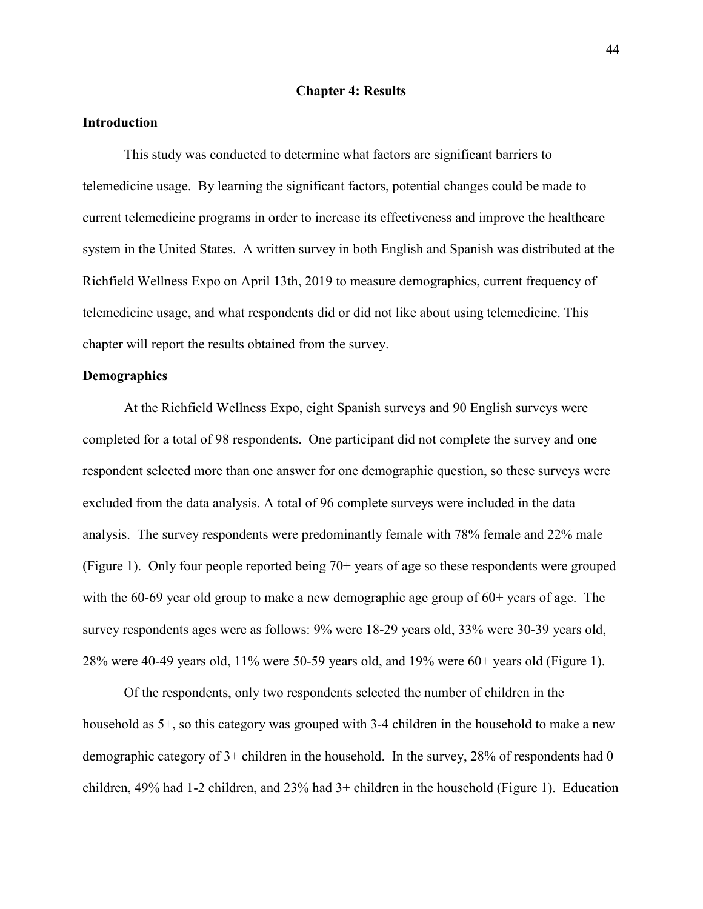# Chapter 4: Results

## Introduction

This study was conducted to determine what factors are significant barriers to telemedicine usage. By learning the significant factors, potential changes could be made to current telemedicine programs in order to increase its effectiveness and improve the healthcare system in the United States. A written survey in both English and Spanish was distributed at the Richfield Wellness Expo on April 13th, 2019 to measure demographics, current frequency of telemedicine usage, and what respondents did or did not like about using telemedicine. This chapter will report the results obtained from the survey.

## Demographics

At the Richfield Wellness Expo, eight Spanish surveys and 90 English surveys were completed for a total of 98 respondents. One participant did not complete the survey and one respondent selected more than one answer for one demographic question, so these surveys were excluded from the data analysis. A total of 96 complete surveys were included in the data analysis. The survey respondents were predominantly female with 78% female and 22% male (Figure 1). Only four people reported being 70+ years of age so these respondents were grouped with the 60-69 year old group to make a new demographic age group of 60+ years of age. The survey respondents ages were as follows: 9% were 18-29 years old, 33% were 30-39 years old, 28% were 40-49 years old, 11% were 50-59 years old, and 19% were 60+ years old (Figure 1).

Of the respondents, only two respondents selected the number of children in the household as 5+, so this category was grouped with 3-4 children in the household to make a new demographic category of 3+ children in the household. In the survey, 28% of respondents had 0 children, 49% had 1-2 children, and 23% had 3+ children in the household (Figure 1). Education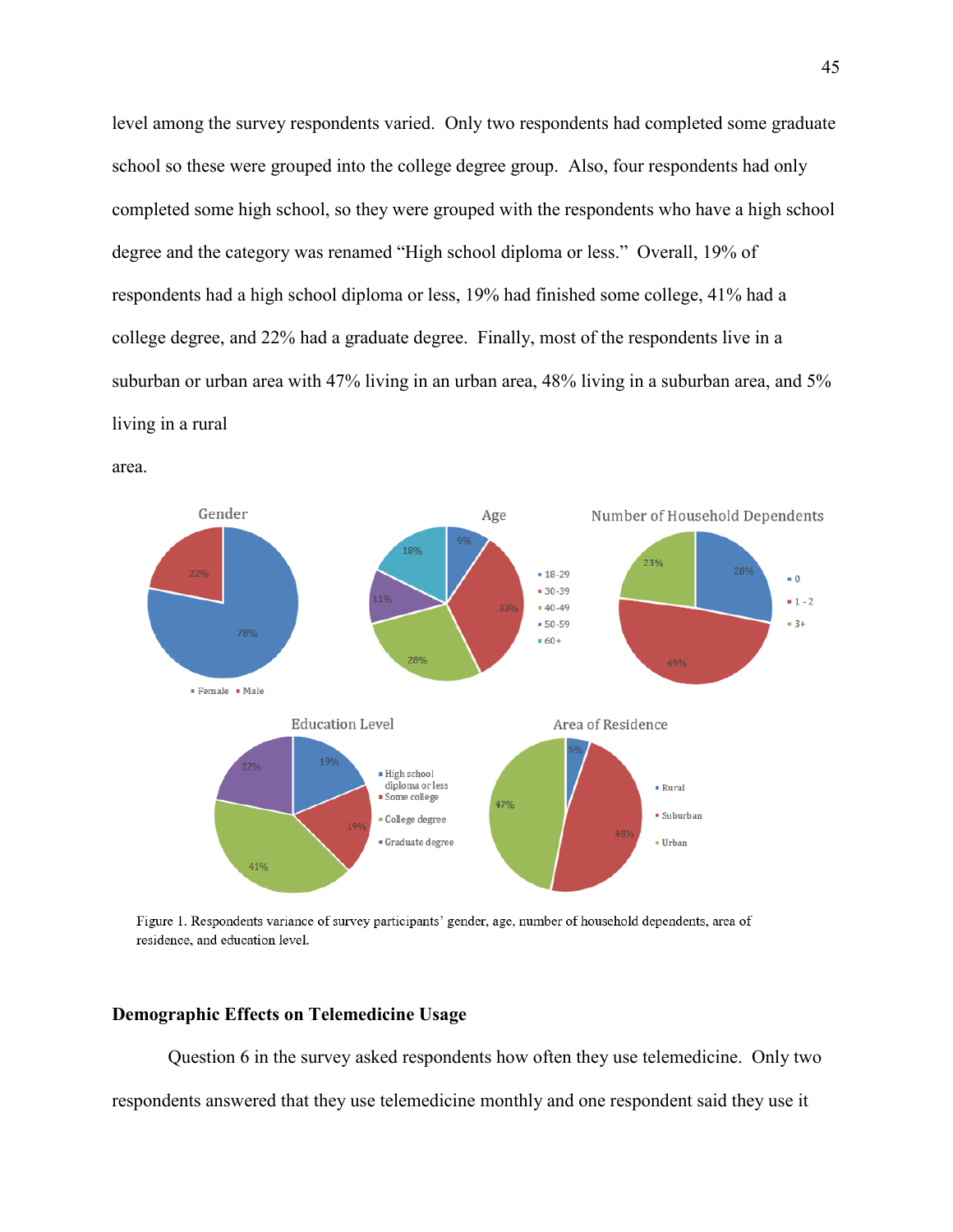level among the survey respondents varied. Only two respondents had completed some graduate school so these were grouped into the college degree group. Also, four respondents had only completed some high school, so they were grouped with the respondents who have a high school degree and the category was renamed "High school diploma or less." Overall, 19% of respondents had a high school diploma or less, 19% had finished some college, 41% had a college degree, and 22% had a graduate degree. Finally, most of the respondents live in a suburban or urban area with 47% living in an urban area, 48% living in a suburban area, and 5% living in a rural area.

Figure 1. Respondents variance of survey participants' gender, age, number of household dependents, area of residence, and education level.

### Demographic Effects on Telemedicine Usage

Question 6 in the survey asked respondents how often they use telemedicine. Only two respondents answered that they use telemedicine monthly and one respondent said they use it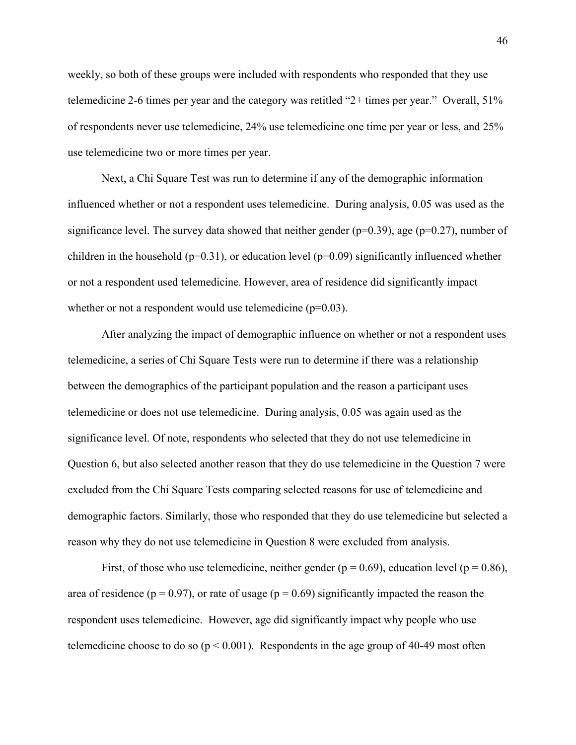weekly, so both of these groups were included with respondents who responded that they use telemedicine 2-6 times per year and the category was retitled "2+ times per year." Overall, 51% of respondents never use telemedicine, 24% use telemedicine one time per year or less, and 25% use telemedicine two or more times per year.

Next, a Chi Square Test was run to determine if any of the demographic information influenced whether or not a respondent uses telemedicine. During analysis, 0.05 was used as the significance level. The survey data showed that neither gender ($p=0.39$), age ($p=0.27$), number of children in the household ($p=0.31$), or education level ($p=0.09$) significantly influenced whether or not a respondent used telemedicine. However, area of residence did significantly impact whether or not a respondent would use telemedicine ($p=0.03$).

After analyzing the impact of demographic influence on whether or not a respondent uses telemedicine, a series of Chi Square Tests were run to determine if there was a relationship between the demographics of the participant population and the reason a participant uses telemedicine or does not use telemedicine. During analysis, 0.05 was again used as the significance level. Of note, respondents who selected that they do not use telemedicine in Question 6, but also selected another reason that they do use telemedicine in the Question 7 were excluded from the Chi Square Tests comparing selected reasons for use of telemedicine and demographic factors. Similarly, those who responded that they do use telemedicine but selected a reason why they do not use telemedicine in Question 8 were excluded from analysis.

First, of those who use telemedicine, neither gender ($p = 0.69$), education level ($p = 0.86$), area of residence ($p = 0.97$), or rate of usage ($p = 0.69$) significantly impacted the reason the respondent uses telemedicine. However, age did significantly impact why people who use telemedicine choose to do so ($p < 0.001$). Respondents in the age group of 40-49 most often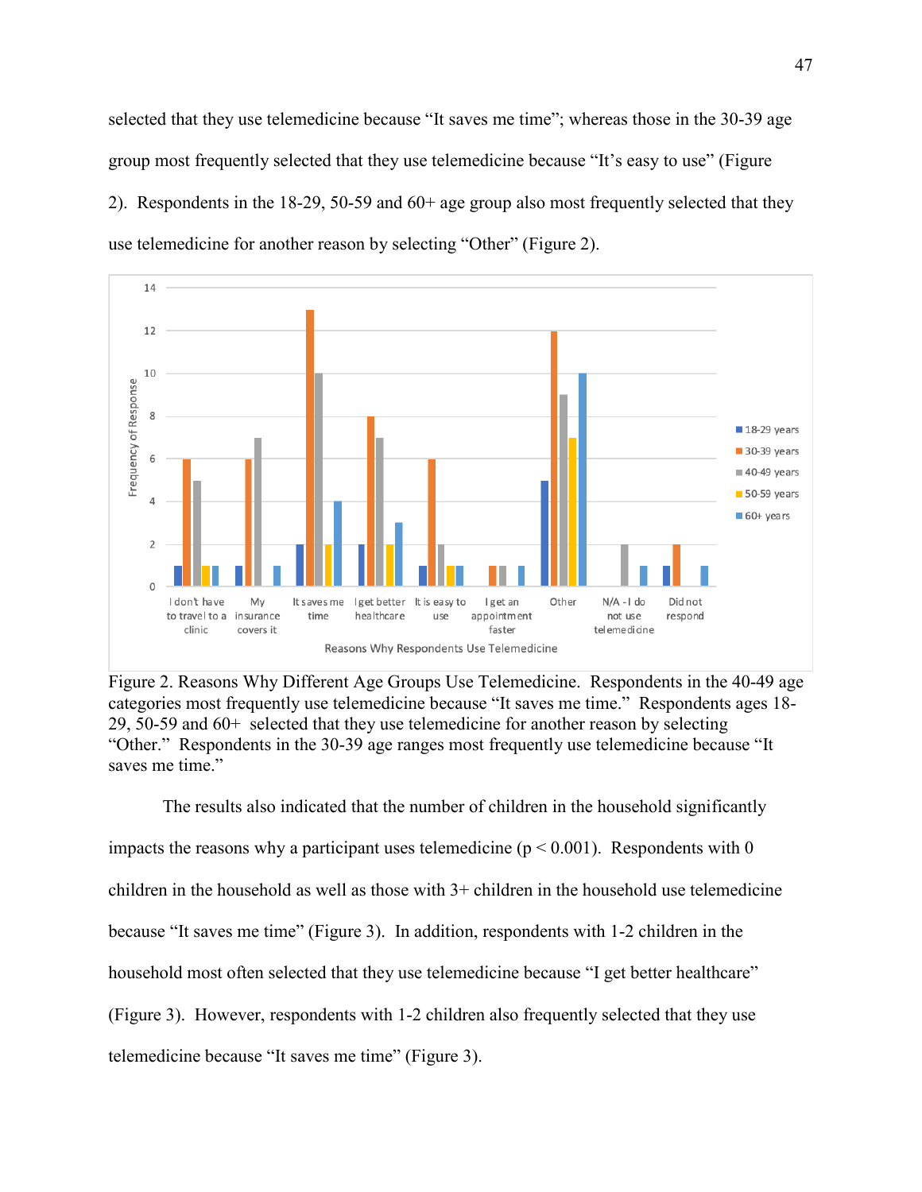selected that they use telemedicine because “It saves me time”; whereas those in the 30-39 age group most frequently selected that they use telemedicine because “It's easy to use” (Figure 2). Respondents in the 18-29, 50-59 and 60+ age group also most frequently selected that they use telemedicine for another reason by selecting “Other” (Figure 2).

Figure 2. Reasons Why Different Age Groups Use Telemedicine. Respondents in the 40-49 age categories most frequently use telemedicine because “It saves me time.” Respondents ages 18-29, 50-59 and 60+ selected that they use telemedicine for another reason by selecting “Other.” Respondents in the 30-39 age ranges most frequently use telemedicine because “It saves me time.”

The results also indicated that the number of children in the household significantly impacts the reasons why a participant uses telemedicine ($p < 0.001$). Respondents with 0 children in the household as well as those with 3+ children in the household use telemedicine because “It saves me time” (Figure 3). In addition, respondents with 1-2 children in the household most often selected that they use telemedicine because “I get better healthcare” (Figure 3). However, respondents with 1-2 children also frequently selected that they use telemedicine because “It saves me time” (Figure 3).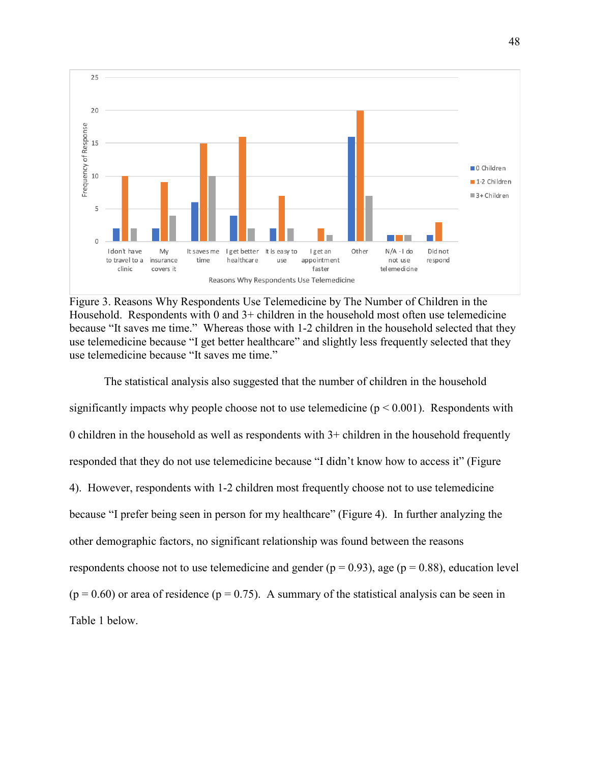Figure 3. Reasons Why Respondents Use Telemedicine by The Number of Children in the Household. Respondents with 0 and 3+ children in the household most often use telemedicine because "It saves me time." Whereas those with 1-2 children in the household selected that they use telemedicine because "I get better healthcare" and slightly less frequently selected that they use telemedicine because "It saves me time."

The statistical analysis also suggested that the number of children in the household significantly impacts why people choose not to use telemedicine ($p < 0.001$). Respondents with 0 children in the household as well as respondents with 3+ children in the household frequently responded that they do not use telemedicine because "I didn't know how to access it" (Figure 4). However, respondents with 1-2 children most frequently choose not to use telemedicine because "I prefer being seen in person for my healthcare" (Figure 4). In further analyzing the other demographic factors, no significant relationship was found between the reasons respondents choose not to use telemedicine and gender ($p = 0.93$), age ($p = 0.88$), education level ($p = 0.60$) or area of residence ($p = 0.75$). A summary of the statistical analysis can be seen in Table 1 below.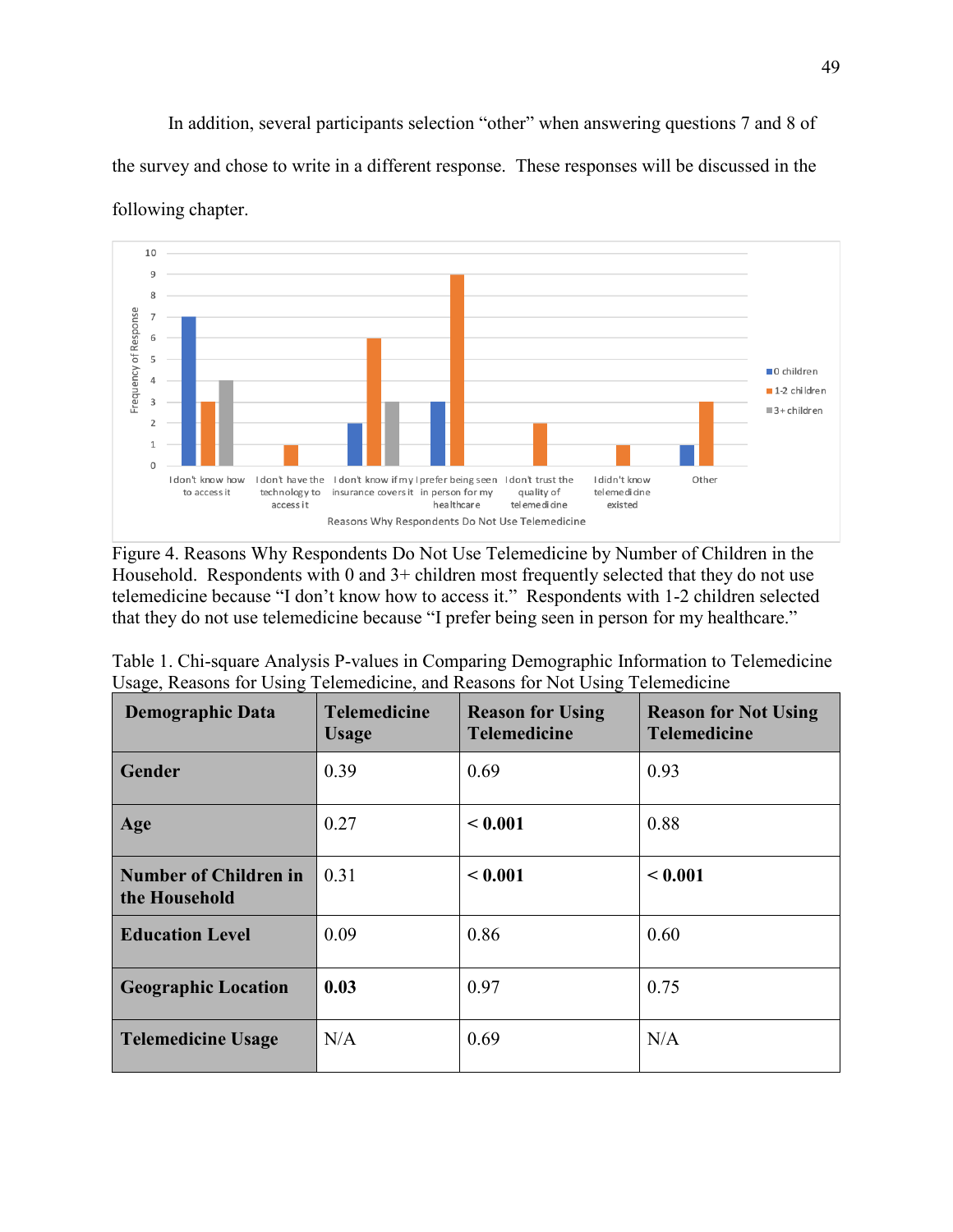In addition, several participants selection "other" when answering questions 7 and 8 of the survey and chose to write in a different response. These responses will be discussed in the following chapter.

Figure 4. Reasons Why Respondents Do Not Use Telemedicine by Number of Children in the Household. Respondents with 0 and 3+ children most frequently selected that they do not use telemedicine because "I don't know how to access it." Respondents with 1-2 children selected that they do not use telemedicine because "I prefer being seen in person for my healthcare."

Table 1. Chi-square Analysis P-values in Comparing Demographic Information to Telemedicine Usage, Reasons for Using Telemedicine, and Reasons for Not Using Telemedicine

| Demographic Data | Telemedicine Usage | Reason for Using Telemedicine | Reason for Not Using Telemedicine |
|---|---|---|---|
| **Gender** | 0.39 | 0.69 | 0.93 |
| **Age** | 0.27 | **< 0.001** | 0.88 |
| **Number of Children in the Household** | 0.31 | **< 0.001** | **< 0.001** |
| **Education Level** | 0.09 | 0.86 | 0.60 |
| **Geographic Location** | **0.03** | 0.97 | 0.75 |
| **Telemedicine Usage** | N/A | 0.69 | N/A |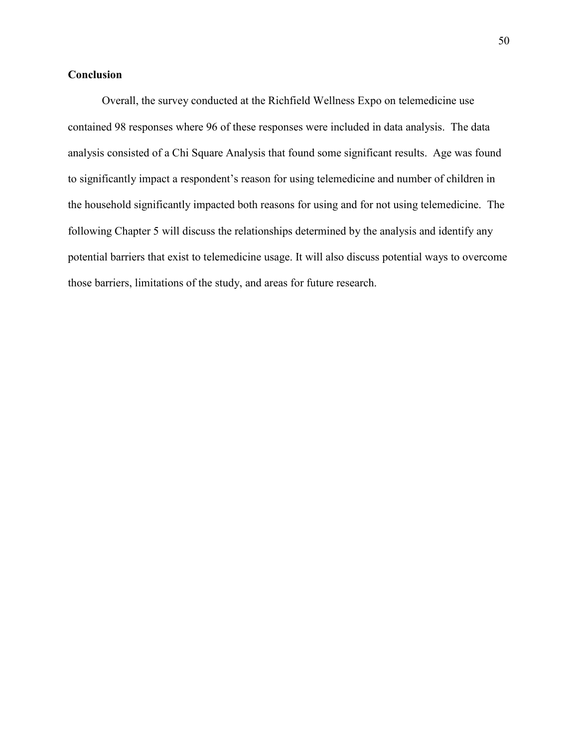## Conclusion

Overall, the survey conducted at the Richfield Wellness Expo on telemedicine use contained 98 responses where 96 of these responses were included in data analysis. The data analysis consisted of a Chi Square Analysis that found some significant results. Age was found to significantly impact a respondent's reason for using telemedicine and number of children in the household significantly impacted both reasons for using and for not using telemedicine. The following Chapter 5 will discuss the relationships determined by the analysis and identify any potential barriers that exist to telemedicine usage. It will also discuss potential ways to overcome those barriers, limitations of the study, and areas for future research.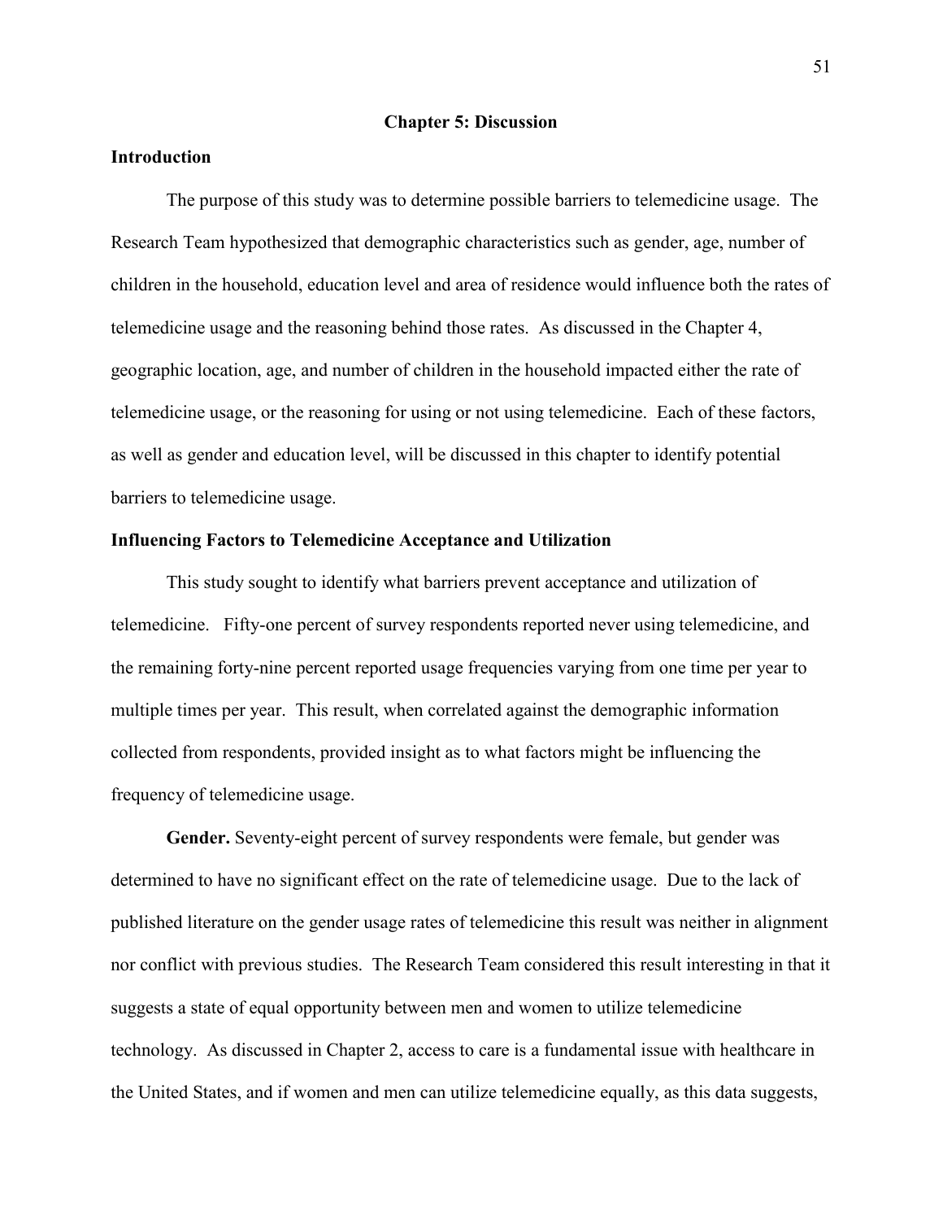# Chapter 5: Discussion

## Introduction

The purpose of this study was to determine possible barriers to telemedicine usage. The Research Team hypothesized that demographic characteristics such as gender, age, number of children in the household, education level and area of residence would influence both the rates of telemedicine usage and the reasoning behind those rates. As discussed in the Chapter 4, geographic location, age, and number of children in the household impacted either the rate of telemedicine usage, or the reasoning for using or not using telemedicine. Each of these factors, as well as gender and education level, will be discussed in this chapter to identify potential barriers to telemedicine usage.

## Influencing Factors to Telemedicine Acceptance and Utilization

This study sought to identify what barriers prevent acceptance and utilization of telemedicine. Fifty-one percent of survey respondents reported never using telemedicine, and the remaining forty-nine percent reported usage frequencies varying from one time per year to multiple times per year. This result, when correlated against the demographic information collected from respondents, provided insight as to what factors might be influencing the frequency of telemedicine usage.

**Gender.** Seventy-eight percent of survey respondents were female, but gender was determined to have no significant effect on the rate of telemedicine usage. Due to the lack of published literature on the gender usage rates of telemedicine this result was neither in alignment nor conflict with previous studies. The Research Team considered this result interesting in that it suggests a state of equal opportunity between men and women to utilize telemedicine technology. As discussed in Chapter 2, access to care is a fundamental issue with healthcare in the United States, and if women and men can utilize telemedicine equally, as this data suggests,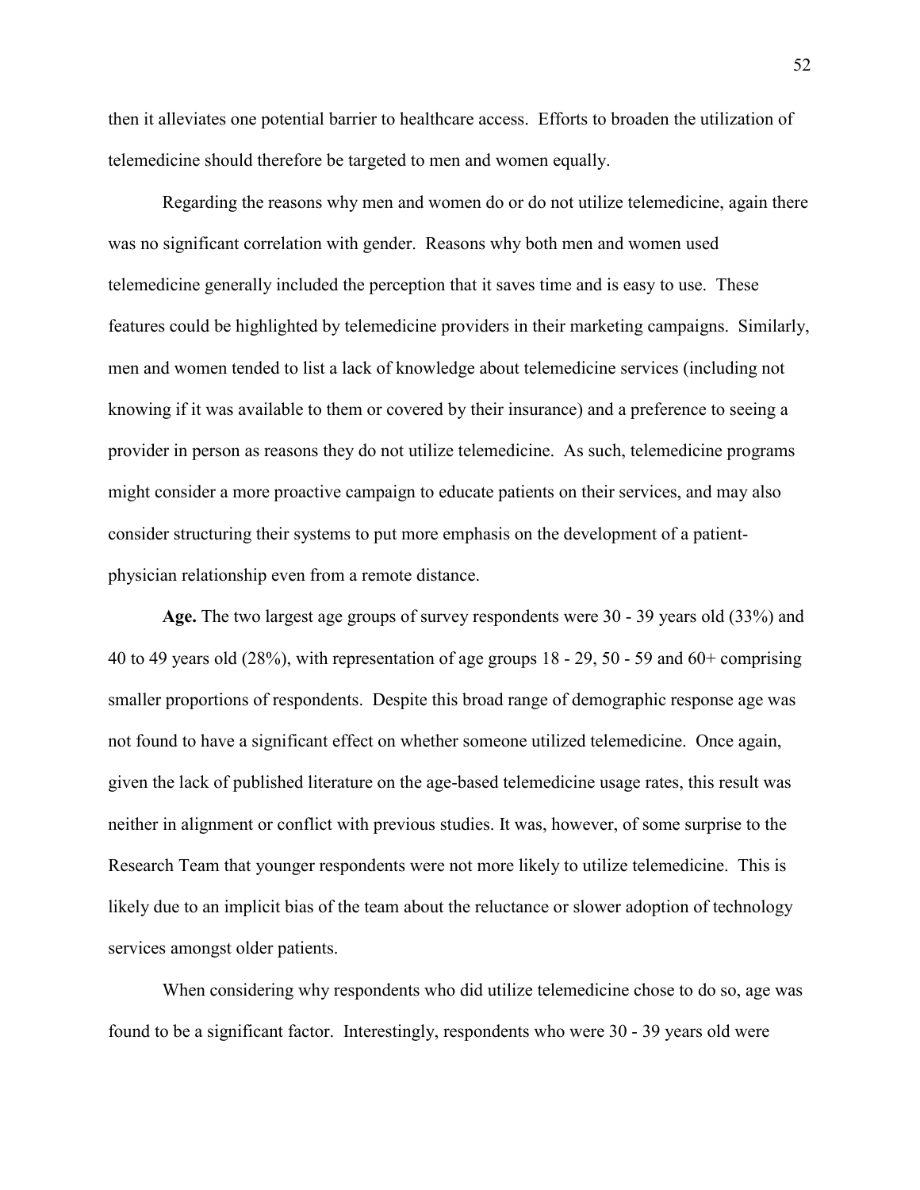then it alleviates one potential barrier to healthcare access. Efforts to broaden the utilization of telemedicine should therefore be targeted to men and women equally.

Regarding the reasons why men and women do or do not utilize telemedicine, again there was no significant correlation with gender. Reasons why both men and women used telemedicine generally included the perception that it saves time and is easy to use. These features could be highlighted by telemedicine providers in their marketing campaigns. Similarly, men and women tended to list a lack of knowledge about telemedicine services (including not knowing if it was available to them or covered by their insurance) and a preference to seeing a provider in person as reasons they do not utilize telemedicine. As such, telemedicine programs might consider a more proactive campaign to educate patients on their services, and may also consider structuring their systems to put more emphasis on the development of a patient-physician relationship even from a remote distance.

**Age.** The two largest age groups of survey respondents were 30 - 39 years old (33%) and 40 to 49 years old (28%), with representation of age groups 18 - 29, 50 - 59 and 60+ comprising smaller proportions of respondents. Despite this broad range of demographic response age was not found to have a significant effect on whether someone utilized telemedicine. Once again, given the lack of published literature on the age-based telemedicine usage rates, this result was neither in alignment or conflict with previous studies. It was, however, of some surprise to the Research Team that younger respondents were not more likely to utilize telemedicine. This is likely due to an implicit bias of the team about the reluctance or slower adoption of technology services amongst older patients.

When considering why respondents who did utilize telemedicine chose to do so, age was found to be a significant factor. Interestingly, respondents who were 30 - 39 years old were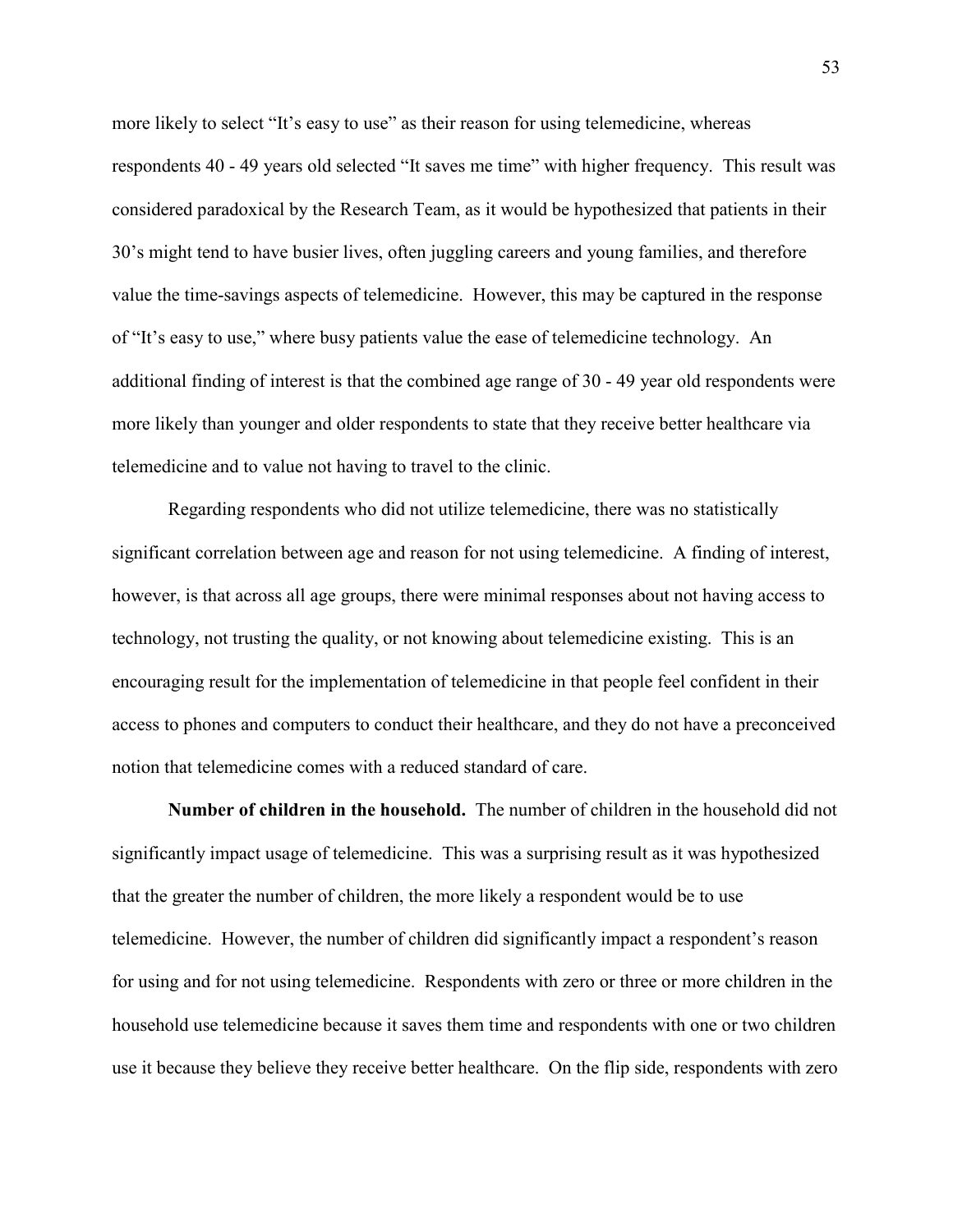more likely to select “It’s easy to use” as their reason for using telemedicine, whereas respondents 40 - 49 years old selected “It saves me time” with higher frequency. This result was considered paradoxical by the Research Team, as it would be hypothesized that patients in their 30’s might tend to have busier lives, often juggling careers and young families, and therefore value the time-savings aspects of telemedicine. However, this may be captured in the response of “It’s easy to use,” where busy patients value the ease of telemedicine technology. An additional finding of interest is that the combined age range of 30 - 49 year old respondents were more likely than younger and older respondents to state that they receive better healthcare via telemedicine and to value not having to travel to the clinic.

Regarding respondents who did not utilize telemedicine, there was no statistically significant correlation between age and reason for not using telemedicine. A finding of interest, however, is that across all age groups, there were minimal responses about not having access to technology, not trusting the quality, or not knowing about telemedicine existing. This is an encouraging result for the implementation of telemedicine in that people feel confident in their access to phones and computers to conduct their healthcare, and they do not have a preconceived notion that telemedicine comes with a reduced standard of care.

**Number of children in the household.** The number of children in the household did not significantly impact usage of telemedicine. This was a surprising result as it was hypothesized that the greater the number of children, the more likely a respondent would be to use telemedicine. However, the number of children did significantly impact a respondent’s reason for using and for not using telemedicine. Respondents with zero or three or more children in the household use telemedicine because it saves them time and respondents with one or two children use it because they believe they receive better healthcare. On the flip side, respondents with zero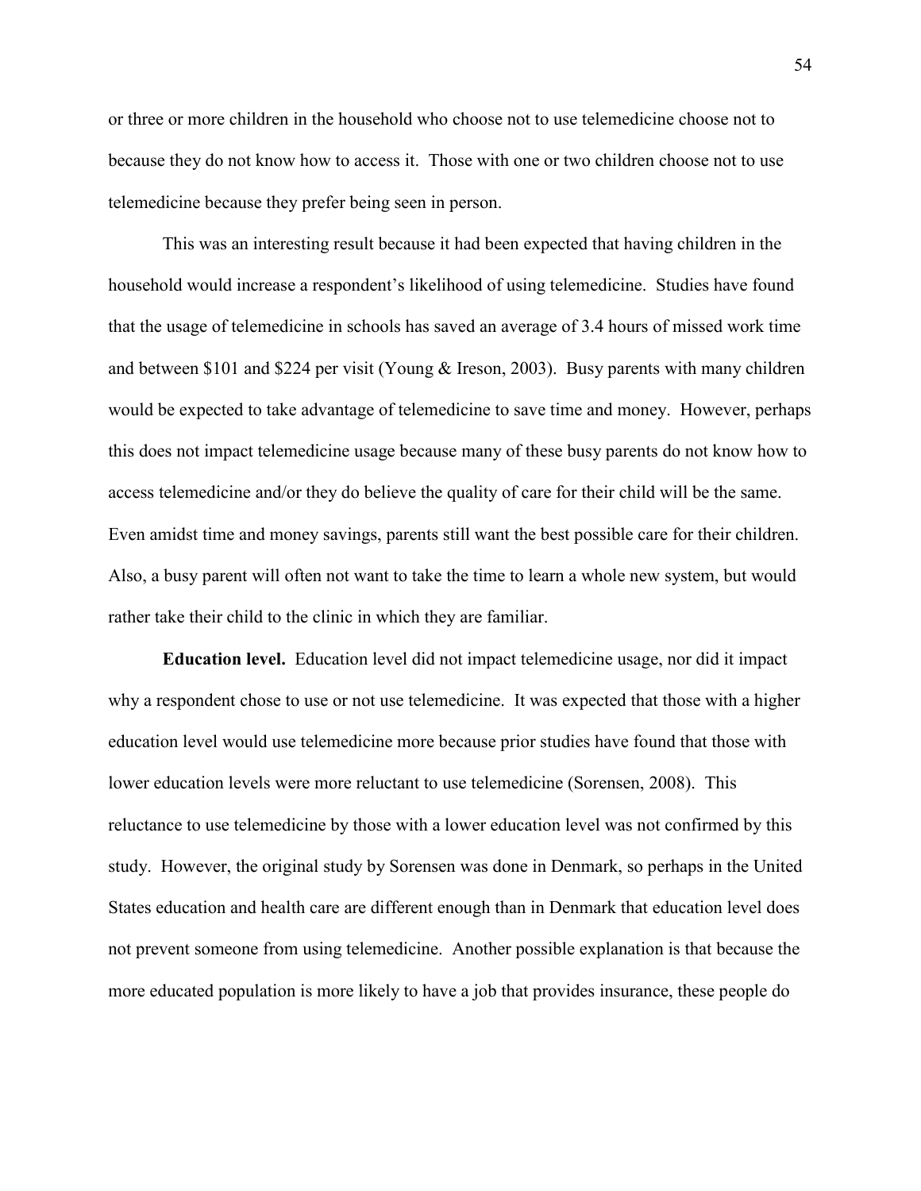or three or more children in the household who choose not to use telemedicine choose not to because they do not know how to access it. Those with one or two children choose not to use telemedicine because they prefer being seen in person.

This was an interesting result because it had been expected that having children in the household would increase a respondent's likelihood of using telemedicine. Studies have found that the usage of telemedicine in schools has saved an average of 3.4 hours of missed work time and between $101 and $224 per visit (Young & Ireson, 2003). Busy parents with many children would be expected to take advantage of telemedicine to save time and money. However, perhaps this does not impact telemedicine usage because many of these busy parents do not know how to access telemedicine and/or they do believe the quality of care for their child will be the same. Even amidst time and money savings, parents still want the best possible care for their children. Also, a busy parent will often not want to take the time to learn a whole new system, but would rather take their child to the clinic in which they are familiar.

**Education level.** Education level did not impact telemedicine usage, nor did it impact why a respondent chose to use or not use telemedicine. It was expected that those with a higher education level would use telemedicine more because prior studies have found that those with lower education levels were more reluctant to use telemedicine (Sorensen, 2008). This reluctance to use telemedicine by those with a lower education level was not confirmed by this study. However, the original study by Sorensen was done in Denmark, so perhaps in the United States education and health care are different enough than in Denmark that education level does not prevent someone from using telemedicine. Another possible explanation is that because the more educated population is more likely to have a job that provides insurance, these people do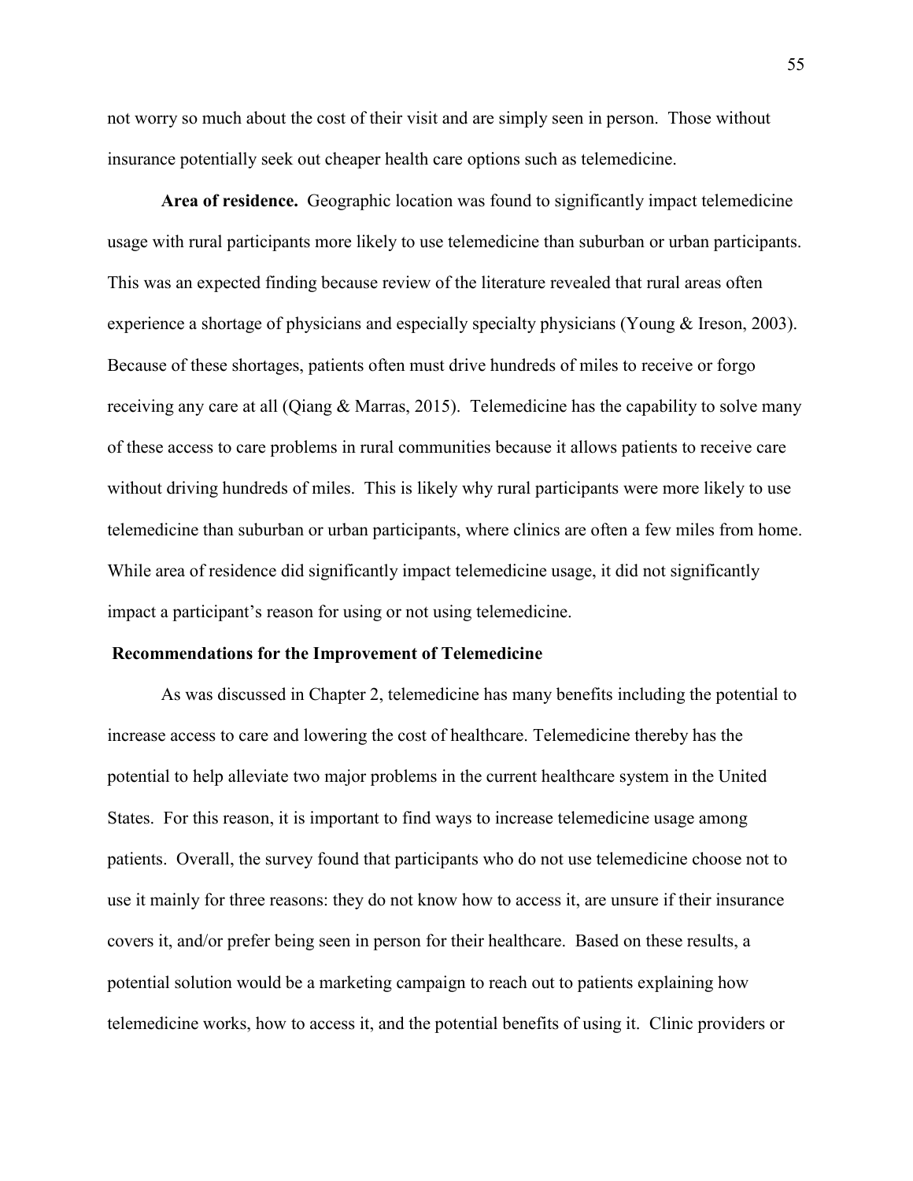not worry so much about the cost of their visit and are simply seen in person. Those without insurance potentially seek out cheaper health care options such as telemedicine.

**Area of residence.** Geographic location was found to significantly impact telemedicine usage with rural participants more likely to use telemedicine than suburban or urban participants. This was an expected finding because review of the literature revealed that rural areas often experience a shortage of physicians and especially specialty physicians (Young & Ireson, 2003). Because of these shortages, patients often must drive hundreds of miles to receive or forgo receiving any care at all (Qiang & Marras, 2015). Telemedicine has the capability to solve many of these access to care problems in rural communities because it allows patients to receive care without driving hundreds of miles. This is likely why rural participants were more likely to use telemedicine than suburban or urban participants, where clinics are often a few miles from home. While area of residence did significantly impact telemedicine usage, it did not significantly impact a participant's reason for using or not using telemedicine.

## Recommendations for the Improvement of Telemedicine

As was discussed in Chapter 2, telemedicine has many benefits including the potential to increase access to care and lowering the cost of healthcare. Telemedicine thereby has the potential to help alleviate two major problems in the current healthcare system in the United States. For this reason, it is important to find ways to increase telemedicine usage among patients. Overall, the survey found that participants who do not use telemedicine choose not to use it mainly for three reasons: they do not know how to access it, are unsure if their insurance covers it, and/or prefer being seen in person for their healthcare. Based on these results, a potential solution would be a marketing campaign to reach out to patients explaining how telemedicine works, how to access it, and the potential benefits of using it. Clinic providers or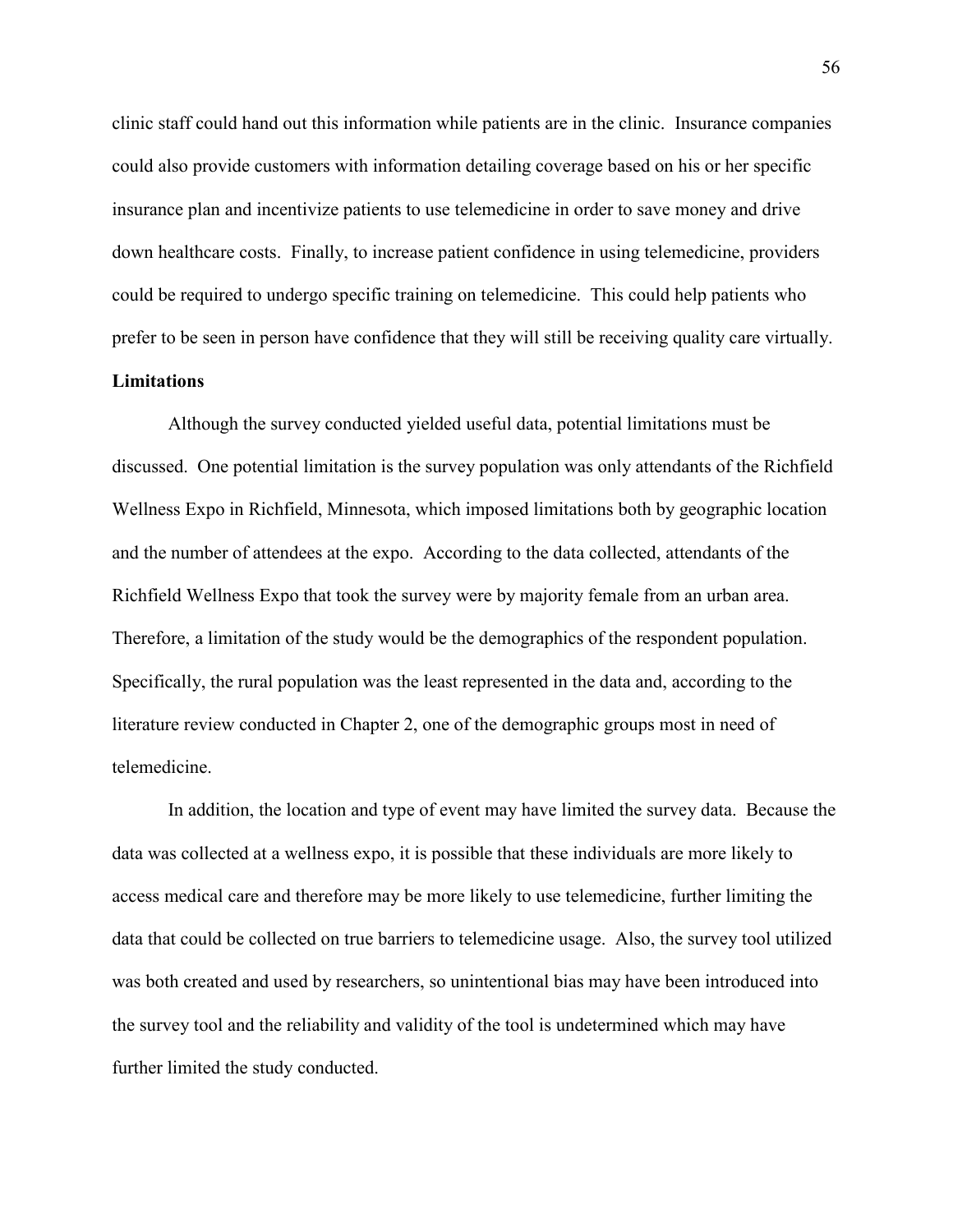clinic staff could hand out this information while patients are in the clinic. Insurance companies could also provide customers with information detailing coverage based on his or her specific insurance plan and incentivize patients to use telemedicine in order to save money and drive down healthcare costs. Finally, to increase patient confidence in using telemedicine, providers could be required to undergo specific training on telemedicine. This could help patients who prefer to be seen in person have confidence that they will still be receiving quality care virtually.

**Limitations**

Although the survey conducted yielded useful data, potential limitations must be discussed. One potential limitation is the survey population was only attendants of the Richfield Wellness Expo in Richfield, Minnesota, which imposed limitations both by geographic location and the number of attendees at the expo. According to the data collected, attendants of the Richfield Wellness Expo that took the survey were by majority female from an urban area. Therefore, a limitation of the study would be the demographics of the respondent population. Specifically, the rural population was the least represented in the data and, according to the literature review conducted in Chapter 2, one of the demographic groups most in need of telemedicine.

In addition, the location and type of event may have limited the survey data. Because the data was collected at a wellness expo, it is possible that these individuals are more likely to access medical care and therefore may be more likely to use telemedicine, further limiting the data that could be collected on true barriers to telemedicine usage. Also, the survey tool utilized was both created and used by researchers, so unintentional bias may have been introduced into the survey tool and the reliability and validity of the tool is undetermined which may have further limited the study conducted.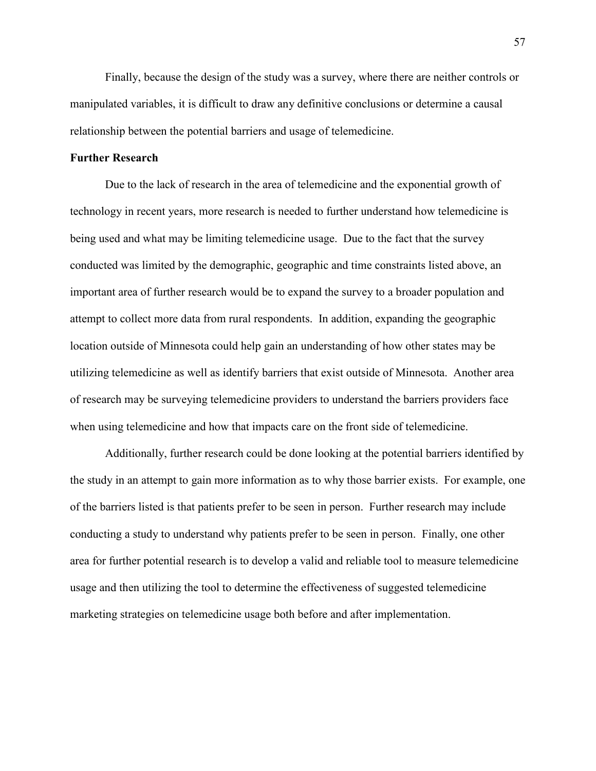Finally, because the design of the study was a survey, where there are neither controls or manipulated variables, it is difficult to draw any definitive conclusions or determine a causal relationship between the potential barriers and usage of telemedicine.

**Further Research**

Due to the lack of research in the area of telemedicine and the exponential growth of technology in recent years, more research is needed to further understand how telemedicine is being used and what may be limiting telemedicine usage. Due to the fact that the survey conducted was limited by the demographic, geographic and time constraints listed above, an important area of further research would be to expand the survey to a broader population and attempt to collect more data from rural respondents. In addition, expanding the geographic location outside of Minnesota could help gain an understanding of how other states may be utilizing telemedicine as well as identify barriers that exist outside of Minnesota. Another area of research may be surveying telemedicine providers to understand the barriers providers face when using telemedicine and how that impacts care on the front side of telemedicine.

Additionally, further research could be done looking at the potential barriers identified by the study in an attempt to gain more information as to why those barrier exists. For example, one of the barriers listed is that patients prefer to be seen in person. Further research may include conducting a study to understand why patients prefer to be seen in person. Finally, one other area for further potential research is to develop a valid and reliable tool to measure telemedicine usage and then utilizing the tool to determine the effectiveness of suggested telemedicine marketing strategies on telemedicine usage both before and after implementation.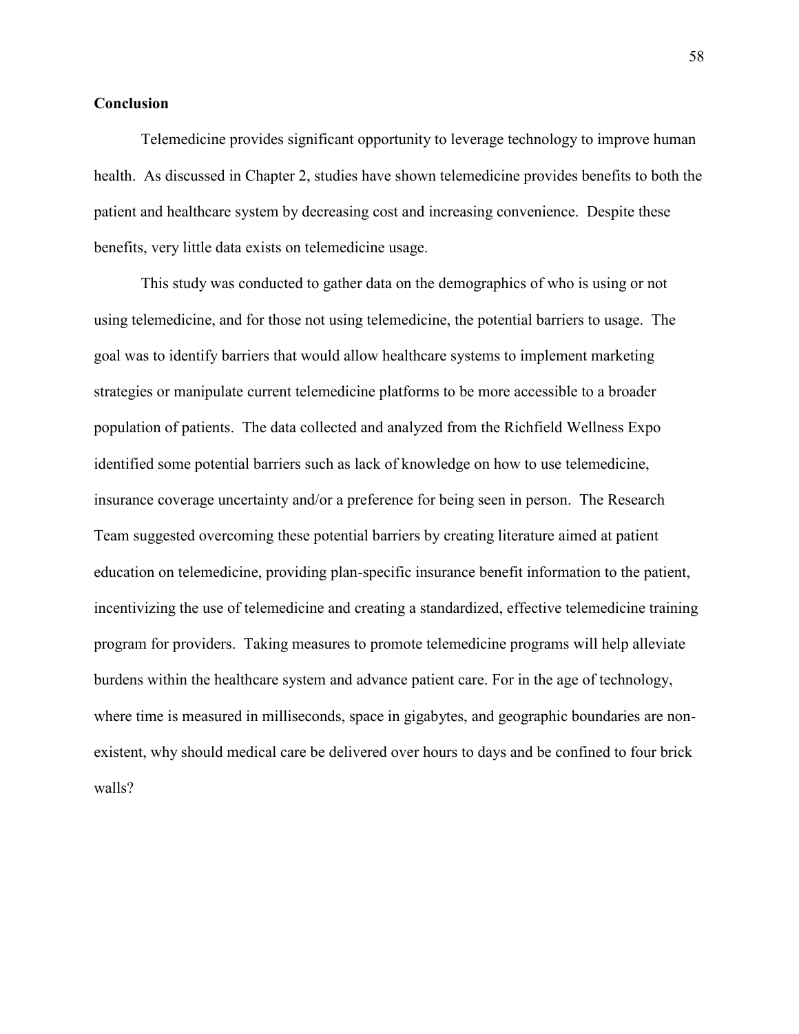## Conclusion

Telemedicine provides significant opportunity to leverage technology to improve human health. As discussed in Chapter 2, studies have shown telemedicine provides benefits to both the patient and healthcare system by decreasing cost and increasing convenience. Despite these benefits, very little data exists on telemedicine usage.

This study was conducted to gather data on the demographics of who is using or not using telemedicine, and for those not using telemedicine, the potential barriers to usage. The goal was to identify barriers that would allow healthcare systems to implement marketing strategies or manipulate current telemedicine platforms to be more accessible to a broader population of patients. The data collected and analyzed from the Richfield Wellness Expo identified some potential barriers such as lack of knowledge on how to use telemedicine, insurance coverage uncertainty and/or a preference for being seen in person. The Research Team suggested overcoming these potential barriers by creating literature aimed at patient education on telemedicine, providing plan-specific insurance benefit information to the patient, incentivizing the use of telemedicine and creating a standardized, effective telemedicine training program for providers. Taking measures to promote telemedicine programs will help alleviate burdens within the healthcare system and advance patient care. For in the age of technology, where time is measured in milliseconds, space in gigabytes, and geographic boundaries are non-existent, why should medical care be delivered over hours to days and be confined to four brick walls?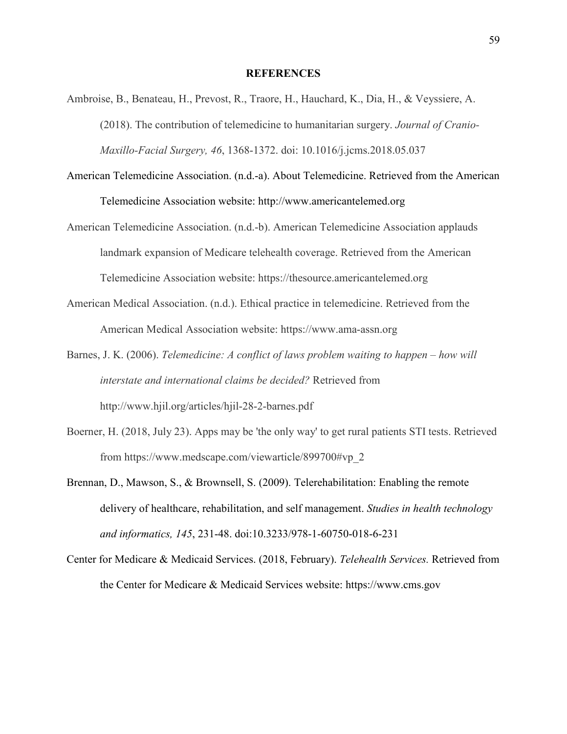## REFERENCES

Ambroise, B., Benateau, H., Prevost, R., Traore, H., Hauchard, K., Dia, H., & Veyssiere, A. (2018). The contribution of telemedicine to humanitarian surgery. *Journal of Cranio-Maxillo-Facial Surgery, 46*, 1368-1372. doi: 10.1016/j.jcms.2018.05.037

American Telemedicine Association. (n.d.-a). About Telemedicine. Retrieved from the American Telemedicine Association website: http://www.americantelemed.org

American Telemedicine Association. (n.d.-b). American Telemedicine Association applauds landmark expansion of Medicare telehealth coverage. Retrieved from the American Telemedicine Association website: https://thesource.americantelemed.org

American Medical Association. (n.d.). Ethical practice in telemedicine. Retrieved from the American Medical Association website: https://www.ama-assn.org

Barnes, J. K. (2006). *Telemedicine: A conflict of laws problem waiting to happen – how will interstate and international claims be decided?* Retrieved from http://www.hjil.org/articles/hjil-28-2-barnes.pdf

Boerner, H. (2018, July 23). Apps may be 'the only way' to get rural patients STI tests. Retrieved from https://www.medscape.com/viewarticle/899700#vp_2

Brennan, D., Mawson, S., & Brownsell, S. (2009). Telerehabilitation: Enabling the remote delivery of healthcare, rehabilitation, and self management. *Studies in health technology and informatics, 145*, 231-48. doi:10.3233/978-1-60750-018-6-231

Center for Medicare & Medicaid Services. (2018, February). *Telehealth Services.* Retrieved from the Center for Medicare & Medicaid Services website: https://www.cms.gov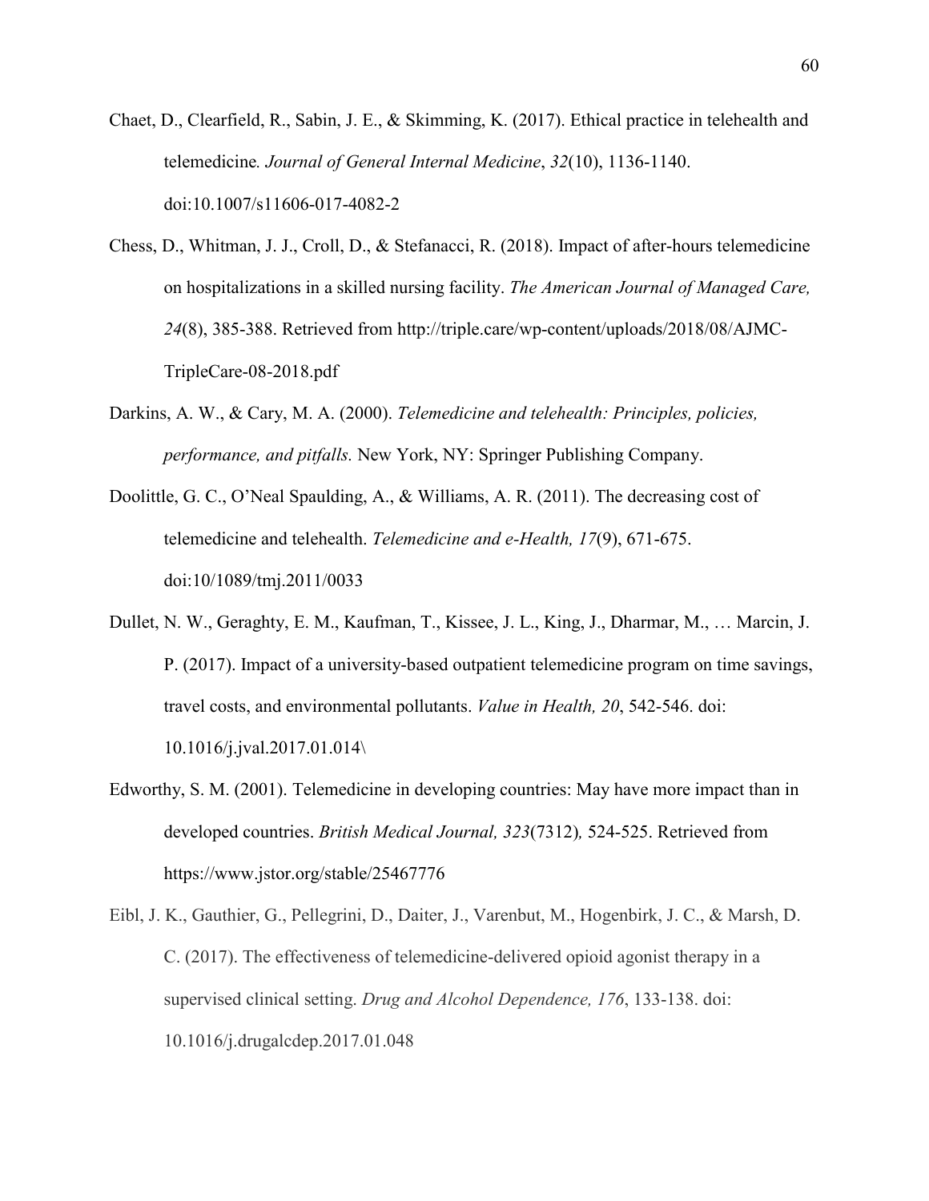Chaet, D., Clearfield, R., Sabin, J. E., & Skimming, K. (2017). Ethical practice in telehealth and telemedicine. *Journal of General Internal Medicine*, *32*(10), 1136-1140. doi:10.1007/s11606-017-4082-2

Chess, D., Whitman, J. J., Croll, D., & Stefanacci, R. (2018). Impact of after-hours telemedicine on hospitalizations in a skilled nursing facility. *The American Journal of Managed Care, 24*(8), 385-388. Retrieved from http://triple.care/wp-content/uploads/2018/08/AJMC-TripleCare-08-2018.pdf

Darkins, A. W., & Cary, M. A. (2000). *Telemedicine and telehealth: Principles, policies, performance, and pitfalls.* New York, NY: Springer Publishing Company.

Doolittle, G. C., O'Neal Spaulding, A., & Williams, A. R. (2011). The decreasing cost of telemedicine and telehealth. *Telemedicine and e-Health, 17*(9), 671-675. doi:10/1089/tmj.2011/0033

Dullet, N. W., Geraghty, E. M., Kaufman, T., Kissee, J. L., King, J., Dharmar, M., … Marcin, J. P. (2017). Impact of a university-based outpatient telemedicine program on time savings, travel costs, and environmental pollutants. *Value in Health, 20*, 542-546. doi: 10.1016/j.jval.2017.01.014\

Edworthy, S. M. (2001). Telemedicine in developing countries: May have more impact than in developed countries. *British Medical Journal, 323*(7312)*,* 524-525. Retrieved from https://www.jstor.org/stable/25467776

Eibl, J. K., Gauthier, G., Pellegrini, D., Daiter, J., Varenbut, M., Hogenbirk, J. C., & Marsh, D. C. (2017). The effectiveness of telemedicine-delivered opioid agonist therapy in a supervised clinical setting. *Drug and Alcohol Dependence, 176*, 133-138. doi: 10.1016/j.drugalcdep.2017.01.048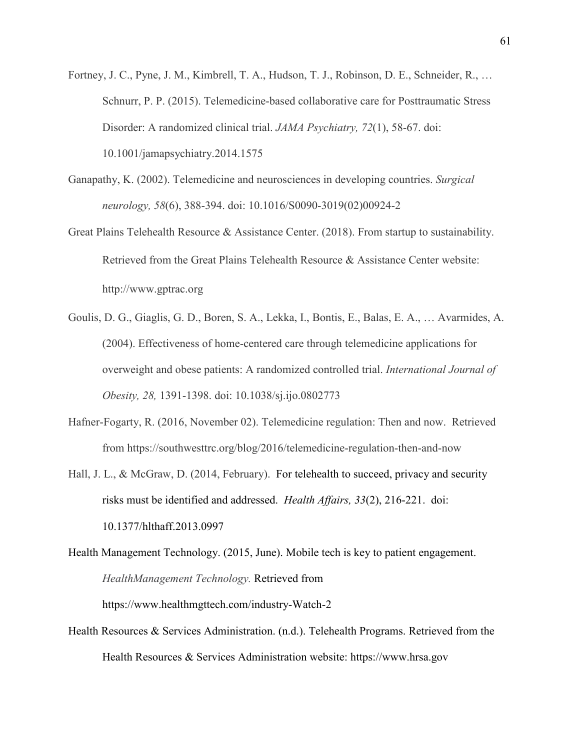Fortney, J. C., Pyne, J. M., Kimbrell, T. A., Hudson, T. J., Robinson, D. E., Schneider, R., … Schnurr, P. P. (2015). Telemedicine-based collaborative care for Posttraumatic Stress Disorder: A randomized clinical trial. *JAMA Psychiatry, 72*(1), 58-67. doi: 10.1001/jamapsychiatry.2014.1575

Ganapathy, K. (2002). Telemedicine and neurosciences in developing countries. *Surgical neurology, 58*(6), 388-394. doi: 10.1016/S0090-3019(02)00924-2

Great Plains Telehealth Resource & Assistance Center. (2018). From startup to sustainability. Retrieved from the Great Plains Telehealth Resource & Assistance Center website: http://www.gptrac.org

Goulis, D. G., Giaglis, G. D., Boren, S. A., Lekka, I., Bontis, E., Balas, E. A., … Avarmides, A. (2004). Effectiveness of home-centered care through telemedicine applications for overweight and obese patients: A randomized controlled trial. *International Journal of Obesity, 28,* 1391-1398. doi: 10.1038/sj.ijo.0802773

Hafner-Fogarty, R. (2016, November 02). Telemedicine regulation: Then and now. Retrieved from https://southwesttrc.org/blog/2016/telemedicine-regulation-then-and-now

Hall, J. L., & McGraw, D. (2014, February). For telehealth to succeed, privacy and security risks must be identified and addressed. *Health Affairs, 33*(2), 216-221. doi: 10.1377/hlthaff.2013.0997

Health Management Technology. (2015, June). Mobile tech is key to patient engagement. *HealthManagement Technology.* Retrieved from https://www.healthmgttech.com/industry-Watch-2

Health Resources & Services Administration. (n.d.). Telehealth Programs. Retrieved from the Health Resources & Services Administration website: https://www.hrsa.gov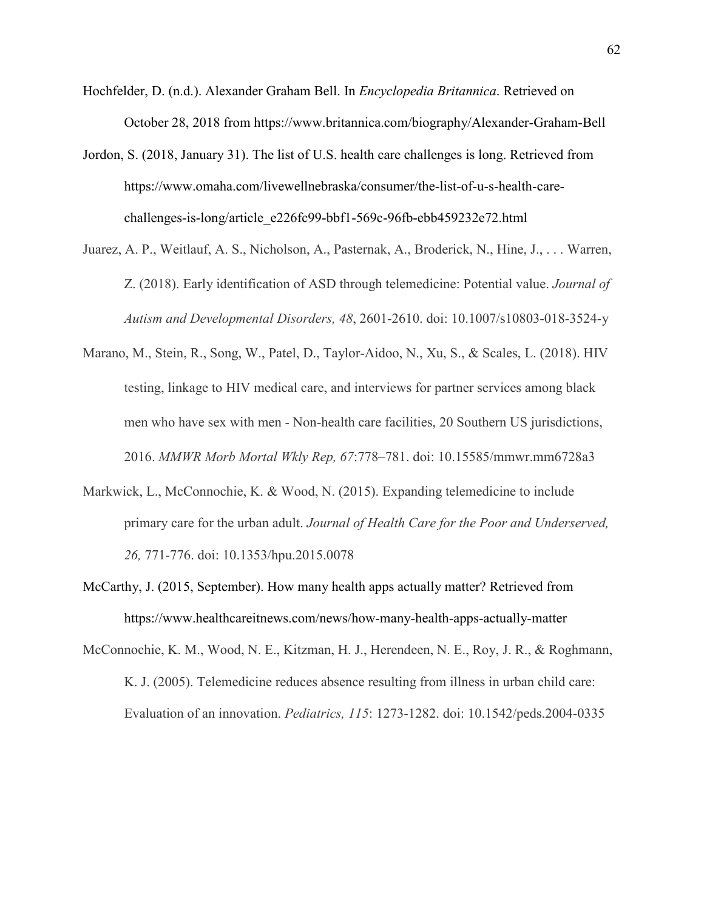Hochfelder, D. (n.d.). Alexander Graham Bell. In *Encyclopedia Britannica*. Retrieved on October 28, 2018 from https://www.britannica.com/biography/Alexander-Graham-Bell

Jordon, S. (2018, January 31). The list of U.S. health care challenges is long. Retrieved from https://www.omaha.com/livewellnebraska/consumer/the-list-of-u-s-health-care-challenges-is-long/article_e226fc99-bbf1-569c-96fb-ebb459232e72.html

Juarez, A. P., Weitlauf, A. S., Nicholson, A., Pasternak, A., Broderick, N., Hine, J., . . . Warren, Z. (2018). Early identification of ASD through telemedicine: Potential value. *Journal of Autism and Developmental Disorders, 48*, 2601-2610. doi: 10.1007/s10803-018-3524-y

Marano, M., Stein, R., Song, W., Patel, D., Taylor-Aidoo, N., Xu, S., & Scales, L. (2018). HIV testing, linkage to HIV medical care, and interviews for partner services among black men who have sex with men - Non-health care facilities, 20 Southern US jurisdictions, 2016. *MMWR Morb Mortal Wkly Rep, 67*:778–781. doi: 10.15585/mmwr.mm6728a3

Markwick, L., McConnochie, K. & Wood, N. (2015). Expanding telemedicine to include primary care for the urban adult. *Journal of Health Care for the Poor and Underserved, 26,* 771-776. doi: 10.1353/hpu.2015.0078

McCarthy, J. (2015, September). How many health apps actually matter? Retrieved from https://www.healthcareitnews.com/news/how-many-health-apps-actually-matter

McConnochie, K. M., Wood, N. E., Kitzman, H. J., Herendeen, N. E., Roy, J. R., & Roghmann, K. J. (2005). Telemedicine reduces absence resulting from illness in urban child care: Evaluation of an innovation. *Pediatrics, 115*: 1273-1282. doi: 10.1542/peds.2004-0335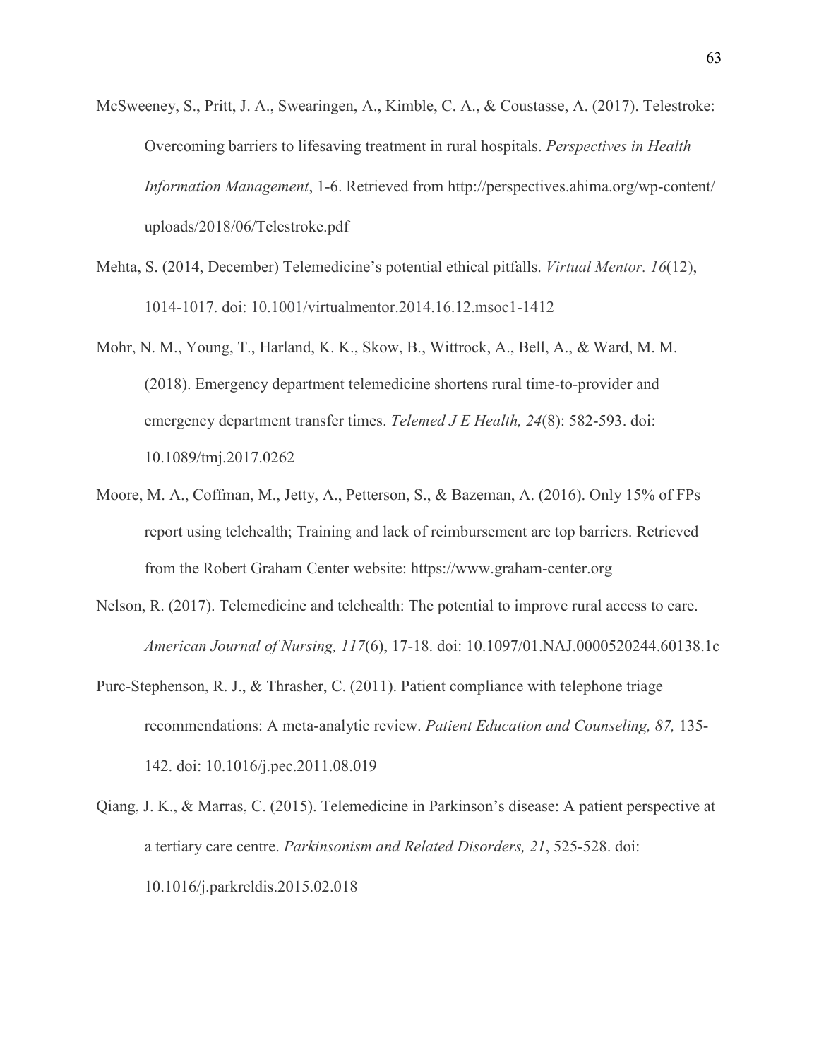McSweeney, S., Pritt, J. A., Swearingen, A., Kimble, C. A., & Coustasse, A. (2017). Telestroke: Overcoming barriers to lifesaving treatment in rural hospitals. *Perspectives in Health Information Management*, 1-6. Retrieved from http://perspectives.ahima.org/wp-content/uploads/2018/06/Telestroke.pdf

Mehta, S. (2014, December) Telemedicine's potential ethical pitfalls. *Virtual Mentor. 16*(12), 1014-1017. doi: 10.1001/virtualmentor.2014.16.12.msoc1-1412

Mohr, N. M., Young, T., Harland, K. K., Skow, B., Wittrock, A., Bell, A., & Ward, M. M. (2018). Emergency department telemedicine shortens rural time-to-provider and emergency department transfer times. *Telemed J E Health, 24*(8): 582-593. doi: 10.1089/tmj.2017.0262

Moore, M. A., Coffman, M., Jetty, A., Petterson, S., & Bazeman, A. (2016). Only 15% of FPs report using telehealth; Training and lack of reimbursement are top barriers. Retrieved from the Robert Graham Center website: https://www.graham-center.org

Nelson, R. (2017). Telemedicine and telehealth: The potential to improve rural access to care. *American Journal of Nursing, 117*(6), 17-18. doi: 10.1097/01.NAJ.0000520244.60138.1c

Purc-Stephenson, R. J., & Thrasher, C. (2011). Patient compliance with telephone triage recommendations: A meta-analytic review. *Patient Education and Counseling, 87,* 135-142. doi: 10.1016/j.pec.2011.08.019

Qiang, J. K., & Marras, C. (2015). Telemedicine in Parkinson's disease: A patient perspective at a tertiary care centre. *Parkinsonism and Related Disorders, 21*, 525-528. doi: 10.1016/j.parkreldis.2015.02.018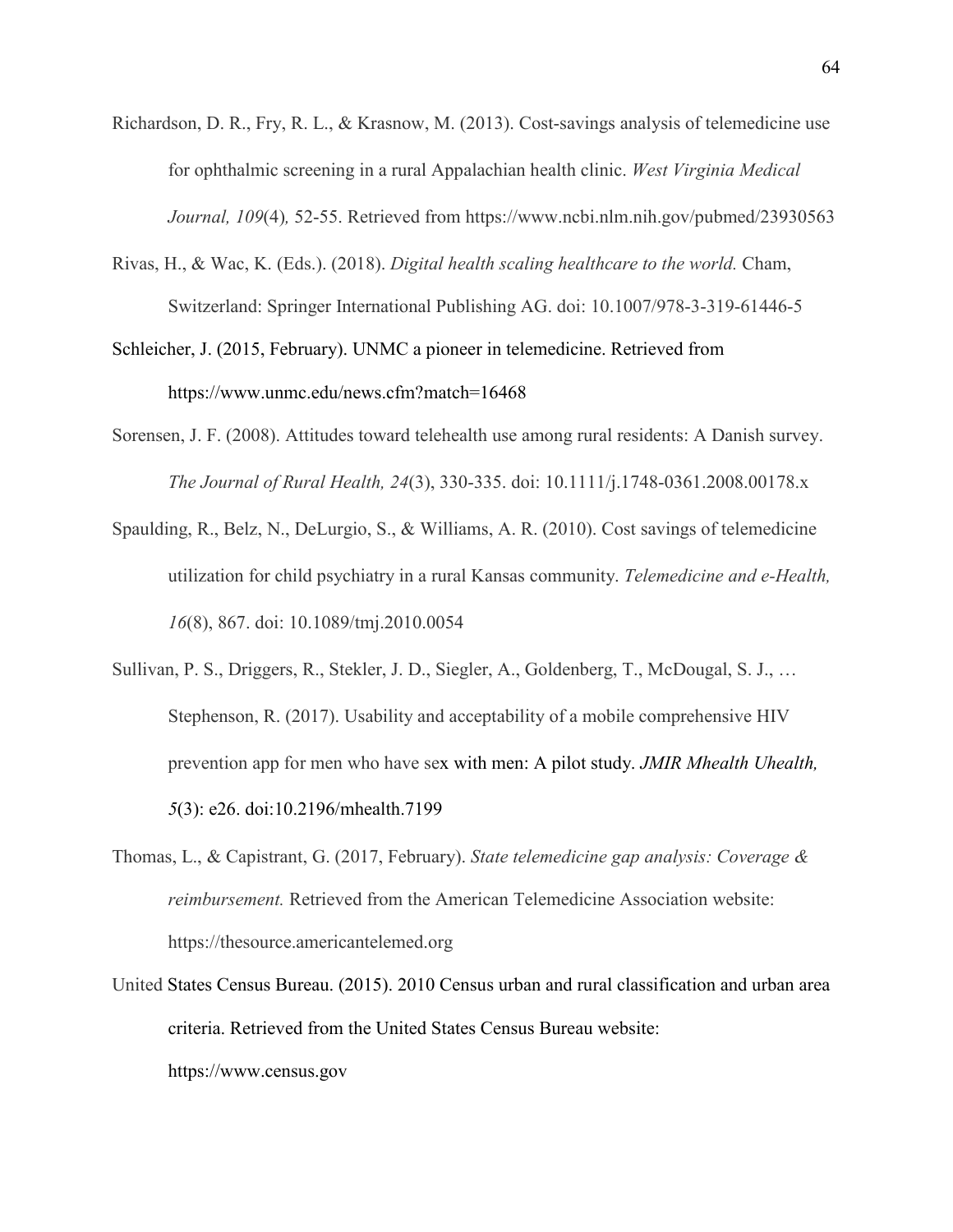Richardson, D. R., Fry, R. L., & Krasnow, M. (2013). Cost-savings analysis of telemedicine use for ophthalmic screening in a rural Appalachian health clinic. *West Virginia Medical Journal, 109*(4), 52-55. Retrieved from https://www.ncbi.nlm.nih.gov/pubmed/23930563

Rivas, H., & Wac, K. (Eds.). (2018). *Digital health scaling healthcare to the world.* Cham, Switzerland: Springer International Publishing AG. doi: 10.1007/978-3-319-61446-5

Schleicher, J. (2015, February). UNMC a pioneer in telemedicine. Retrieved from https://www.unmc.edu/news.cfm?match=16468

Sorensen, J. F. (2008). Attitudes toward telehealth use among rural residents: A Danish survey. *The Journal of Rural Health, 24*(3), 330-335. doi: 10.1111/j.1748-0361.2008.00178.x

Spaulding, R., Belz, N., DeLurgio, S., & Williams, A. R. (2010). Cost savings of telemedicine utilization for child psychiatry in a rural Kansas community. *Telemedicine and e-Health, 16*(8), 867. doi: 10.1089/tmj.2010.0054

Sullivan, P. S., Driggers, R., Stekler, J. D., Siegler, A., Goldenberg, T., McDougal, S. J., … Stephenson, R. (2017). Usability and acceptability of a mobile comprehensive HIV prevention app for men who have sex with men: A pilot study. *JMIR Mhealth Uhealth, 5*(3): e26. doi:10.2196/mhealth.7199

Thomas, L., & Capistrant, G. (2017, February). *State telemedicine gap analysis: Coverage & reimbursement.* Retrieved from the American Telemedicine Association website: https://thesource.americantelemed.org

United States Census Bureau. (2015). 2010 Census urban and rural classification and urban area criteria. Retrieved from the United States Census Bureau website: https://www.census.gov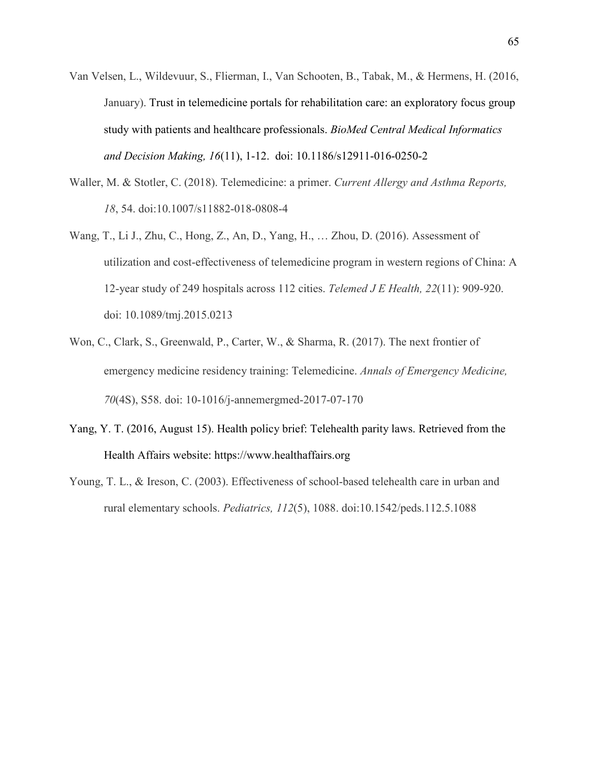Van Velsen, L., Wildevuur, S., Flierman, I., Van Schooten, B., Tabak, M., & Hermens, H. (2016, January). Trust in telemedicine portals for rehabilitation care: an exploratory focus group study with patients and healthcare professionals. *BioMed Central Medical Informatics and Decision Making, 16*(11), 1-12. doi: 10.1186/s12911-016-0250-2

Waller, M. & Stotler, C. (2018). Telemedicine: a primer. *Current Allergy and Asthma Reports, 18*, 54. doi:10.1007/s11882-018-0808-4

Wang, T., Li J., Zhu, C., Hong, Z., An, D., Yang, H., … Zhou, D. (2016). Assessment of utilization and cost-effectiveness of telemedicine program in western regions of China: A 12-year study of 249 hospitals across 112 cities. *Telemed J E Health, 22*(11): 909-920. doi: 10.1089/tmj.2015.0213

Won, C., Clark, S., Greenwald, P., Carter, W., & Sharma, R. (2017). The next frontier of emergency medicine residency training: Telemedicine. *Annals of Emergency Medicine, 70*(4S), S58. doi: 10-1016/j-annemergmed-2017-07-170

Yang, Y. T. (2016, August 15). Health policy brief: Telehealth parity laws. Retrieved from the Health Affairs website: https://www.healthaffairs.org

Young, T. L., & Ireson, C. (2003). Effectiveness of school-based telehealth care in urban and rural elementary schools. *Pediatrics, 112*(5), 1088. doi:10.1542/peds.112.5.1088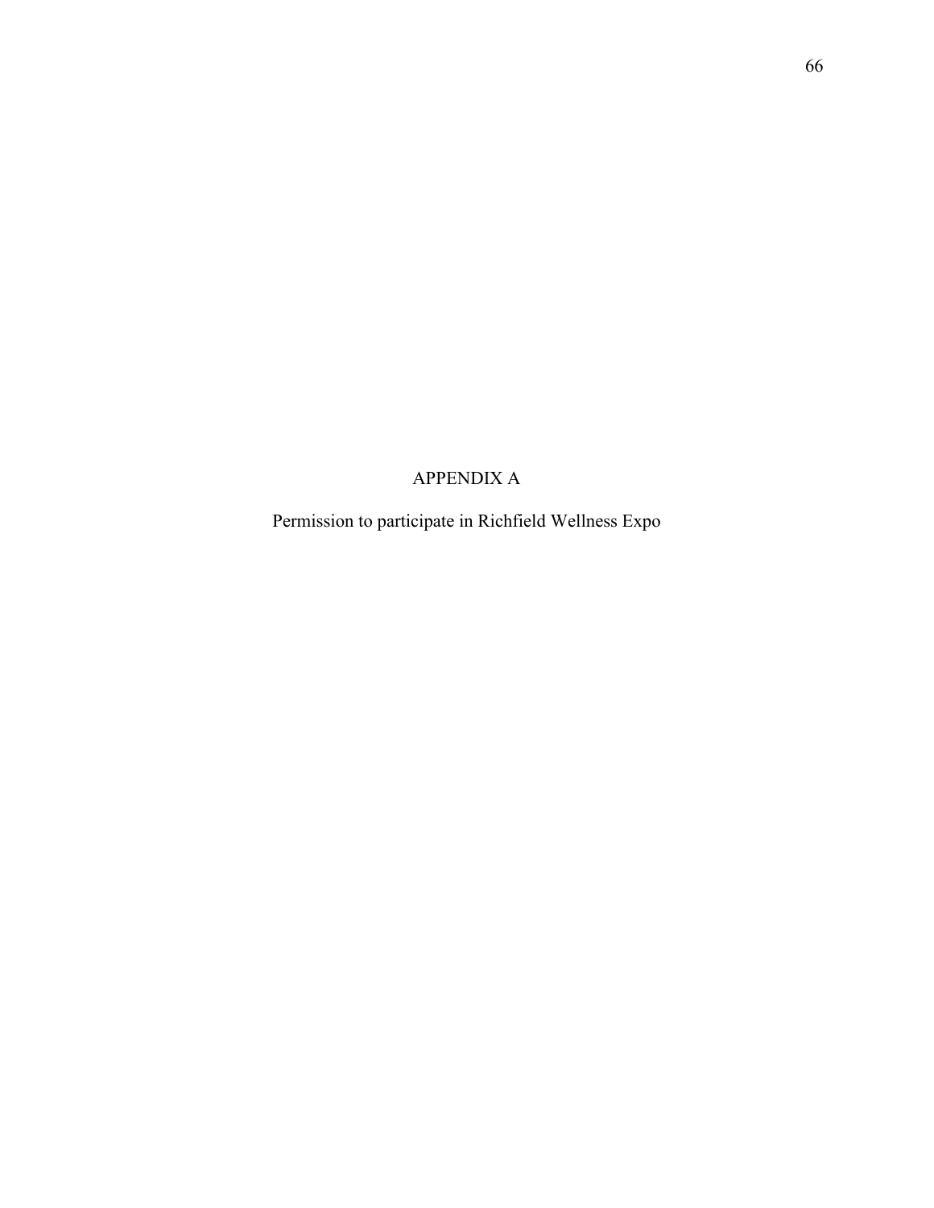# APPENDIX A

Permission to participate in Richfield Wellness Expo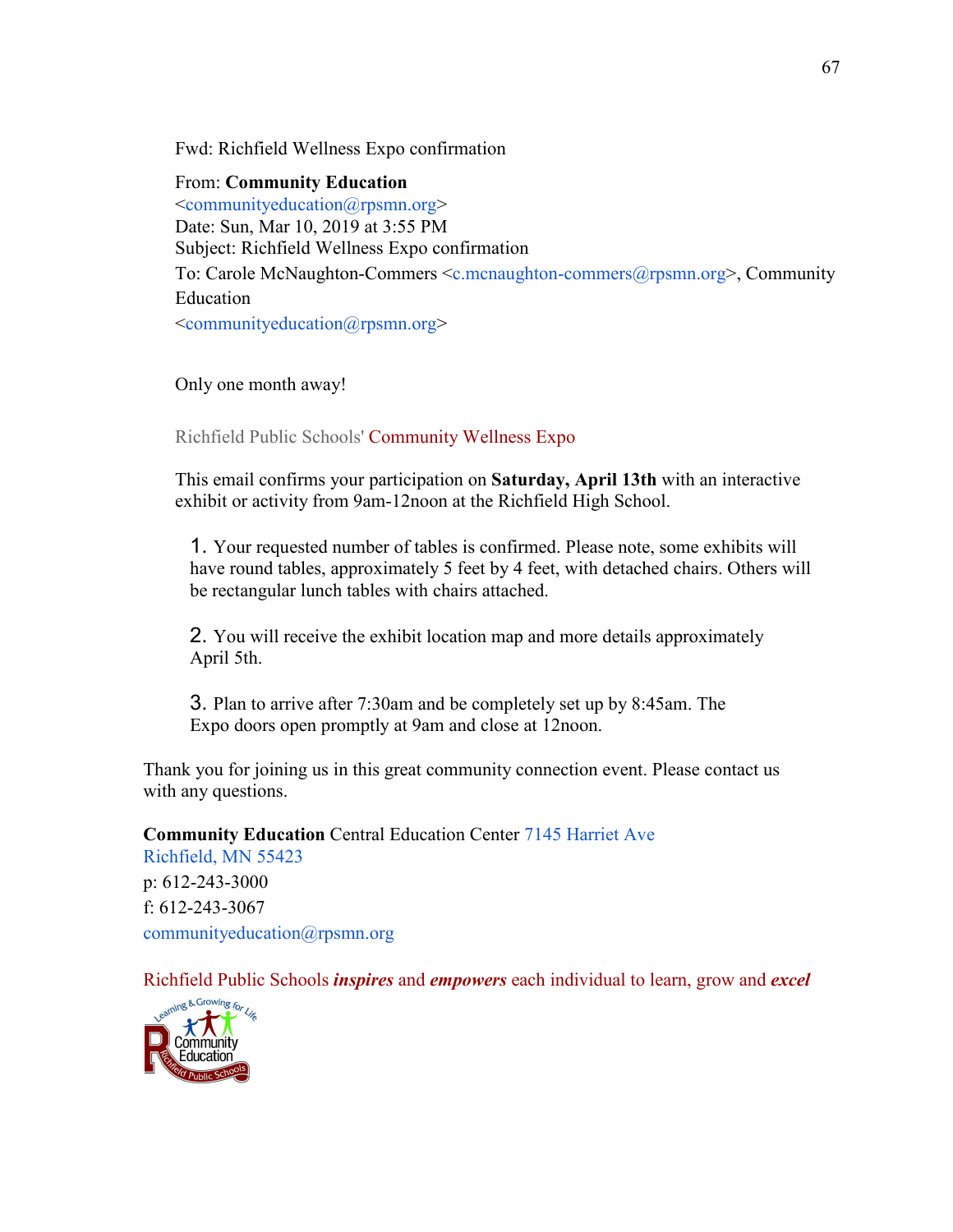Fwd: Richfield Wellness Expo confirmation

From: **Community Education**
<communityeducation@rpsmn.org>
Date: Sun, Mar 10, 2019 at 3:55 PM
Subject: Richfield Wellness Expo confirmation
To: Carole McNaughton-Commers <c.mcnaughton-commers@rpsmn.org>, Community Education
<communityeducation@rpsmn.org>

Only one month away!

Richfield Public Schools' Community Wellness Expo

This email confirms your participation on **Saturday, April 13th** with an interactive exhibit or activity from 9am-12noon at the Richfield High School.

1. Your requested number of tables is confirmed. Please note, some exhibits will have round tables, approximately 5 feet by 4 feet, with detached chairs. Others will be rectangular lunch tables with chairs attached.

2. You will receive the exhibit location map and more details approximately April 5th.

3. Plan to arrive after 7:30am and be completely set up by 8:45am. The Expo doors open promptly at 9am and close at 12noon.

Thank you for joining us in this great community connection event. Please contact us with any questions.

**Community Education** Central Education Center 7145 Harriet Ave
Richfield, MN 55423
p: 612-243-3000
f: 612-243-3067
communityeducation@rpsmn.org

Richfield Public Schools ***inspires*** and ***empowers*** each individual to learn, grow and ***excel***

Learning & Growing for Life
Community Education
Richfield Public Schools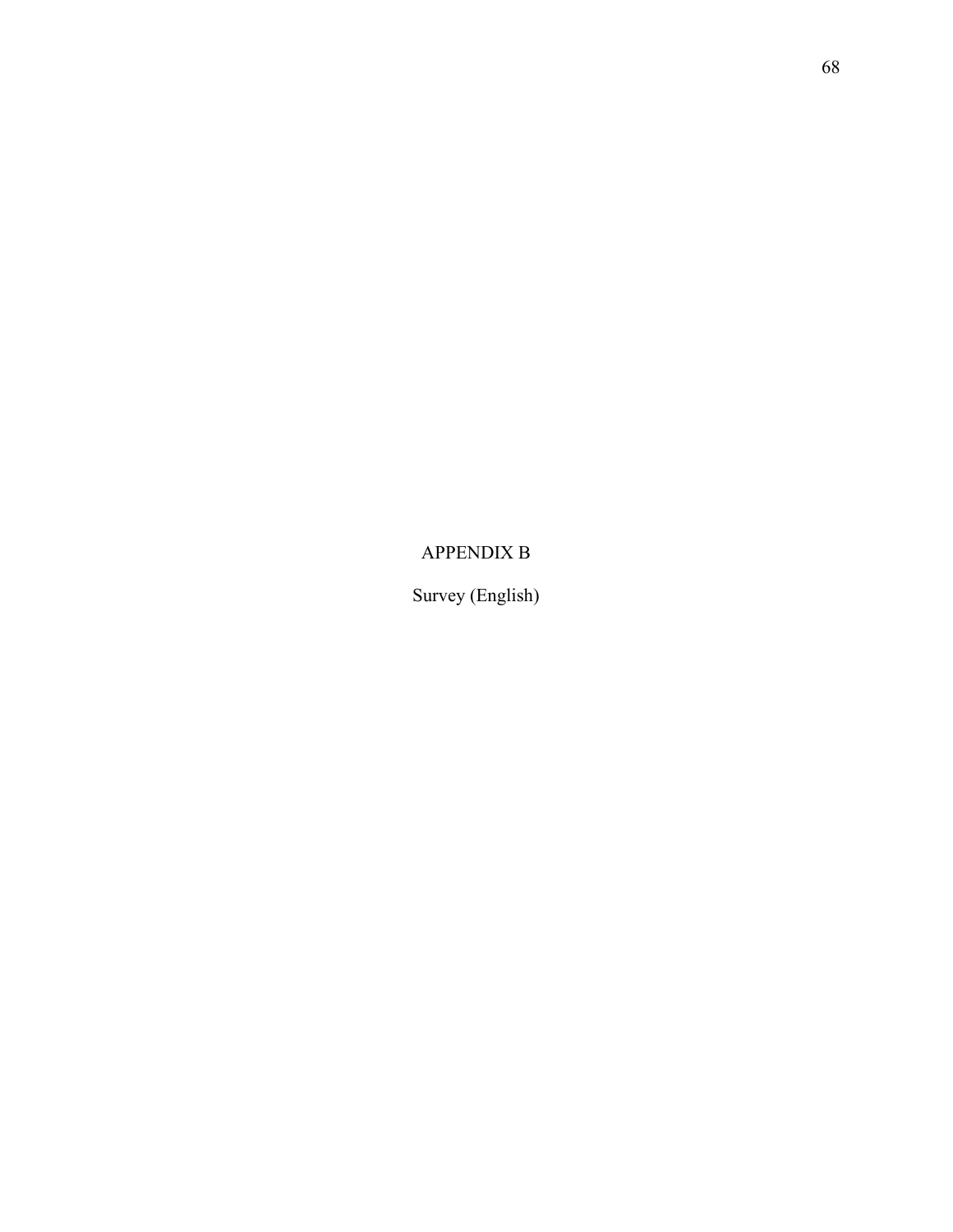# APPENDIX B

## Survey (English)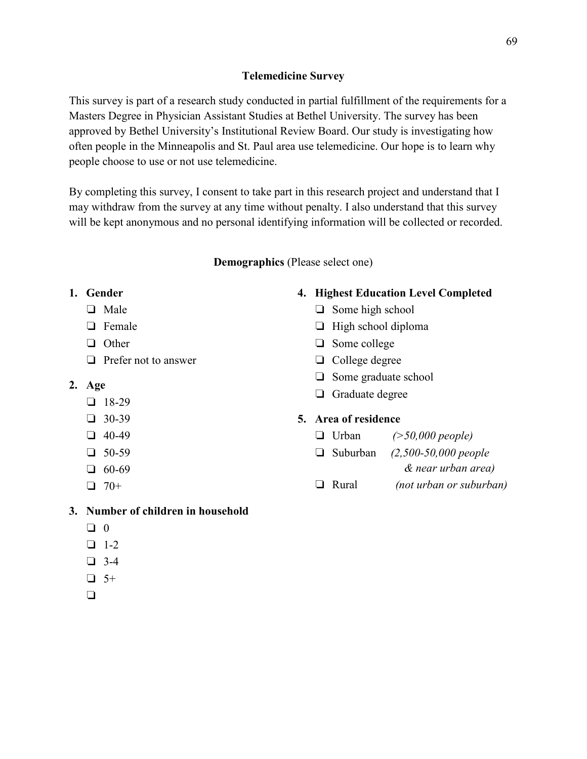**Telemedicine Survey**

This survey is part of a research study conducted in partial fulfillment of the requirements for a Masters Degree in Physician Assistant Studies at Bethel University. The survey has been approved by Bethel University's Institutional Review Board. Our study is investigating how often people in the Minneapolis and St. Paul area use telemedicine. Our hope is to learn why people choose to use or not use telemedicine.

By completing this survey, I consent to take part in this research project and understand that I may withdraw from the survey at any time without penalty. I also understand that this survey will be kept anonymous and no personal identifying information will be collected or recorded.

**Demographics** (Please select one)

1. **Gender**
   - ❑ Male
   - ❑ Female
   - ❑ Other
   - ❑ Prefer not to answer
2. **Age**
   - ❑ 18-29
   - ❑ 30-39
   - ❑ 40-49
   - ❑ 50-59
   - ❑ 60-69
   - ❑ 70+
3. **Number of children in household**
   - ❑ 0
   - ❑ 1-2
   - ❑ 3-4
   - ❑ 5+
   - ❑
4. **Highest Education Level Completed**
   - ❑ Some high school
   - ❑ High school diploma
   - ❑ Some college
   - ❑ College degree
   - ❑ Some graduate school
   - ❑ Graduate degree
5. **Area of residence**
   - ❑ Urban *(>50,000 people)*
   - ❑ Suburban *(2,500-50,000 people & near urban area)*
   - ❑ Rural *(not urban or suburban)*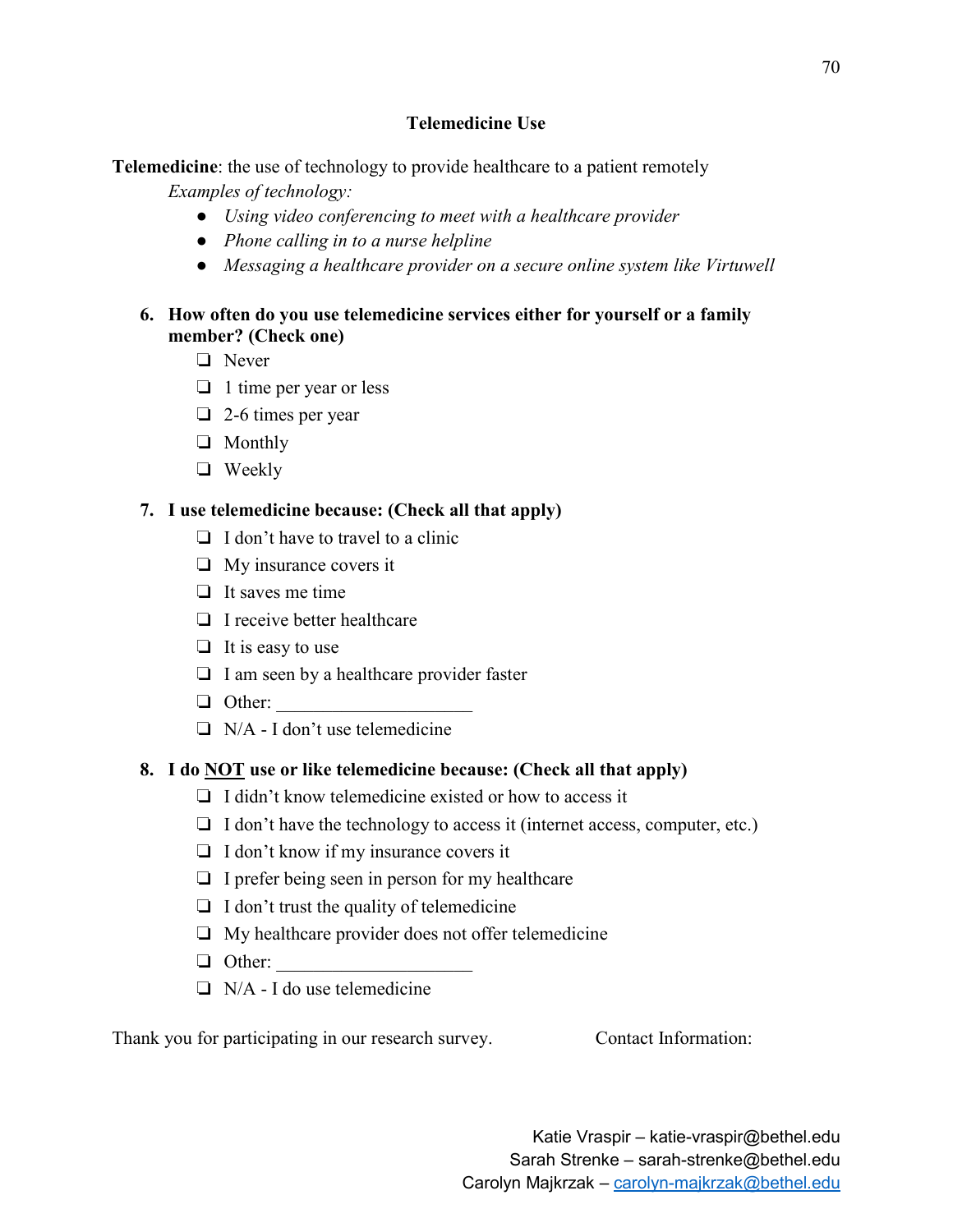### Telemedicine Use

**Telemedicine**: the use of technology to provide healthcare to a patient remotely

*Examples of technology:*

- *Using video conferencing to meet with a healthcare provider*
- *Phone calling in to a nurse helpline*
- *Messaging a healthcare provider on a secure online system like Virtuwell*

**6. How often do you use telemedicine services either for yourself or a family member? (Check one)**

- ❏ Never
- ❏ 1 time per year or less
- ❏ 2-6 times per year
- ❏ Monthly
- ❏ Weekly

**7. I use telemedicine because: (Check all that apply)**

- ❏ I don't have to travel to a clinic
- ❏ My insurance covers it
- ❏ It saves me time
- ❏ I receive better healthcare
- ❏ It is easy to use
- ❏ I am seen by a healthcare provider faster
- ❏ Other: ____________________
- ❏ N/A - I don't use telemedicine

**8. I do <u>NOT</u> use or like telemedicine because: (Check all that apply)**

- ❏ I didn't know telemedicine existed or how to access it
- ❏ I don't have the technology to access it (internet access, computer, etc.)
- ❏ I don't know if my insurance covers it
- ❏ I prefer being seen in person for my healthcare
- ❏ I don't trust the quality of telemedicine
- ❏ My healthcare provider does not offer telemedicine
- ❏ Other: ____________________
- ❏ N/A - I do use telemedicine

Thank you for participating in our research survey.

Contact Information:

Katie Vraspir – katie-vraspir@bethel.edu
Sarah Strenke – sarah-strenke@bethel.edu
Carolyn Majkrzak – carolyn-majkrzak@bethel.edu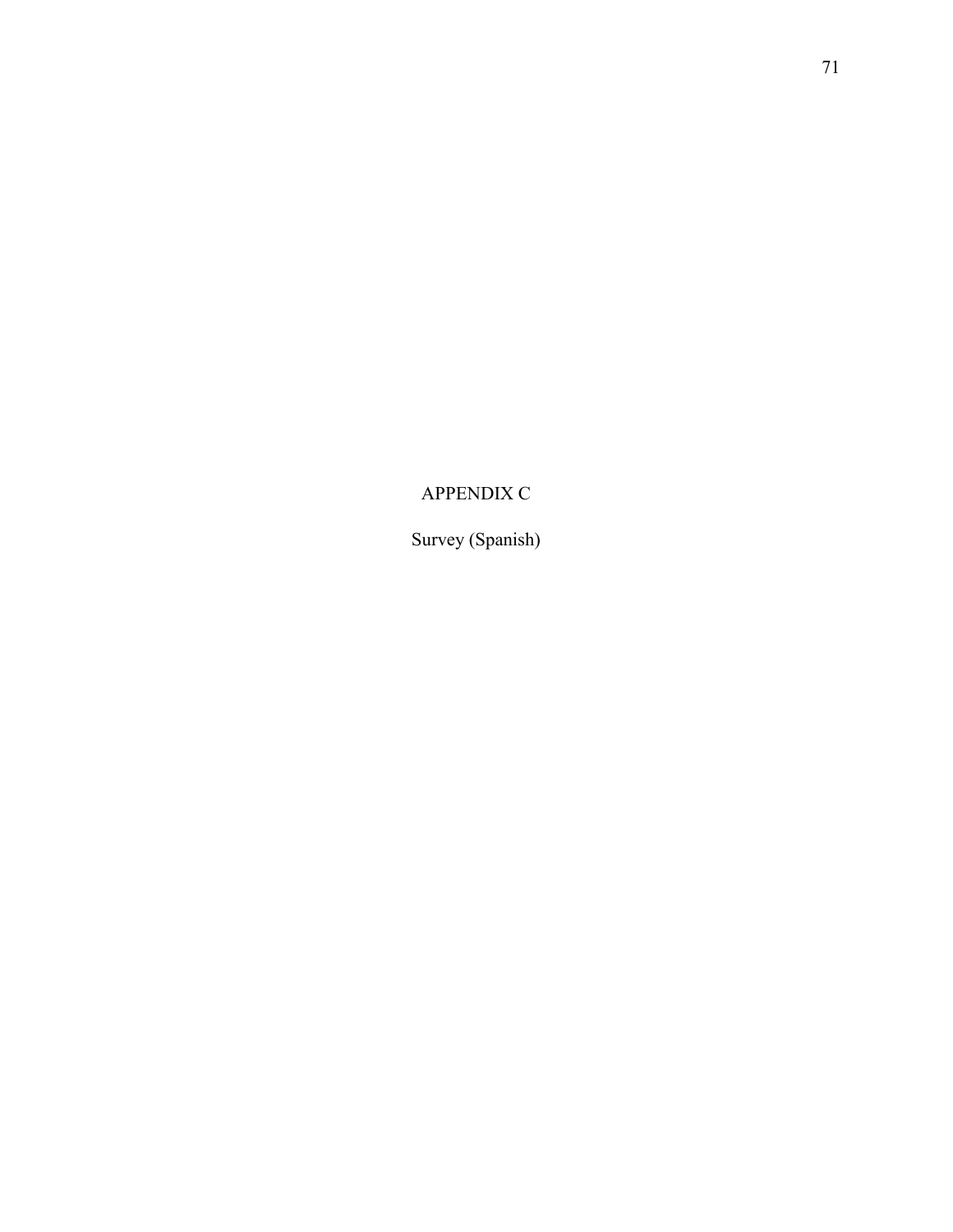# APPENDIX C

Survey (Spanish)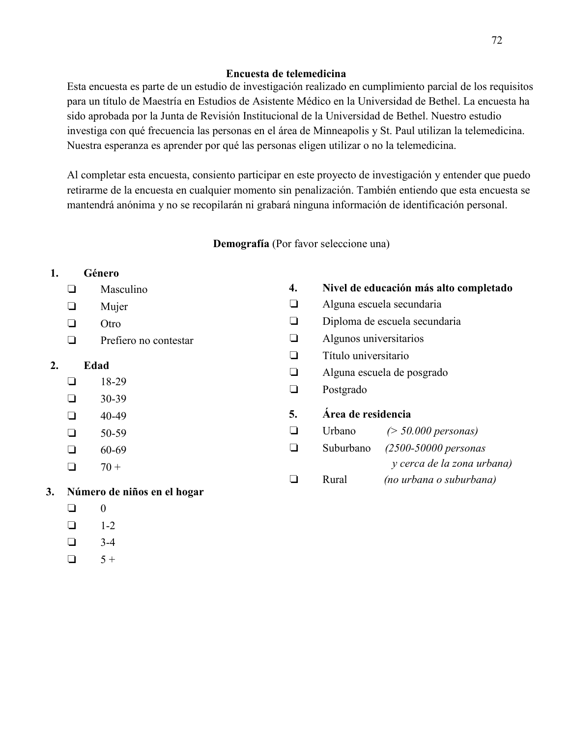## Encuesta de telemedicina

Esta encuesta es parte de un estudio de investigación realizado en cumplimiento parcial de los requisitos para un título de Maestría en Estudios de Asistente Médico en la Universidad de Bethel. La encuesta ha sido aprobada por la Junta de Revisión Institucional de la Universidad de Bethel. Nuestro estudio investiga con qué frecuencia las personas en el área de Minneapolis y St. Paul utilizan la telemedicina. Nuestra esperanza es aprender por qué las personas eligen utilizar o no la telemedicina.

Al completar esta encuesta, consiento participar en este proyecto de investigación y entender que puedo retirarme de la encuesta en cualquier momento sin penalización. También entiendo que esta encuesta se mantendrá anónima y no se recopilarán ni grabará ninguna información de identificación personal.

**Demografía** (Por favor seleccione una)

1. **Género**
   - ❑ Masculino
   - ❑ Mujer
   - ❑ Otro
   - ❑ Prefiero no contestar

2. **Edad**
   - ❑ 18-29
   - ❑ 30-39
   - ❑ 40-49
   - ❑ 50-59
   - ❑ 60-69
   - ❑ 70 +

3. **Número de niños en el hogar**
   - ❑ 0
   - ❑ 1-2
   - ❑ 3-4
   - ❑ 5 +

4. **Nivel de educación más alto completado**
   - ❑ Alguna escuela secundaria
   - ❑ Diploma de escuela secundaria
   - ❑ Algunos universitarios
   - ❑ Título universitario
   - ❑ Alguna escuela de posgrado
   - ❑ Postgrado

5. **Área de residencia**
   - ❑ Urbano *(> 50.000 personas)*
   - ❑ Suburbano *(2500-50000 personas y cerca de la zona urbana)*
   - ❑ Rural *(no urbana o suburbana)*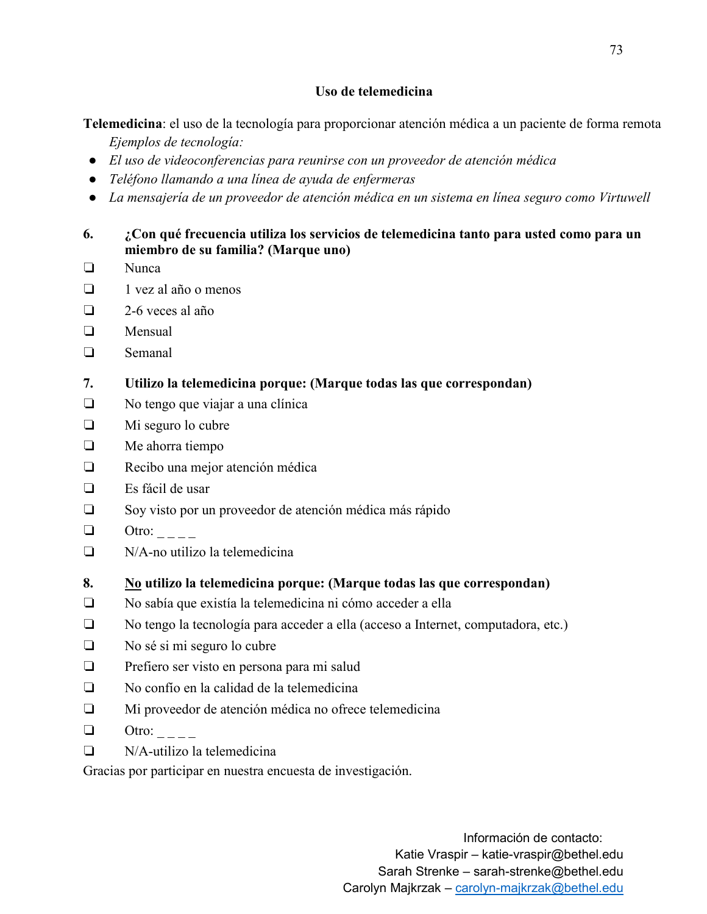### Uso de telemedicina

**Telemedicina**: el uso de la tecnología para proporcionar atención médica a un paciente de forma remota

*Ejemplos de tecnología:*

- *El uso de videoconferencias para reunirse con un proveedor de atención médica*
- *Teléfono llamando a una línea de ayuda de enfermeras*
- *La mensajería de un proveedor de atención médica en un sistema en línea seguro como Virtuwell*

**6. ¿Con qué frecuencia utiliza los servicios de telemedicina tanto para usted como para un miembro de su familia? (Marque uno)**

- ❑ Nunca
- ❑ 1 vez al año o menos
- ❑ 2-6 veces al año
- ❑ Mensual
- ❑ Semanal

**7. Utilizo la telemedicina porque: (Marque todas las que correspondan)**

- ❑ No tengo que viajar a una clínica
- ❑ Mi seguro lo cubre
- ❑ Me ahorra tiempo
- ❑ Recibo una mejor atención médica
- ❑ Es fácil de usar
- ❑ Soy visto por un proveedor de atención médica más rápido
- ❑ Otro: _ _ _ _
- ❑ N/A-no utilizo la telemedicina

**8. <u>No</u> utilizo la telemedicina porque: (Marque todas las que correspondan)**

- ❑ No sabía que existía la telemedicina ni cómo acceder a ella
- ❑ No tengo la tecnología para acceder a ella (acceso a Internet, computadora, etc.)
- ❑ No sé si mi seguro lo cubre
- ❑ Prefiero ser visto en persona para mi salud
- ❑ No confío en la calidad de la telemedicina
- ❑ Mi proveedor de atención médica no ofrece telemedicina
- ❑ Otro: _ _ _ _
- ❑ N/A-utilizo la telemedicina

Gracias por participar en nuestra encuesta de investigación.

Información de contacto:
Katie Vraspir – katie-vraspir@bethel.edu
Sarah Strenke – sarah-strenke@bethel.edu
Carolyn Majkrzak – carolyn-majkrzak@bethel.edu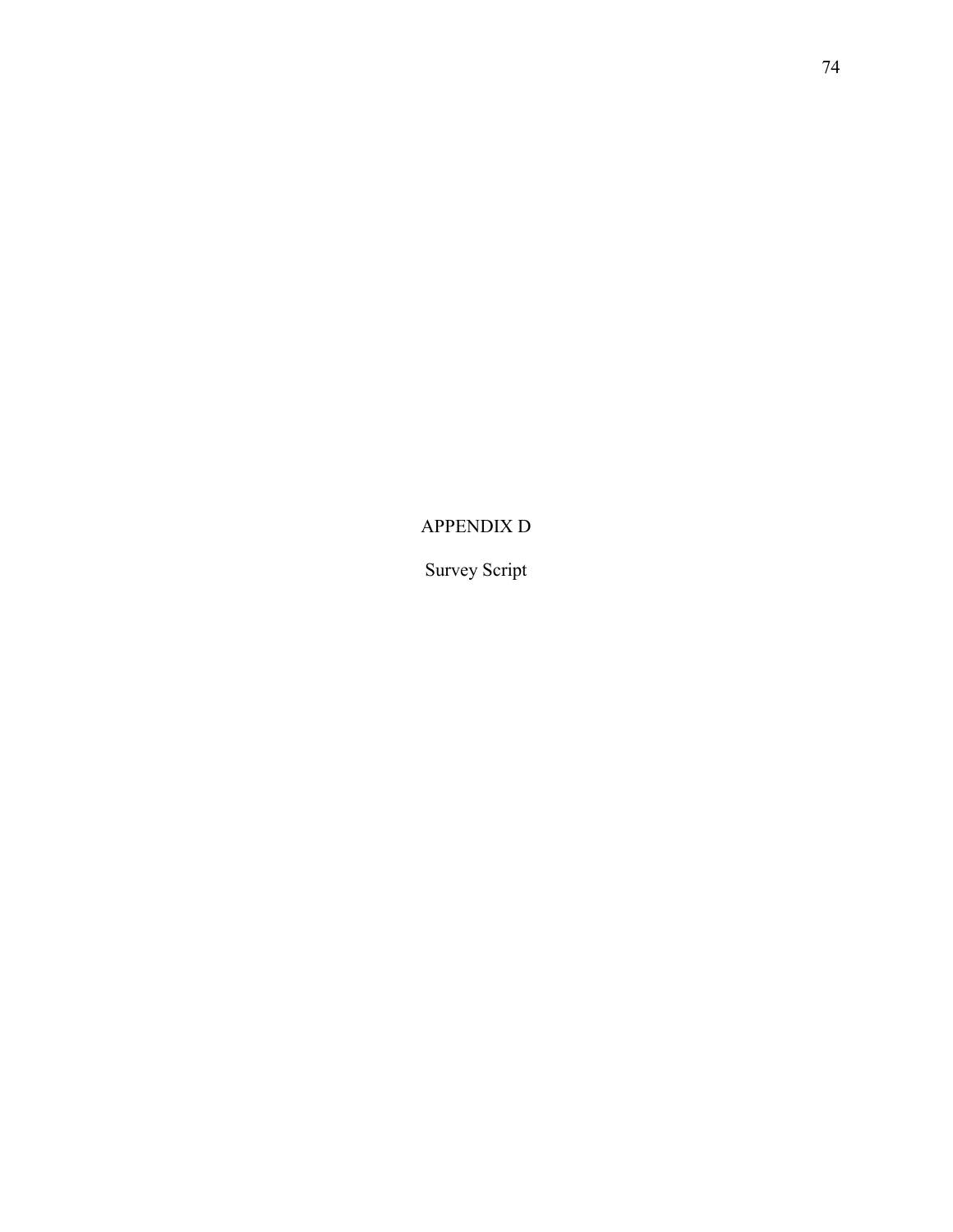# APPENDIX D

## Survey Script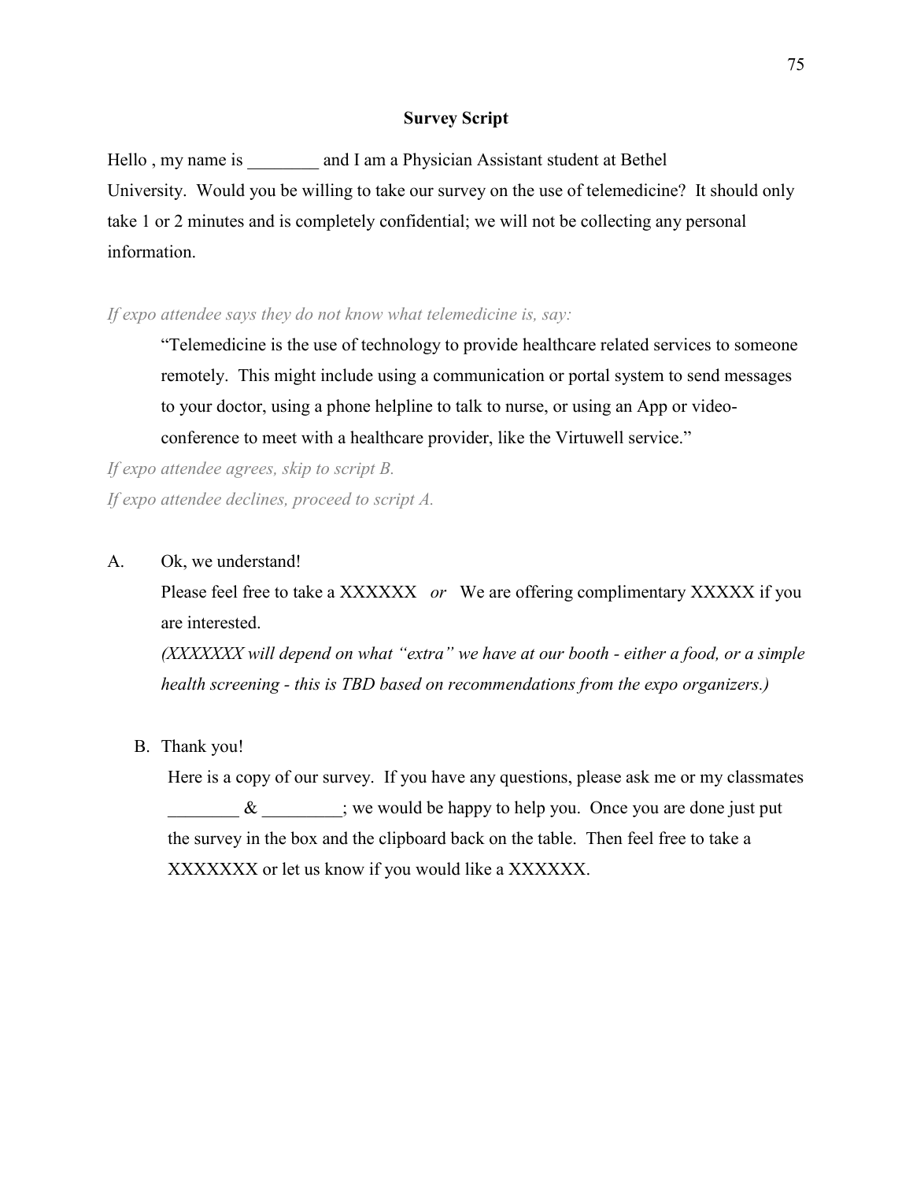**Survey Script**

Hello , my name is ________ and I am a Physician Assistant student at Bethel University. Would you be willing to take our survey on the use of telemedicine? It should only take 1 or 2 minutes and is completely confidential; we will not be collecting any personal information.

*If expo attendee says they do not know what telemedicine is, say:*

> "Telemedicine is the use of technology to provide healthcare related services to someone remotely. This might include using a communication or portal system to send messages to your doctor, using a phone helpline to talk to nurse, or using an App or video-conference to meet with a healthcare provider, like the Virtuwell service."

*If expo attendee agrees, skip to script B.*
*If expo attendee declines, proceed to script A.*

A. Ok, we understand!
   Please feel free to take a XXXXXX *or* We are offering complimentary XXXXX if you are interested.
   *(XXXXXXX will depend on what "extra" we have at our booth - either a food, or a simple health screening - this is TBD based on recommendations from the expo organizers.)*

B. Thank you!
   Here is a copy of our survey. If you have any questions, please ask me or my classmates ________ & _________; we would be happy to help you. Once you are done just put the survey in the box and the clipboard back on the table. Then feel free to take a XXXXXXX or let us know if you would like a XXXXXX.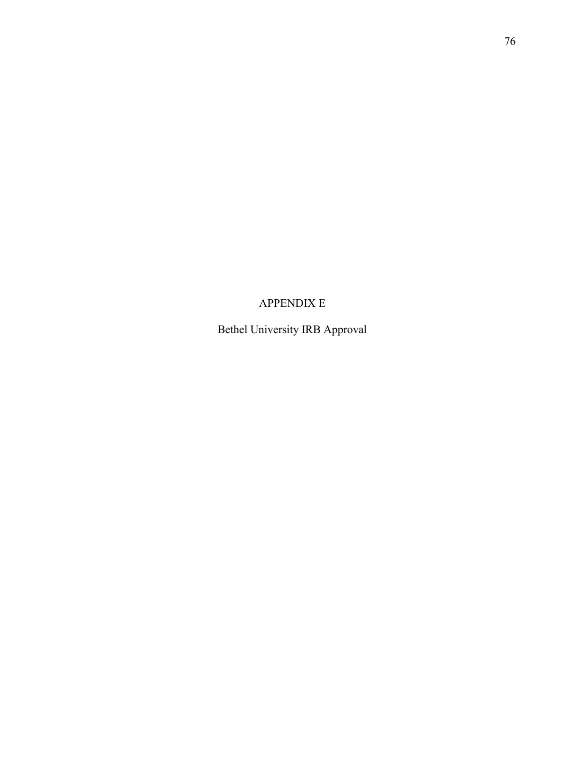# APPENDIX E

Bethel University IRB Approval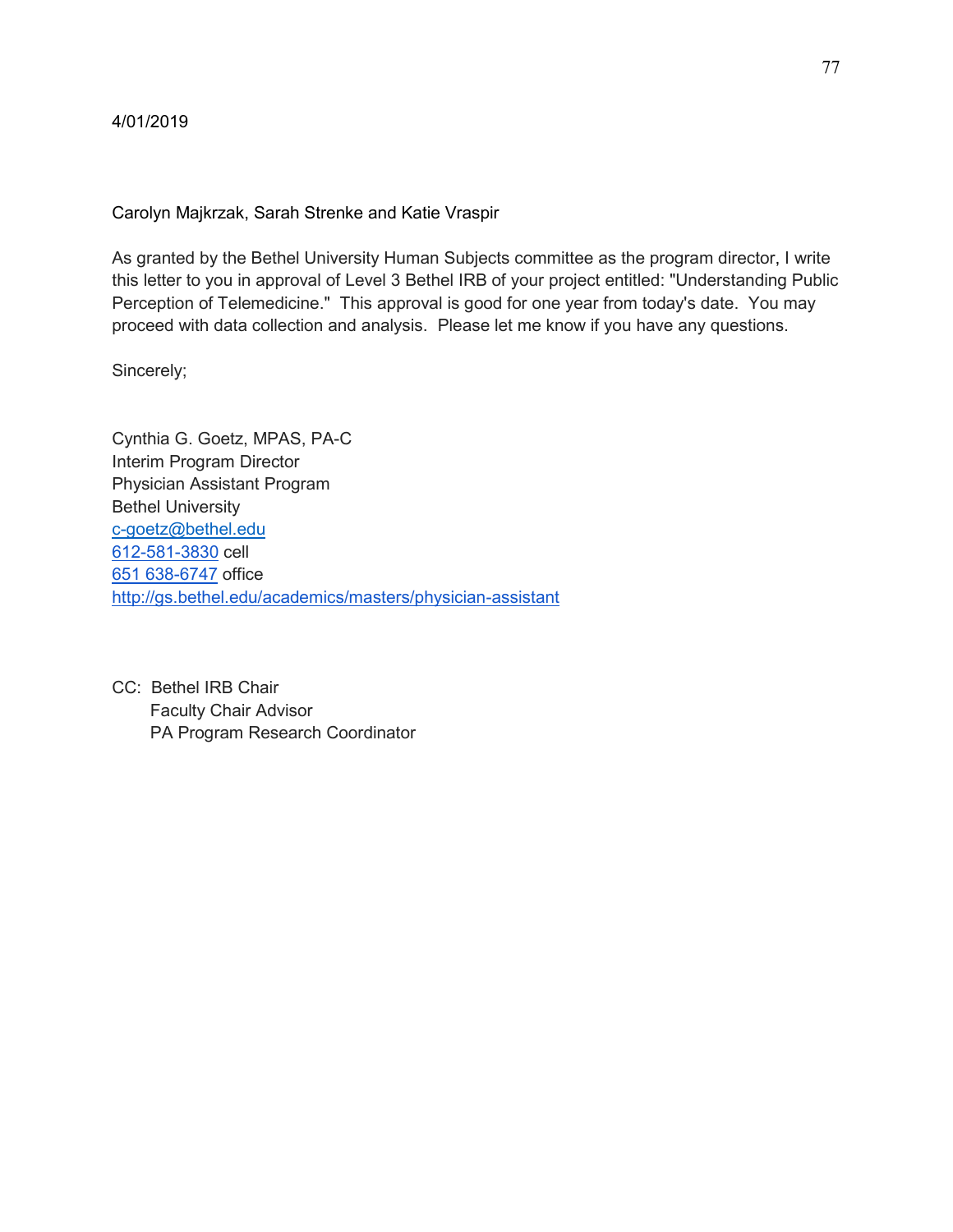4/01/2019

Carolyn Majkrzak, Sarah Strenke and Katie Vraspir

As granted by the Bethel University Human Subjects committee as the program director, I write this letter to you in approval of Level 3 Bethel IRB of your project entitled: "Understanding Public Perception of Telemedicine." This approval is good for one year from today's date. You may proceed with data collection and analysis. Please let me know if you have any questions.

Sincerely;

Cynthia G. Goetz, MPAS, PA-C  
Interim Program Director  
Physician Assistant Program  
Bethel University  
c-goetz@bethel.edu  
612-581-3830 cell  
651 638-6747 office  
http://gs.bethel.edu/academics/masters/physician-assistant

CC: Bethel IRB Chair  
Faculty Chair Advisor  
PA Program Research Coordinator